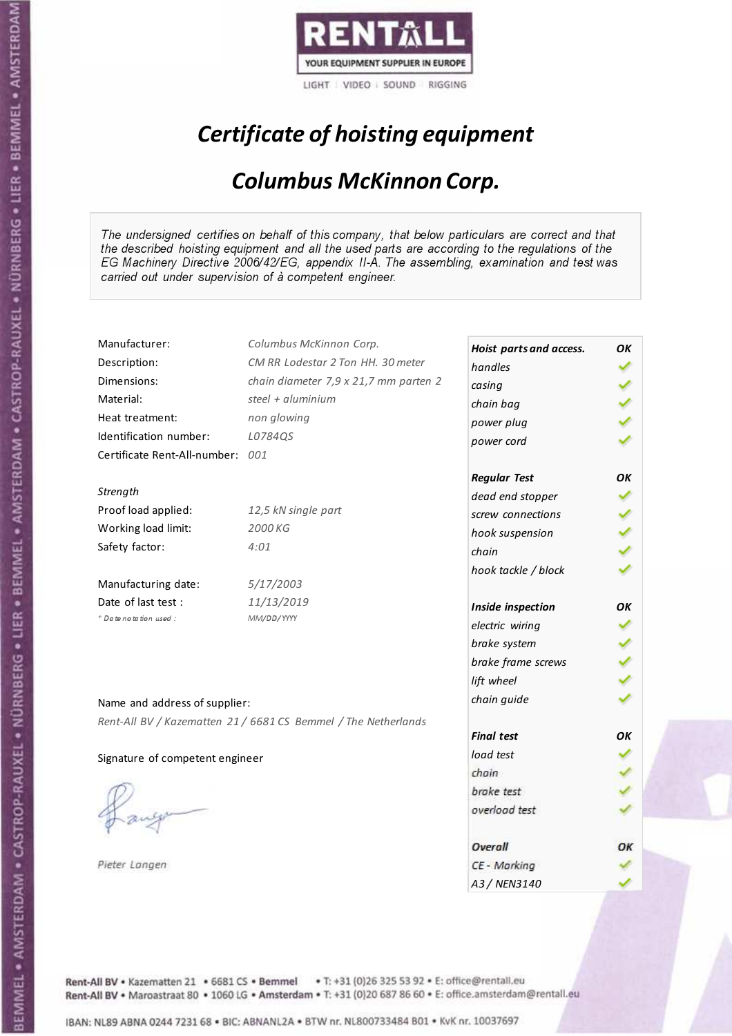RENTALL

YOUR EQUIPMENT SUPPLIER IN EUROPE

LIGHT | VIDEO | SOUND | RIGGING

# *Certificate of hoisting equipment*

## *Columbus McKinnon Corp.*

*The undersigned certifies on behalf of this company, that below particulars are correct and that the described hoisting equipment and all the used parts are according to the regulations of the EG Machinery Directive 2006/42/EG, appendix II-A. The assembling, examination and test was carried out under supervision of à competent engineer.*

| | |
|---|---|
| Manufacturer: | *Columbus McKinnon Corp.* |
| Description: | *CM RR Lodestar 2 Ton HH. 30 meter* |
| Dimensions: | *chain diameter 7,9 x 21,7 mm parten 2* |
| Material: | *steel + aluminium* |
| Heat treatment: | *non glowing* |
| Identification number: | *L0784QS* |
| Certificate Rent-All-number: | *001* |
| | |
| *Strength* | |
| Proof load applied: | *12,5 kN single part* |
| Working load limit: | *2000 KG* |
| Safety factor: | *4:01* |
| | |
| Manufacturing date: | *5/17/2003* |
| Date of last test : | *11/13/2019* |
| *\* Date notation used :* | *MM/DD/YYYY* |

| ***Hoist parts and access.*** | ***OK*** |
|---|---|
| *handles* | ✓ |
| *casing* | ✓ |
| *chain bag* | ✓ |
| *power plug* | ✓ |
| *power cord* | ✓ |
| ***Regular Test*** | ***OK*** |
| *dead end stopper* | ✓ |
| *screw connections* | ✓ |
| *hook suspension* | ✓ |
| *chain* | ✓ |
| *hook tackle / block* | ✓ |
| ***Inside inspection*** | ***OK*** |
| *electric wiring* | ✓ |
| *brake system* | ✓ |
| *brake frame screws* | ✓ |
| *lift wheel* | ✓ |
| *chain guide* | ✓ |
| ***Final test*** | ***OK*** |
| *load test* | ✓ |
| *chain* | ✓ |
| *brake test* | ✓ |
| *overload test* | ✓ |
| ***Overall*** | ***OK*** |
| *CE - Marking* | ✓ |
| *A3 / NEN3140* | ✓ |

Name and address of supplier:

*Rent-All BV / Kazematten 21 / 6681 CS Bemmel / The Netherlands*

Signature of competent engineer

*Pieter Langen*

Rent-All BV • Kazematten 21 • 6681 CS • **Bemmel** • T: +31 (0)26 325 53 92 • E: office@rentall.eu
Rent-All BV • Maroastraat 80 • 1060 LG • **Amsterdam** • T: +31 (0)20 687 86 60 • E: office.amsterdam@rentall.eu

IBAN: NL89 ABNA 0244 7231 68 • BIC: ABNANL2A • BTW nr. NL800733484 B01 • KvK nr. 10037697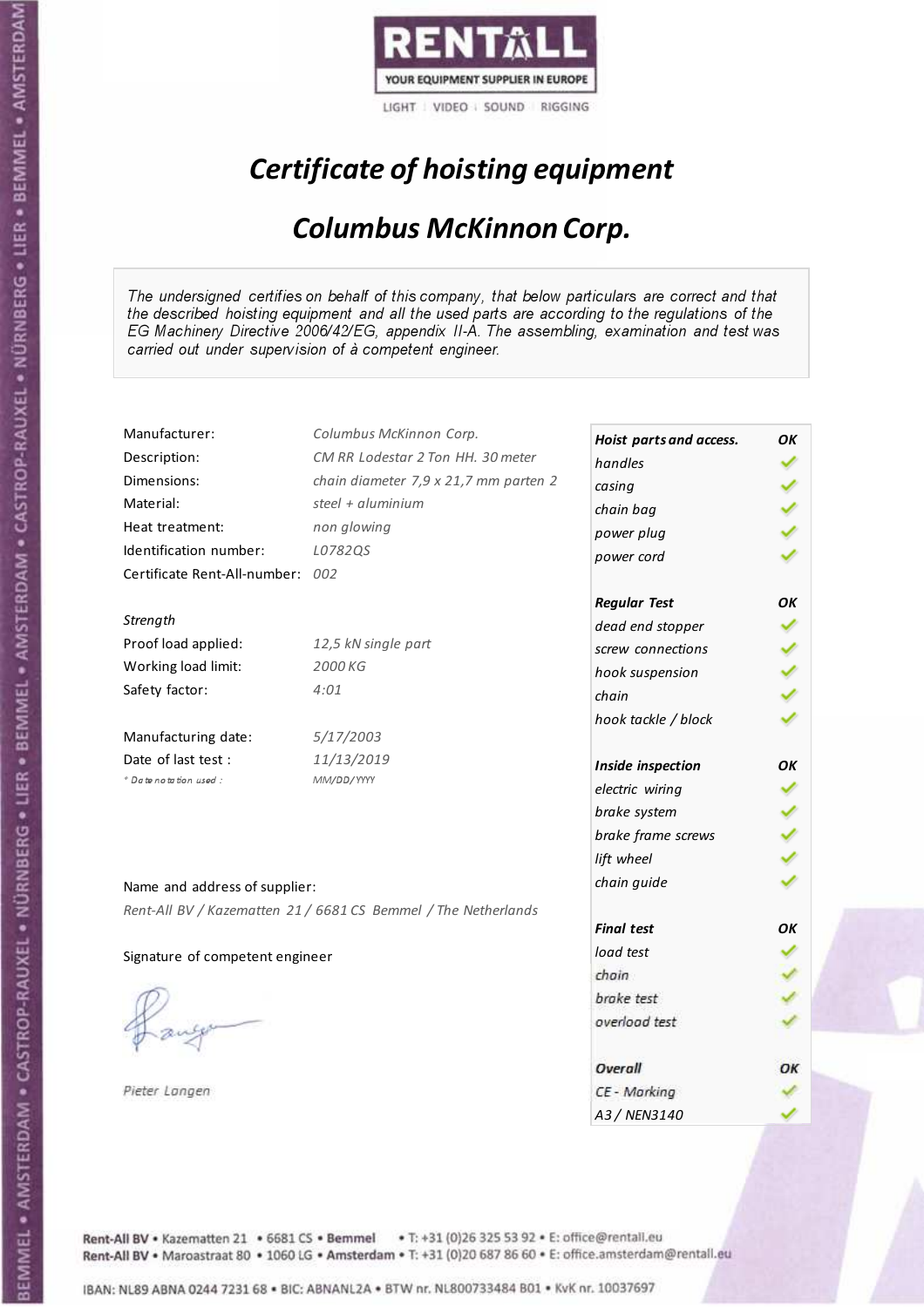RENTALL

YOUR EQUIPMENT SUPPLIER IN EUROPE

LIGHT | VIDEO | SOUND | RIGGING

# *Certificate of hoisting equipment*

## *Columbus McKinnon Corp.*

*The undersigned certifies on behalf of this company, that below particulars are correct and that the described hoisting equipment and all the used parts are according to the regulations of the EG Machinery Directive 2006/42/EG, appendix II-A. The assembling, examination and test was carried out under supervision of à competent engineer.*

| | |
|---|---|
| Manufacturer: | *Columbus McKinnon Corp.* |
| Description: | *CM RR Lodestar 2 Ton HH. 30 meter* |
| Dimensions: | *chain diameter 7,9 x 21,7 mm parten 2* |
| Material: | *steel + aluminium* |
| Heat treatment: | *non glowing* |
| Identification number: | *L0782QS* |
| Certificate Rent-All-number: | *002* |

*Strength*

| | |
|---|---|
| Proof load applied: | *12,5 kN single part* |
| Working load limit: | *2000 KG* |
| Safety factor: | *4:01* |

| | |
|---|---|
| Manufacturing date: | *5/17/2003* |
| Date of last test : | *11/13/2019* |
| *\* Date notation used :* | *MM/DD/YYYY* |

| ***Hoist parts and access.*** | ***OK*** |
|---|---|
| *handles* | ✓ |
| *casing* | ✓ |
| *chain bag* | ✓ |
| *power plug* | ✓ |
| *power cord* | ✓ |
| ***Regular Test*** | ***OK*** |
| *dead end stopper* | ✓ |
| *screw connections* | ✓ |
| *hook suspension* | ✓ |
| *chain* | ✓ |
| *hook tackle / block* | ✓ |
| ***Inside inspection*** | ***OK*** |
| *electric wiring* | ✓ |
| *brake system* | ✓ |
| *brake frame screws* | ✓ |
| *lift wheel* | ✓ |
| *chain guide* | ✓ |
| ***Final test*** | ***OK*** |
| *load test* | ✓ |
| *chain* | ✓ |
| *brake test* | ✓ |
| *overload test* | ✓ |
| ***Overall*** | ***OK*** |
| *CE - Marking* | ✓ |
| *A3 / NEN3140* | ✓ |

Name and address of supplier:

*Rent-All BV / Kazematten 21 / 6681 CS Bemmel / The Netherlands*

Signature of competent engineer

*Pieter Langen*

Rent-All BV • Kazematten 21 • 6681 CS • **Bemmel** • T: +31 (0)26 325 53 92 • E: office@rentall.eu
Rent-All BV • Maroastraat 80 • 1060 LG • **Amsterdam** • T: +31 (0)20 687 86 60 • E: office.amsterdam@rentall.eu

IBAN: NL89 ABNA 0244 7231 68 • BIC: ABNANL2A • BTW nr. NL800733484 B01 • KvK nr. 10037697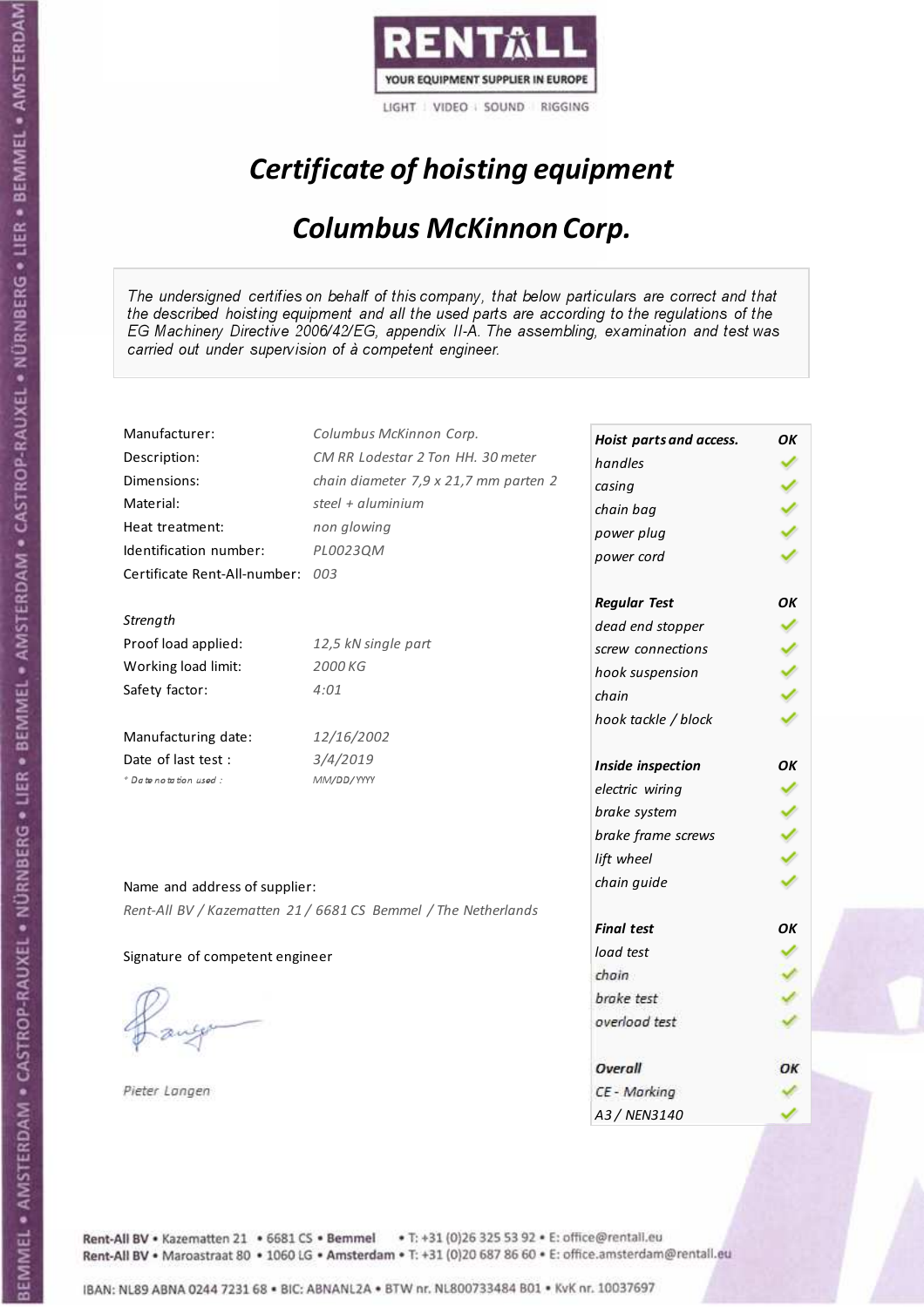RENTALL

YOUR EQUIPMENT SUPPLIER IN EUROPE

LIGHT | VIDEO | SOUND | RIGGING

# *Certificate of hoisting equipment*

## *Columbus McKinnon Corp.*

*The undersigned certifies on behalf of this company, that below particulars are correct and that the described hoisting equipment and all the used parts are according to the regulations of the EG Machinery Directive 2006/42/EG, appendix II-A. The assembling, examination and test was carried out under supervision of à competent engineer.*

| | |
|---|---|
| Manufacturer: | *Columbus McKinnon Corp.* |
| Description: | *CM RR Lodestar 2 Ton HH. 30 meter* |
| Dimensions: | *chain diameter 7,9 x 21,7 mm parten 2* |
| Material: | *steel + aluminium* |
| Heat treatment: | *non glowing* |
| Identification number: | *PL0023QM* |
| Certificate Rent-All-number: | *003* |
| *Strength* | |
| Proof load applied: | *12,5 kN single part* |
| Working load limit: | *2000 KG* |
| Safety factor: | *4:01* |
| Manufacturing date: | *12/16/2002* |
| Date of last test : | *3/4/2019* |
| *\* Date notation used :* | *MM/DD/YYYY* |

| | |
|---|---|
| ***Hoist parts and access.*** | ***OK*** |
| *handles* | ✓ |
| *casing* | ✓ |
| *chain bag* | ✓ |
| *power plug* | ✓ |
| *power cord* | ✓ |
| ***Regular Test*** | ***OK*** |
| *dead end stopper* | ✓ |
| *screw connections* | ✓ |
| *hook suspension* | ✓ |
| *chain* | ✓ |
| *hook tackle / block* | ✓ |
| ***Inside inspection*** | ***OK*** |
| *electric wiring* | ✓ |
| *brake system* | ✓ |
| *brake frame screws* | ✓ |
| *lift wheel* | ✓ |
| *chain guide* | ✓ |
| ***Final test*** | ***OK*** |
| *load test* | ✓ |
| *chain* | ✓ |
| *brake test* | ✓ |
| *overload test* | ✓ |
| ***Overall*** | ***OK*** |
| *CE - Marking* | ✓ |
| *A3 / NEN3140* | ✓ |

Name and address of supplier:

*Rent-All BV / Kazematten 21 / 6681 CS Bemmel / The Netherlands*

Signature of competent engineer

*Pieter Langen*

Rent-All BV • Kazematten 21 • 6681 CS • **Bemmel** • T: +31 (0)26 325 53 92 • E: office@rentall.eu
Rent-All BV • Maroastraat 80 • 1060 LG • **Amsterdam** • T: +31 (0)20 687 86 60 • E: office.amsterdam@rentall.eu

IBAN: NL89 ABNA 0244 7231 68 • BIC: ABNANL2A • BTW nr. NL800733484 B01 • KvK nr. 10037697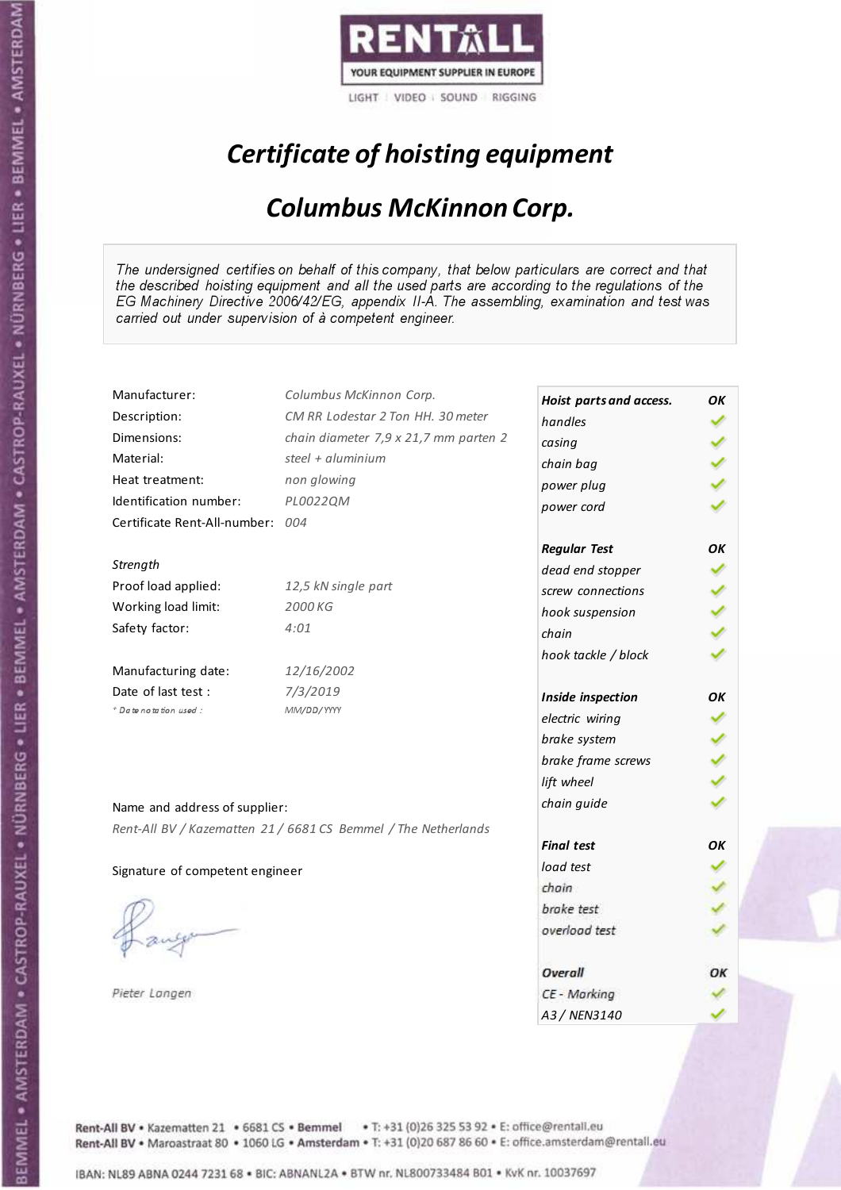RENTALL

YOUR EQUIPMENT SUPPLIER IN EUROPE

LIGHT | VIDEO | SOUND | RIGGING

# *Certificate of hoisting equipment*

## *Columbus McKinnon Corp.*

*The undersigned certifies on behalf of this company, that below particulars are correct and that the described hoisting equipment and all the used parts are according to the regulations of the EG Machinery Directive 2006/42/EG, appendix II-A. The assembling, examination and test was carried out under supervision of à competent engineer.*

| | |
|---|---|
| Manufacturer: | *Columbus McKinnon Corp.* |
| Description: | *CM RR Lodestar 2 Ton HH. 30 meter* |
| Dimensions: | *chain diameter 7,9 x 21,7 mm parten 2* |
| Material: | *steel + aluminium* |
| Heat treatment: | *non glowing* |
| Identification number: | *PL0022QM* |
| Certificate Rent-All-number: | *004* |

*Strength*

| | |
|---|---|
| Proof load applied: | *12,5 kN single part* |
| Working load limit: | *2000 KG* |
| Safety factor: | *4:01* |

| | |
|---|---|
| Manufacturing date: | *12/16/2002* |
| Date of last test : | *7/3/2019* |
| * Date notation used : | *MM/DD/YYYY* |

| | |
|---|---|
| ***Hoist parts and access.*** | ***OK*** |
| *handles* | ✓ |
| *casing* | ✓ |
| *chain bag* | ✓ |
| *power plug* | ✓ |
| *power cord* | ✓ |
| ***Regular Test*** | ***OK*** |
| *dead end stopper* | ✓ |
| *screw connections* | ✓ |
| *hook suspension* | ✓ |
| *chain* | ✓ |
| *hook tackle / block* | ✓ |
| ***Inside inspection*** | ***OK*** |
| *electric wiring* | ✓ |
| *brake system* | ✓ |
| *brake frame screws* | ✓ |
| *lift wheel* | ✓ |
| *chain guide* | ✓ |
| ***Final test*** | ***OK*** |
| *load test* | ✓ |
| *chain* | ✓ |
| *brake test* | ✓ |
| *overload test* | ✓ |
| ***Overall*** | ***OK*** |
| *CE - Marking* | ✓ |
| *A3 / NEN3140* | ✓ |

Name and address of supplier:

*Rent-All BV / Kazematten 21 / 6681 CS Bemmel / The Netherlands*

Signature of competent engineer

*Pieter Langen*

Rent-All BV • Kazematten 21 • 6681 CS • **Bemmel** • T: +31 (0)26 325 53 92 • E: office@rentall.eu
Rent-All BV • Maroastraat 80 • 1060 LG • **Amsterdam** • T: +31 (0)20 687 86 60 • E: office.amsterdam@rentall.eu

IBAN: NL89 ABNA 0244 7231 68 • BIC: ABNANL2A • BTW nr. NL800733484 B01 • KvK nr. 10037697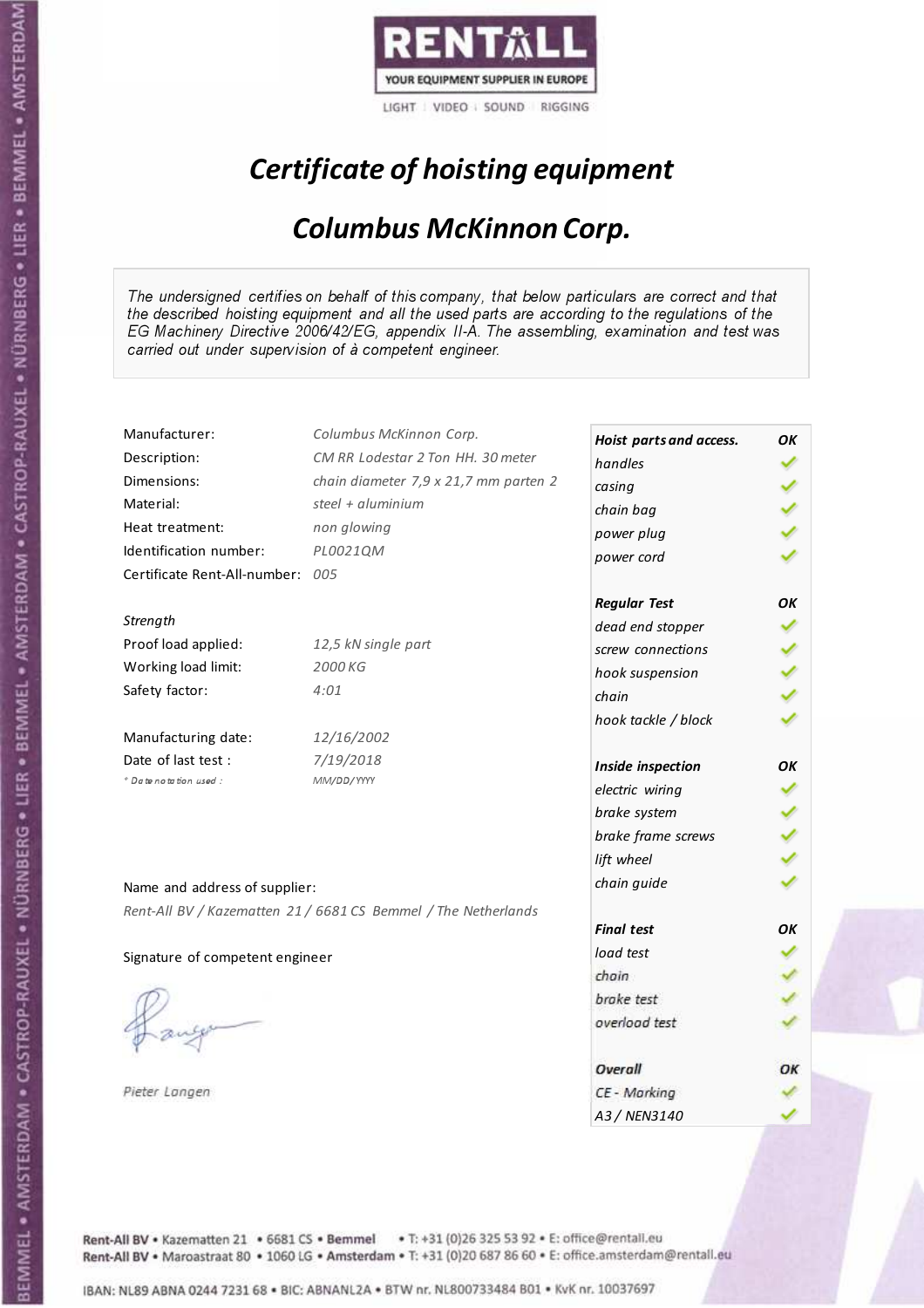RENTALL

YOUR EQUIPMENT SUPPLIER IN EUROPE

LIGHT | VIDEO | SOUND | RIGGING

# *Certificate of hoisting equipment*

## *Columbus McKinnon Corp.*

*The undersigned certifies on behalf of this company, that below particulars are correct and that the described hoisting equipment and all the used parts are according to the regulations of the EG Machinery Directive 2006/42/EG, appendix II-A. The assembling, examination and test was carried out under supervision of à competent engineer.*

| | |
|---|---|
| Manufacturer: | *Columbus McKinnon Corp.* |
| Description: | *CM RR Lodestar 2 Ton HH. 30 meter* |
| Dimensions: | *chain diameter 7,9 x 21,7 mm parten 2* |
| Material: | *steel + aluminium* |
| Heat treatment: | *non glowing* |
| Identification number: | *PL0021QM* |
| Certificate Rent-All-number: | *005* |

*Strength*

| | |
|---|---|
| Proof load applied: | *12,5 kN single part* |
| Working load limit: | *2000 KG* |
| Safety factor: | *4:01* |

| | |
|---|---|
| Manufacturing date: | *12/16/2002* |
| Date of last test : | *7/19/2018* |
| * Date notation used : | *MM/DD/YYYY* |

Name and address of supplier:

*Rent-All BV / Kazematten 21 / 6681 CS Bemmel / The Netherlands*

Signature of competent engineer

*Pieter Langen*

| ***Hoist parts and access.*** | ***OK*** |
|---|---|
| *handles* | ✓ |
| *casing* | ✓ |
| *chain bag* | ✓ |
| *power plug* | ✓ |
| *power cord* | ✓ |
| ***Regular Test*** | ***OK*** |
| *dead end stopper* | ✓ |
| *screw connections* | ✓ |
| *hook suspension* | ✓ |
| *chain* | ✓ |
| *hook tackle / block* | ✓ |
| ***Inside inspection*** | ***OK*** |
| *electric wiring* | ✓ |
| *brake system* | ✓ |
| *brake frame screws* | ✓ |
| *lift wheel* | ✓ |
| *chain guide* | ✓ |
| ***Final test*** | ***OK*** |
| *load test* | ✓ |
| *chain* | ✓ |
| *brake test* | ✓ |
| *overload test* | ✓ |
| ***Overall*** | ***OK*** |
| *CE - Marking* | ✓ |
| *A3 / NEN3140* | ✓ |

Rent-All BV • Kazematten 21 • 6681 CS • Bemmel • T: +31 (0)26 325 53 92 • E: office@rentall.eu
Rent-All BV • Maroastraat 80 • 1060 LG • Amsterdam • T: +31 (0)20 687 86 60 • E: office.amsterdam@rentall.eu

IBAN: NL89 ABNA 0244 7231 68 • BIC: ABNANL2A • BTW nr. NL800733484 B01 • KvK nr. 10037697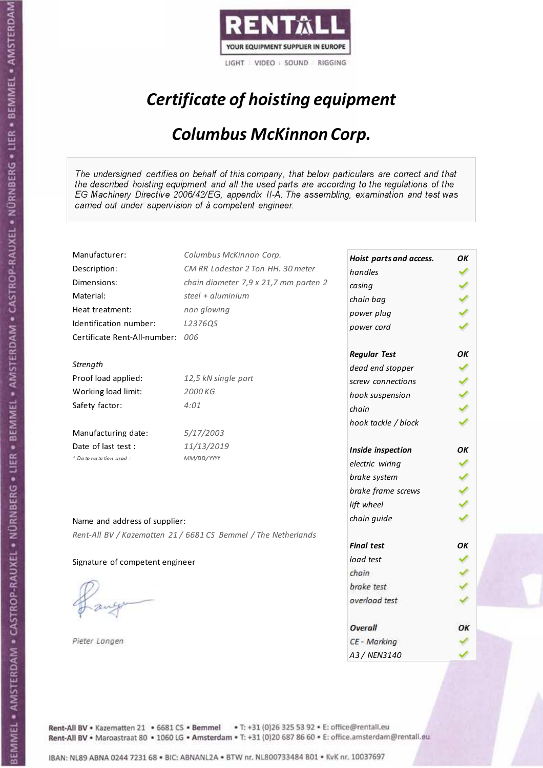RENTALL

YOUR EQUIPMENT SUPPLIER IN EUROPE

LIGHT | VIDEO | SOUND | RIGGING

# *Certificate of hoisting equipment*

## *Columbus McKinnon Corp.*

*The undersigned certifies on behalf of this company, that below particulars are correct and that the described hoisting equipment and all the used parts are according to the regulations of the EG Machinery Directive 2006/42/EG, appendix II-A. The assembling, examination and test was carried out under supervision of à competent engineer.*

| | |
|---|---|
| Manufacturer: | *Columbus McKinnon Corp.* |
| Description: | *CM RR Lodestar 2 Ton HH. 30 meter* |
| Dimensions: | *chain diameter 7,9 x 21,7 mm parten 2* |
| Material: | *steel + aluminium* |
| Heat treatment: | *non glowing* |
| Identification number: | *L2376QS* |
| Certificate Rent-All-number: | *006* |

*Strength*

| | |
|---|---|
| Proof load applied: | *12,5 kN single part* |
| Working load limit: | *2000 KG* |
| Safety factor: | *4:01* |

| | |
|---|---|
| Manufacturing date: | *5/17/2003* |
| Date of last test : | *11/13/2019* |
| * Date notation used : | *MM/DD/YYYY* |

| ***Hoist parts and access.*** | ***OK*** |
|---|---|
| *handles* | ✓ |
| *casing* | ✓ |
| *chain bag* | ✓ |
| *power plug* | ✓ |
| *power cord* | ✓ |
| ***Regular Test*** | ***OK*** |
| *dead end stopper* | ✓ |
| *screw connections* | ✓ |
| *hook suspension* | ✓ |
| *chain* | ✓ |
| *hook tackle / block* | ✓ |
| ***Inside inspection*** | ***OK*** |
| *electric wiring* | ✓ |
| *brake system* | ✓ |
| *brake frame screws* | ✓ |
| *lift wheel* | ✓ |
| *chain guide* | ✓ |
| ***Final test*** | ***OK*** |
| *load test* | ✓ |
| *chain* | ✓ |
| *brake test* | ✓ |
| *overload test* | ✓ |
| ***Overall*** | ***OK*** |
| *CE - Marking* | ✓ |
| *A3 / NEN3140* | ✓ |

Name and address of supplier:

*Rent-All BV / Kazematten 21 / 6681 CS Bemmel / The Netherlands*

Signature of competent engineer

*Pieter Langen*

Rent-All BV • Kazematten 21 • 6681 CS • **Bemmel** • T: +31 (0)26 325 53 92 • E: office@rentall.eu
Rent-All BV • Maroastraat 80 • 1060 LG • **Amsterdam** • T: +31 (0)20 687 86 60 • E: office.amsterdam@rentall.eu

IBAN: NL89 ABNA 0244 7231 68 • BIC: ABNANL2A • BTW nr. NL800733484 B01 • KvK nr. 10037697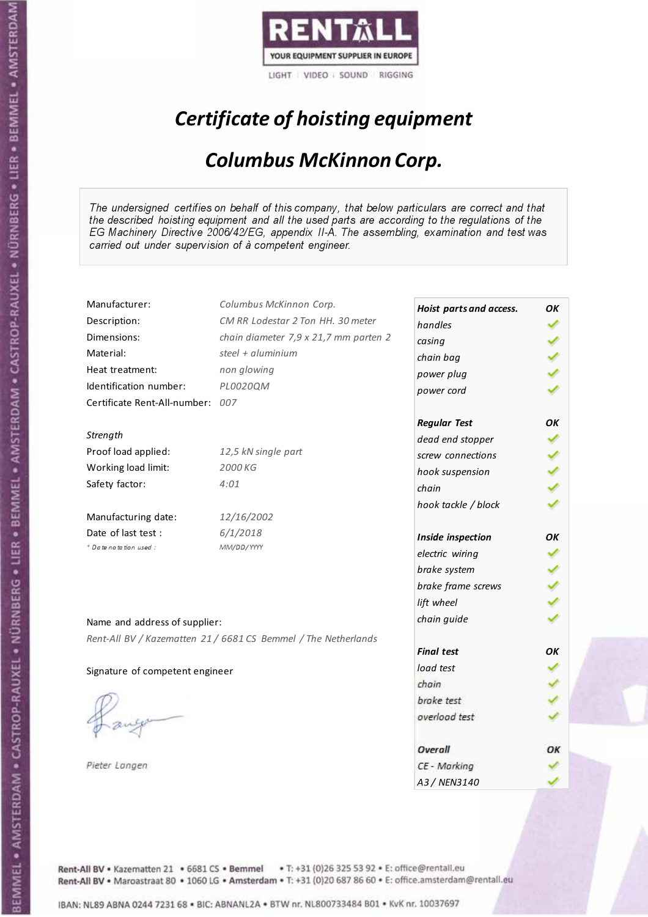RENTALL

YOUR EQUIPMENT SUPPLIER IN EUROPE

LIGHT | VIDEO | SOUND | RIGGING

# *Certificate of hoisting equipment*

## *Columbus McKinnon Corp.*

*The undersigned certifies on behalf of this company, that below particulars are correct and that the described hoisting equipment and all the used parts are according to the regulations of the EG Machinery Directive 2006/42/EG, appendix II-A. The assembling, examination and test was carried out under supervision of à competent engineer.*

| | |
|---|---|
| Manufacturer: | *Columbus McKinnon Corp.* |
| Description: | *CM RR Lodestar 2 Ton HH. 30 meter* |
| Dimensions: | *chain diameter 7,9 x 21,7 mm parten 2* |
| Material: | *steel + aluminium* |
| Heat treatment: | *non glowing* |
| Identification number: | *PL0020QM* |
| Certificate Rent-All-number: | *007* |

*Strength*

| | |
|---|---|
| Proof load applied: | *12,5 kN single part* |
| Working load limit: | *2000 KG* |
| Safety factor: | *4:01* |

| | |
|---|---|
| Manufacturing date: | *12/16/2002* |
| Date of last test : | *6/1/2018* |
| * Date notation used : | *MM/DD/YYYY* |

Name and address of supplier:

*Rent-All BV / Kazematten 21 / 6681 CS Bemmel / The Netherlands*

Signature of competent engineer

*Pieter Langen*

| ***Hoist parts and access.*** | ***OK*** |
|---|---|
| *handles* | ✓ |
| *casing* | ✓ |
| *chain bag* | ✓ |
| *power plug* | ✓ |
| *power cord* | ✓ |
| ***Regular Test*** | ***OK*** |
| *dead end stopper* | ✓ |
| *screw connections* | ✓ |
| *hook suspension* | ✓ |
| *chain* | ✓ |
| *hook tackle / block* | ✓ |
| ***Inside inspection*** | ***OK*** |
| *electric wiring* | ✓ |
| *brake system* | ✓ |
| *brake frame screws* | ✓ |
| *lift wheel* | ✓ |
| *chain guide* | ✓ |
| ***Final test*** | ***OK*** |
| *load test* | ✓ |
| *chain* | ✓ |
| *brake test* | ✓ |
| *overload test* | ✓ |
| ***Overall*** | ***OK*** |
| *CE - Marking* | ✓ |
| *A3 / NEN3140* | ✓ |

**Rent-All BV** • Kazematten 21 • 6681 CS • **Bemmel** • T: +31 (0)26 325 53 92 • E: office@rentall.eu
**Rent-All BV** • Maroastraat 80 • 1060 LG • **Amsterdam** • T: +31 (0)20 687 86 60 • E: office.amsterdam@rentall.eu

IBAN: NL89 ABNA 0244 7231 68 • BIC: ABNANL2A • BTW nr. NL800733484 B01 • KvK nr. 10037697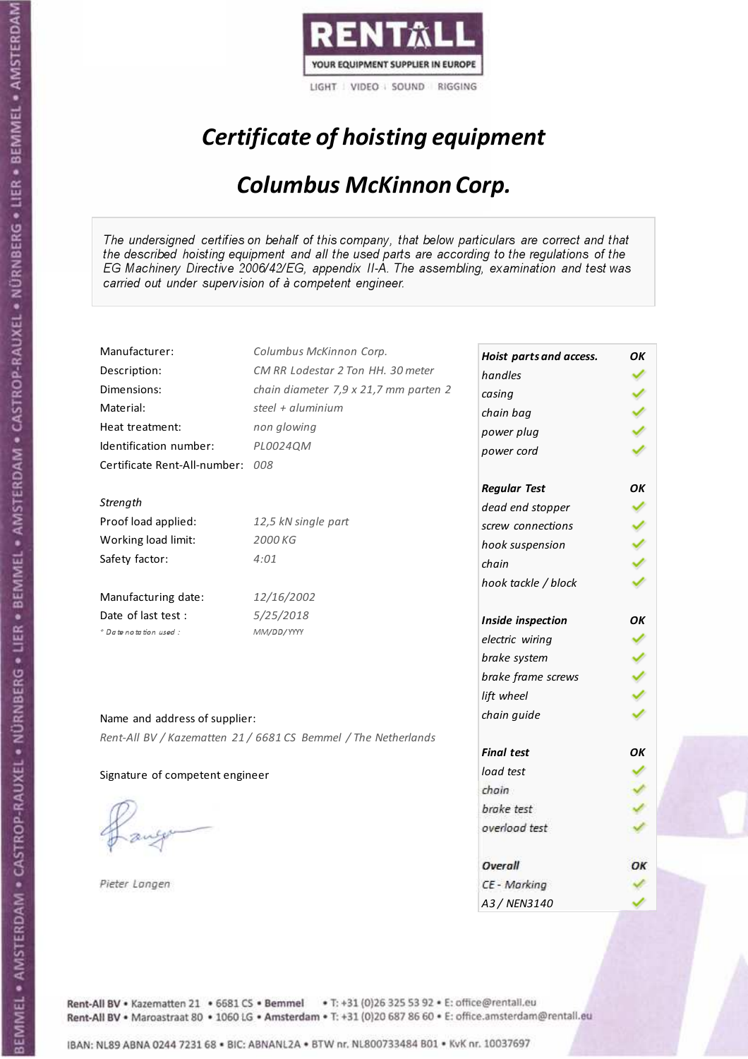RENTALL

YOUR EQUIPMENT SUPPLIER IN EUROPE

LIGHT | VIDEO | SOUND | RIGGING

# *Certificate of hoisting equipment*

## *Columbus McKinnon Corp.*

*The undersigned certifies on behalf of this company, that below particulars are correct and that the described hoisting equipment and all the used parts are according to the regulations of the EG Machinery Directive 2006/42/EG, appendix II-A. The assembling, examination and test was carried out under supervision of à competent engineer.*

| | |
|---|---|
| Manufacturer: | *Columbus McKinnon Corp.* |
| Description: | *CM RR Lodestar 2 Ton HH. 30 meter* |
| Dimensions: | *chain diameter 7,9 x 21,7 mm parten 2* |
| Material: | *steel + aluminium* |
| Heat treatment: | *non glowing* |
| Identification number: | *PL0024QM* |
| Certificate Rent-All-number: | *008* |

*Strength*

| | |
|---|---|
| Proof load applied: | *12,5 kN single part* |
| Working load limit: | *2000 KG* |
| Safety factor: | *4:01* |

| | |
|---|---|
| Manufacturing date: | *12/16/2002* |
| Date of last test : | *5/25/2018* |
| *\* Date notation used :* | *MM/DD/YYYY* |

Name and address of supplier:

*Rent-All BV / Kazematten 21 / 6681 CS Bemmel / The Netherlands*

Signature of competent engineer

*Pieter Langen*

| ***Hoist parts and access.*** | ***OK*** |
|---|---|
| *handles* | ✓ |
| *casing* | ✓ |
| *chain bag* | ✓ |
| *power plug* | ✓ |
| *power cord* | ✓ |
| ***Regular Test*** | ***OK*** |
| *dead end stopper* | ✓ |
| *screw connections* | ✓ |
| *hook suspension* | ✓ |
| *chain* | ✓ |
| *hook tackle / block* | ✓ |
| ***Inside inspection*** | ***OK*** |
| *electric wiring* | ✓ |
| *brake system* | ✓ |
| *brake frame screws* | ✓ |
| *lift wheel* | ✓ |
| *chain guide* | ✓ |
| ***Final test*** | ***OK*** |
| *load test* | ✓ |
| *chain* | ✓ |
| *brake test* | ✓ |
| *overload test* | ✓ |
| ***Overall*** | ***OK*** |
| *CE - Marking* | ✓ |
| *A3 / NEN3140* | ✓ |

Rent-All BV • Kazematten 21 • 6681 CS • Bemmel • T: +31 (0)26 325 53 92 • E: office@rentall.eu
Rent-All BV • Maroastraat 80 • 1060 LG • Amsterdam • T: +31 (0)20 687 86 60 • E: office.amsterdam@rentall.eu

IBAN: NL89 ABNA 0244 7231 68 • BIC: ABNANL2A • BTW nr. NL800733484 B01 • KvK nr. 10037697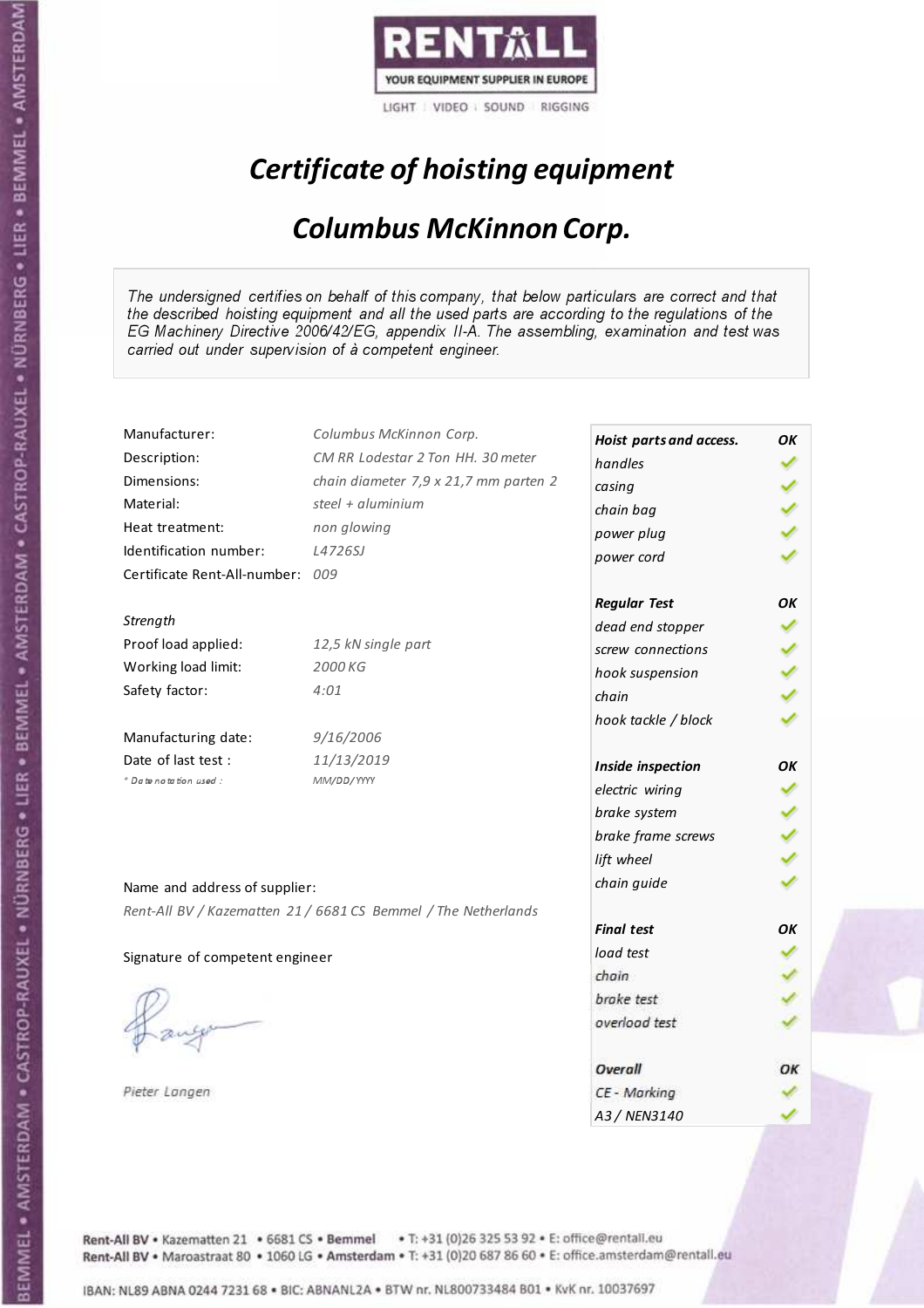RENTALL

YOUR EQUIPMENT SUPPLIER IN EUROPE

LIGHT | VIDEO | SOUND | RIGGING

# *Certificate of hoisting equipment*

## *Columbus McKinnon Corp.*

*The undersigned certifies on behalf of this company, that below particulars are correct and that the described hoisting equipment and all the used parts are according to the regulations of the EG Machinery Directive 2006/42/EG, appendix II-A. The assembling, examination and test was carried out under supervision of à competent engineer.*

| | |
|---|---|
| Manufacturer: | *Columbus McKinnon Corp.* |
| Description: | *CM RR Lodestar 2 Ton HH. 30 meter* |
| Dimensions: | *chain diameter 7,9 x 21,7 mm parten 2* |
| Material: | *steel + aluminium* |
| Heat treatment: | *non glowing* |
| Identification number: | *L4726SJ* |
| Certificate Rent-All-number: | *009* |

*Strength*

| | |
|---|---|
| Proof load applied: | *12,5 kN single part* |
| Working load limit: | *2000 KG* |
| Safety factor: | *4:01* |

| | |
|---|---|
| Manufacturing date: | *9/16/2006* |
| Date of last test : | *11/13/2019* |
| *\* Date notation used :* | *MM/DD/YYYY* |

| | |
|---|---|
| ***Hoist parts and access.*** | ***OK*** |
| *handles* | ✓ |
| *casing* | ✓ |
| *chain bag* | ✓ |
| *power plug* | ✓ |
| *power cord* | ✓ |
| ***Regular Test*** | ***OK*** |
| *dead end stopper* | ✓ |
| *screw connections* | ✓ |
| *hook suspension* | ✓ |
| *chain* | ✓ |
| *hook tackle / block* | ✓ |
| ***Inside inspection*** | ***OK*** |
| *electric wiring* | ✓ |
| *brake system* | ✓ |
| *brake frame screws* | ✓ |
| *lift wheel* | ✓ |
| *chain guide* | ✓ |
| ***Final test*** | ***OK*** |
| *load test* | ✓ |
| *chain* | ✓ |
| *brake test* | ✓ |
| *overload test* | ✓ |
| ***Overall*** | ***OK*** |
| *CE - Marking* | ✓ |
| *A3 / NEN3140* | ✓ |

Name and address of supplier:

*Rent-All BV / Kazematten 21 / 6681 CS Bemmel / The Netherlands*

Signature of competent engineer

*Pieter Langen*

Rent-All BV • Kazematten 21 • 6681 CS • **Bemmel** • T: +31 (0)26 325 53 92 • E: office@rentall.eu
Rent-All BV • Maroastraat 80 • 1060 LG • **Amsterdam** • T: +31 (0)20 687 86 60 • E: office.amsterdam@rentall.eu

IBAN: NL89 ABNA 0244 7231 68 • BIC: ABNANL2A • BTW nr. NL800733484 B01 • KvK nr. 10037697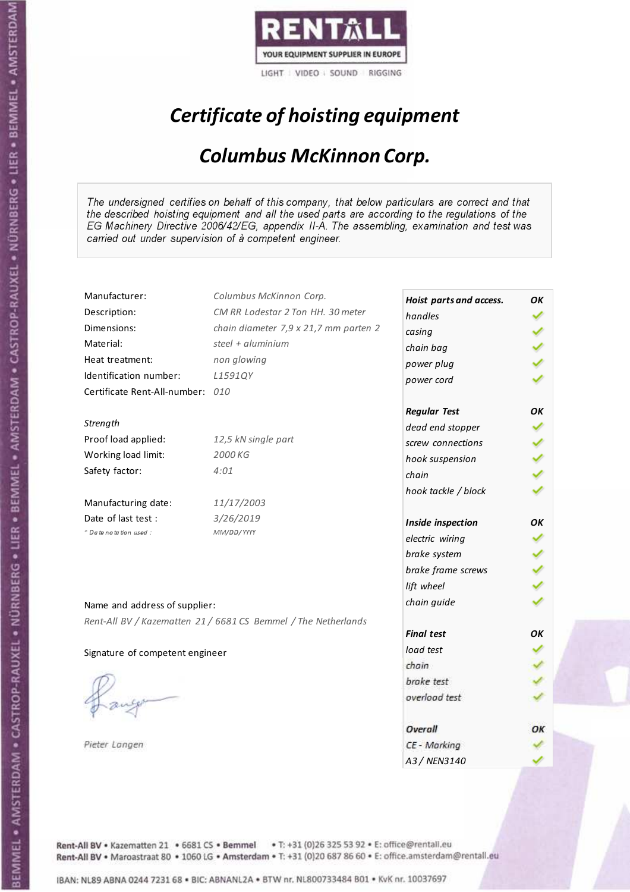RENTALL

YOUR EQUIPMENT SUPPLIER IN EUROPE

LIGHT | VIDEO | SOUND | RIGGING

# *Certificate of hoisting equipment*

## *Columbus McKinnon Corp.*

*The undersigned certifies on behalf of this company, that below particulars are correct and that the described hoisting equipment and all the used parts are according to the regulations of the EG Machinery Directive 2006/42/EG, appendix II-A. The assembling, examination and test was carried out under supervision of à competent engineer.*

| | |
|---|---|
| Manufacturer: | *Columbus McKinnon Corp.* |
| Description: | *CM RR Lodestar 2 Ton HH. 30 meter* |
| Dimensions: | *chain diameter 7,9 x 21,7 mm parten 2* |
| Material: | *steel + aluminium* |
| Heat treatment: | *non glowing* |
| Identification number: | *L1591QY* |
| Certificate Rent-All-number: | *010* |

*Strength*

| | |
|---|---|
| Proof load applied: | *12,5 kN single part* |
| Working load limit: | *2000 KG* |
| Safety factor: | *4:01* |

| | |
|---|---|
| Manufacturing date: | *11/17/2003* |
| Date of last test : | *3/26/2019* |
| *\* Date notation used :* | *MM/DD/YYYY* |

Name and address of supplier:

*Rent-All BV / Kazematten 21 / 6681 CS Bemmel / The Netherlands*

Signature of competent engineer

*Pieter Langen*

| ***Hoist parts and access.*** | ***OK*** |
|---|---|
| *handles* | ✓ |
| *casing* | ✓ |
| *chain bag* | ✓ |
| *power plug* | ✓ |
| *power cord* | ✓ |
| ***Regular Test*** | ***OK*** |
| *dead end stopper* | ✓ |
| *screw connections* | ✓ |
| *hook suspension* | ✓ |
| *chain* | ✓ |
| *hook tackle / block* | ✓ |
| ***Inside inspection*** | ***OK*** |
| *electric wiring* | ✓ |
| *brake system* | ✓ |
| *brake frame screws* | ✓ |
| *lift wheel* | ✓ |
| *chain guide* | ✓ |
| ***Final test*** | ***OK*** |
| *load test* | ✓ |
| *chain* | ✓ |
| *brake test* | ✓ |
| *overload test* | ✓ |
| ***Overall*** | ***OK*** |
| *CE - Marking* | ✓ |
| *A3 / NEN3140* | ✓ |

Rent-All BV • Kazematten 21 • 6681 CS • Bemmel • T: +31 (0)26 325 53 92 • E: office@rentall.eu
Rent-All BV • Maroastraat 80 • 1060 LG • Amsterdam • T: +31 (0)20 687 86 60 • E: office.amsterdam@rentall.eu

IBAN: NL89 ABNA 0244 7231 68 • BIC: ABNANL2A • BTW nr. NL800733484 B01 • KvK nr. 10037697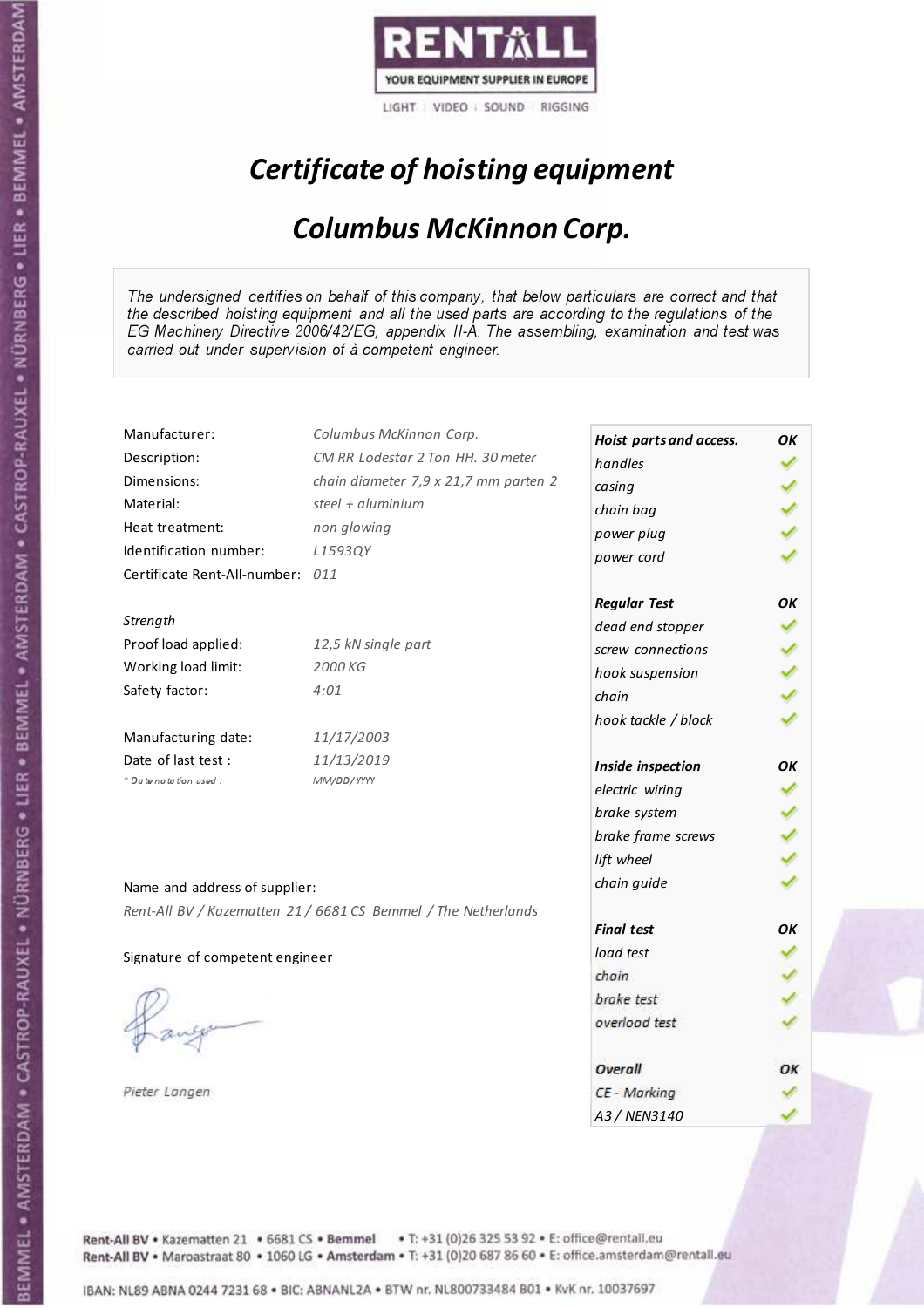RENTALL
YOUR EQUIPMENT SUPPLIER IN EUROPE
LIGHT | VIDEO | SOUND | RIGGING

# *Certificate of hoisting equipment*

## *Columbus McKinnon Corp.*

*The undersigned certifies on behalf of this company, that below particulars are correct and that the described hoisting equipment and all the used parts are according to the regulations of the EG Machinery Directive 2006/42/EG, appendix II-A. The assembling, examination and test was carried out under supervision of à competent engineer.*

| | |
|---|---|
| Manufacturer: | *Columbus McKinnon Corp.* |
| Description: | *CM RR Lodestar 2 Ton HH. 30 meter* |
| Dimensions: | *chain diameter 7,9 x 21,7 mm parten 2* |
| Material: | *steel + aluminium* |
| Heat treatment: | *non glowing* |
| Identification number: | *L1593QY* |
| Certificate Rent-All-number: | *011* |

*Strength*

| | |
|---|---|
| Proof load applied: | *12,5 kN single part* |
| Working load limit: | *2000 KG* |
| Safety factor: | *4:01* |

| | |
|---|---|
| Manufacturing date: | *11/17/2003* |
| Date of last test : | *11/13/2019* |
| * Date notation used : | *MM/DD/YYYY* |

| | |
|---|---|
| ***Hoist parts and access.*** | ***OK*** |
| *handles* | ✓ |
| *casing* | ✓ |
| *chain bag* | ✓ |
| *power plug* | ✓ |
| *power cord* | ✓ |
| ***Regular Test*** | ***OK*** |
| *dead end stopper* | ✓ |
| *screw connections* | ✓ |
| *hook suspension* | ✓ |
| *chain* | ✓ |
| *hook tackle / block* | ✓ |
| ***Inside inspection*** | ***OK*** |
| *electric wiring* | ✓ |
| *brake system* | ✓ |
| *brake frame screws* | ✓ |
| *lift wheel* | ✓ |
| *chain guide* | ✓ |
| ***Final test*** | ***OK*** |
| *load test* | ✓ |
| *chain* | ✓ |
| *brake test* | ✓ |
| *overload test* | ✓ |
| ***Overall*** | ***OK*** |
| *CE - Marking* | ✓ |
| *A3 / NEN3140* | ✓ |

Name and address of supplier:

*Rent-All BV / Kazematten 21 / 6681 CS Bemmel / The Netherlands*

Signature of competent engineer

*Pieter Langen*

Rent-All BV • Kazematten 21 • 6681 CS • **Bemmel** • T: +31 (0)26 325 53 92 • E: office@rentall.eu
Rent-All BV • Maroastraat 80 • 1060 LG • **Amsterdam** • T: +31 (0)20 687 86 60 • E: office.amsterdam@rentall.eu

IBAN: NL89 ABNA 0244 7231 68 • BIC: ABNANL2A • BTW nr. NL800733484 B01 • KvK nr. 10037697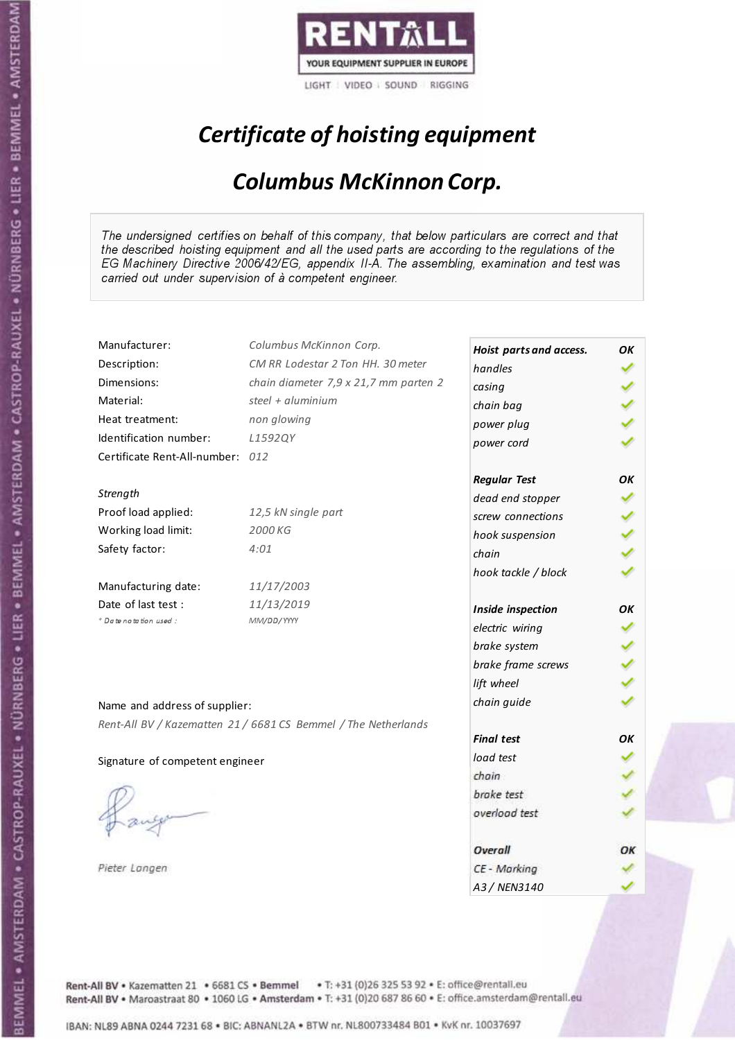RENTALL
YOUR EQUIPMENT SUPPLIER IN EUROPE
LIGHT | VIDEO | SOUND | RIGGING

# *Certificate of hoisting equipment*

## *Columbus McKinnon Corp.*

*The undersigned certifies on behalf of this company, that below particulars are correct and that the described hoisting equipment and all the used parts are according to the regulations of the EG Machinery Directive 2006/42/EG, appendix II-A. The assembling, examination and test was carried out under supervision of à competent engineer.*

| | |
|---|---|
| Manufacturer: | *Columbus McKinnon Corp.* |
| Description: | *CM RR Lodestar 2 Ton HH. 30 meter* |
| Dimensions: | *chain diameter 7,9 x 21,7 mm parten 2* |
| Material: | *steel + aluminium* |
| Heat treatment: | *non glowing* |
| Identification number: | *L1592QY* |
| Certificate Rent-All-number: | *012* |

*Strength*

| | |
|---|---|
| Proof load applied: | *12,5 kN single part* |
| Working load limit: | *2000 KG* |
| Safety factor: | *4:01* |

| | |
|---|---|
| Manufacturing date: | *11/17/2003* |
| Date of last test : | *11/13/2019* |
| *\* Date notation used :* | *MM/DD/YYYY* |

| ***Hoist parts and access.*** | ***OK*** |
|---|---|
| *handles* | ✓ |
| *casing* | ✓ |
| *chain bag* | ✓ |
| *power plug* | ✓ |
| *power cord* | ✓ |
| ***Regular Test*** | ***OK*** |
| *dead end stopper* | ✓ |
| *screw connections* | ✓ |
| *hook suspension* | ✓ |
| *chain* | ✓ |
| *hook tackle / block* | ✓ |
| ***Inside inspection*** | ***OK*** |
| *electric wiring* | ✓ |
| *brake system* | ✓ |
| *brake frame screws* | ✓ |
| *lift wheel* | ✓ |
| *chain guide* | ✓ |
| ***Final test*** | ***OK*** |
| *load test* | ✓ |
| *chain* | ✓ |
| *brake test* | ✓ |
| *overload test* | ✓ |
| ***Overall*** | ***OK*** |
| *CE - Marking* | ✓ |
| *A3 / NEN3140* | ✓ |

Name and address of supplier:

*Rent-All BV / Kazematten 21 / 6681 CS Bemmel / The Netherlands*

Signature of competent engineer

*Pieter Langen*

Rent-All BV • Kazematten 21 • 6681 CS • **Bemmel** • T: +31 (0)26 325 53 92 • E: office@rentall.eu
Rent-All BV • Maroastraat 80 • 1060 LG • **Amsterdam** • T: +31 (0)20 687 86 60 • E: office.amsterdam@rentall.eu

IBAN: NL89 ABNA 0244 7231 68 • BIC: ABNANL2A • BTW nr. NL800733484 B01 • KvK nr. 10037697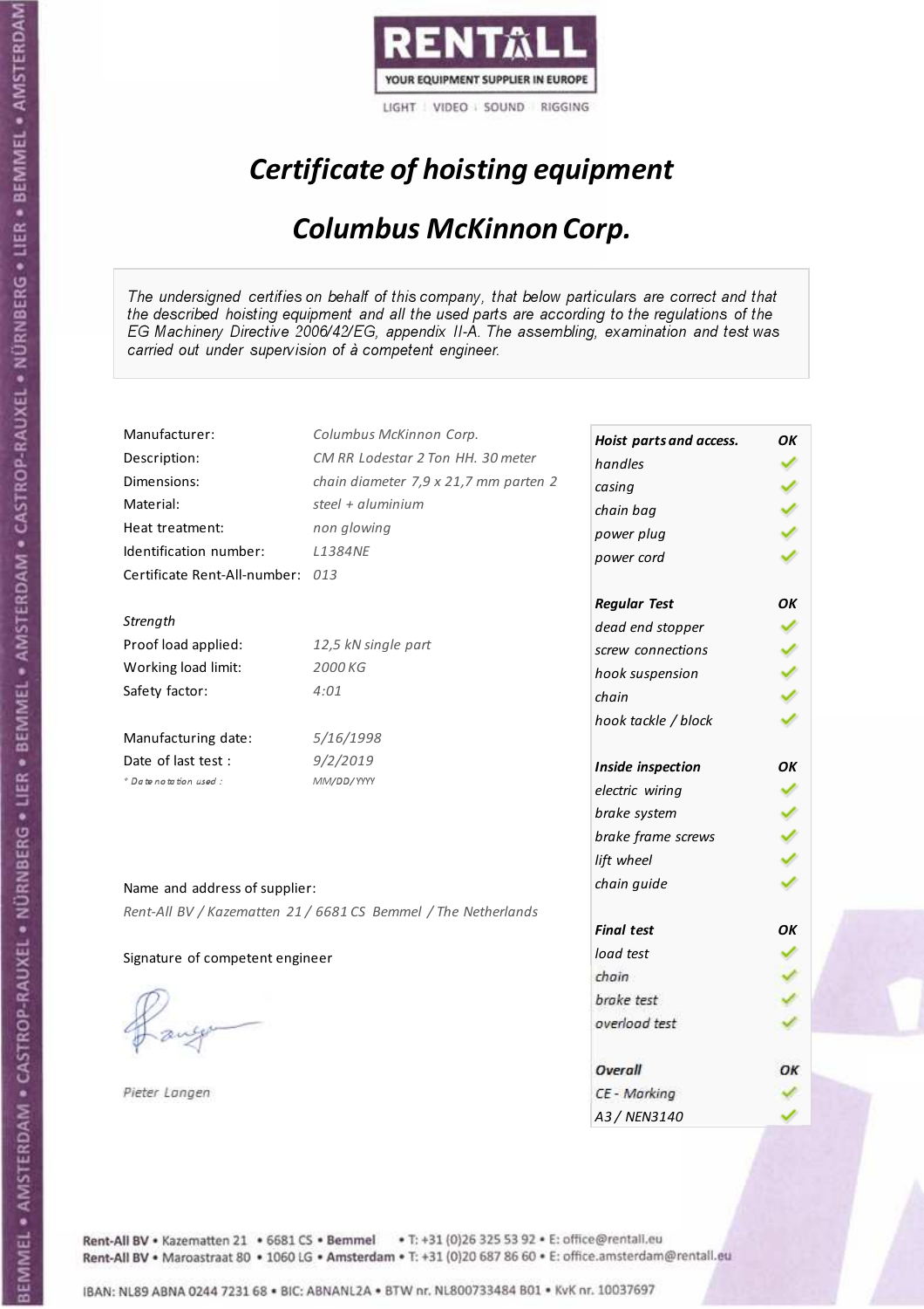RENTALL

YOUR EQUIPMENT SUPPLIER IN EUROPE

LIGHT | VIDEO | SOUND | RIGGING

# *Certificate of hoisting equipment*

## *Columbus McKinnon Corp.*

*The undersigned certifies on behalf of this company, that below particulars are correct and that the described hoisting equipment and all the used parts are according to the regulations of the EG Machinery Directive 2006/42/EG, appendix II-A. The assembling, examination and test was carried out under supervision of à competent engineer.*

| | |
|---|---|
| Manufacturer: | *Columbus McKinnon Corp.* |
| Description: | *CM RR Lodestar 2 Ton HH. 30 meter* |
| Dimensions: | *chain diameter 7,9 x 21,7 mm parten 2* |
| Material: | *steel + aluminium* |
| Heat treatment: | *non glowing* |
| Identification number: | *L1384NE* |
| Certificate Rent-All-number: | *013* |

*Strength*

| | |
|---|---|
| Proof load applied: | *12,5 kN single part* |
| Working load limit: | *2000 KG* |
| Safety factor: | *4:01* |

| | |
|---|---|
| Manufacturing date: | *5/16/1998* |
| Date of last test : | *9/2/2019* |
| *\* Date notation used :* | *MM/DD/YYYY* |

Name and address of supplier:

*Rent-All BV / Kazematten 21 / 6681 CS Bemmel / The Netherlands*

Signature of competent engineer

*Pieter Langen*

| **Hoist parts and access.** | **OK** |
|---|---|
| *handles* | ✓ |
| *casing* | ✓ |
| *chain bag* | ✓ |
| *power plug* | ✓ |
| *power cord* | ✓ |
| **Regular Test** | **OK** |
| *dead end stopper* | ✓ |
| *screw connections* | ✓ |
| *hook suspension* | ✓ |
| *chain* | ✓ |
| *hook tackle / block* | ✓ |
| **Inside inspection** | **OK** |
| *electric wiring* | ✓ |
| *brake system* | ✓ |
| *brake frame screws* | ✓ |
| *lift wheel* | ✓ |
| *chain guide* | ✓ |
| **Final test** | **OK** |
| *load test* | ✓ |
| *chain* | ✓ |
| *brake test* | ✓ |
| *overload test* | ✓ |
| **Overall** | **OK** |
| *CE - Marking* | ✓ |
| *A3 / NEN3140* | ✓ |

Rent-All BV • Kazematten 21 • 6681 CS • Bemmel • T: +31 (0)26 325 53 92 • E: office@rentall.eu
Rent-All BV • Maroastraat 80 • 1060 LG • Amsterdam • T: +31 (0)20 687 86 60 • E: office.amsterdam@rentall.eu

IBAN: NL89 ABNA 0244 7231 68 • BIC: ABNANL2A • BTW nr. NL800733484 B01 • KvK nr. 10037697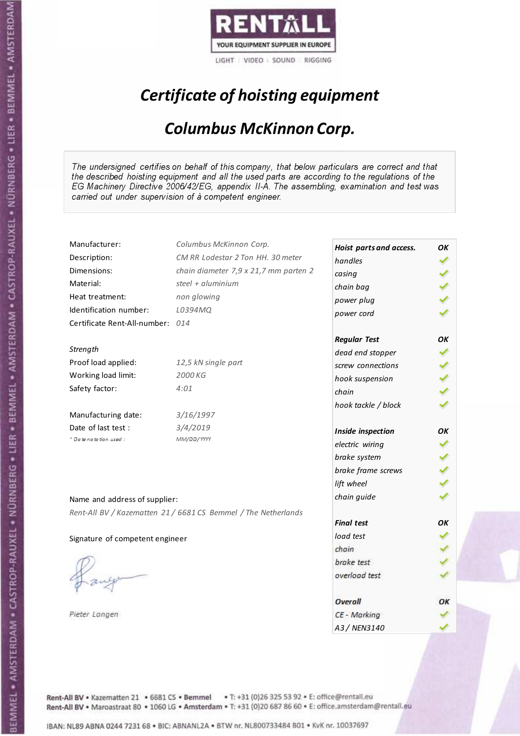RENTALL

YOUR EQUIPMENT SUPPLIER IN EUROPE

LIGHT | VIDEO | SOUND | RIGGING

# *Certificate of hoisting equipment*

## *Columbus McKinnon Corp.*

*The undersigned certifies on behalf of this company, that below particulars are correct and that the described hoisting equipment and all the used parts are according to the regulations of the EG Machinery Directive 2006/42/EG, appendix II-A. The assembling, examination and test was carried out under supervision of à competent engineer.*

| | |
|---|---|
| Manufacturer: | *Columbus McKinnon Corp.* |
| Description: | *CM RR Lodestar 2 Ton HH. 30 meter* |
| Dimensions: | *chain diameter 7,9 x 21,7 mm parten 2* |
| Material: | *steel + aluminium* |
| Heat treatment: | *non glowing* |
| Identification number: | *L0394MQ* |
| Certificate Rent-All-number: | *014* |

*Strength*

| | |
|---|---|
| Proof load applied: | *12,5 kN single part* |
| Working load limit: | *2000 KG* |
| Safety factor: | *4:01* |

| | |
|---|---|
| Manufacturing date: | *3/16/1997* |
| Date of last test : | *3/4/2019* |
| *\* Date notation used :* | *MM/DD/YYYY* |

Name and address of supplier:

*Rent-All BV / Kazematten 21 / 6681 CS Bemmel / The Netherlands*

Signature of competent engineer

*Pieter Langen*

| ***Hoist parts and access.*** | ***OK*** |
|---|---|
| *handles* | ✓ |
| *casing* | ✓ |
| *chain bag* | ✓ |
| *power plug* | ✓ |
| *power cord* | ✓ |
| ***Regular Test*** | ***OK*** |
| *dead end stopper* | ✓ |
| *screw connections* | ✓ |
| *hook suspension* | ✓ |
| *chain* | ✓ |
| *hook tackle / block* | ✓ |
| ***Inside inspection*** | ***OK*** |
| *electric wiring* | ✓ |
| *brake system* | ✓ |
| *brake frame screws* | ✓ |
| *lift wheel* | ✓ |
| *chain guide* | ✓ |
| ***Final test*** | ***OK*** |
| *load test* | ✓ |
| *chain* | ✓ |
| *brake test* | ✓ |
| *overload test* | ✓ |
| ***Overall*** | ***OK*** |
| *CE - Marking* | ✓ |
| *A3 / NEN3140* | ✓ |

Rent-All BV • Kazematten 21 • 6681 CS • Bemmel • T: +31 (0)26 325 53 92 • E: office@rentall.eu
Rent-All BV • Maroastraat 80 • 1060 LG • Amsterdam • T: +31 (0)20 687 86 60 • E: office.amsterdam@rentall.eu

IBAN: NL89 ABNA 0244 7231 68 • BIC: ABNANL2A • BTW nr. NL800733484 B01 • KvK nr. 10037697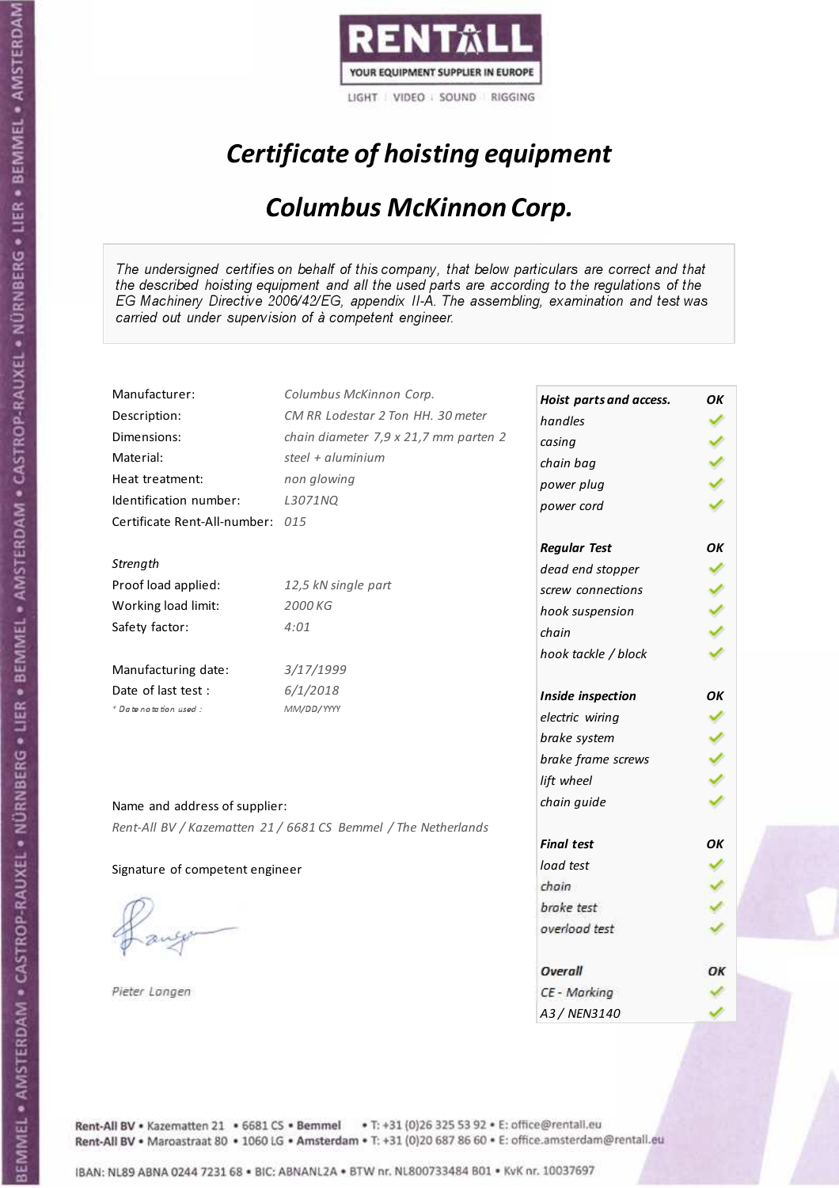RENTALL

YOUR EQUIPMENT SUPPLIER IN EUROPE

LIGHT | VIDEO | SOUND | RIGGING

# *Certificate of hoisting equipment*

## *Columbus McKinnon Corp.*

*The undersigned certifies on behalf of this company, that below particulars are correct and that the described hoisting equipment and all the used parts are according to the regulations of the EG Machinery Directive 2006/42/EG, appendix II-A. The assembling, examination and test was carried out under supervision of à competent engineer.*

| | |
|---|---|
| Manufacturer: | *Columbus McKinnon Corp.* |
| Description: | *CM RR Lodestar 2 Ton HH. 30 meter* |
| Dimensions: | *chain diameter 7,9 x 21,7 mm parten 2* |
| Material: | *steel + aluminium* |
| Heat treatment: | *non glowing* |
| Identification number: | *L3071NQ* |
| Certificate Rent-All-number: | *015* |

*Strength*

| | |
|---|---|
| Proof load applied: | *12,5 kN single part* |
| Working load limit: | *2000 KG* |
| Safety factor: | *4:01* |

| | |
|---|---|
| Manufacturing date: | *3/17/1999* |
| Date of last test : | *6/1/2018* |
| *\* Date notation used :* | *MM/DD/YYYY* |

| ***Hoist parts and access.*** | ***OK*** |
|---|---|
| *handles* | ✓ |
| *casing* | ✓ |
| *chain bag* | ✓ |
| *power plug* | ✓ |
| *power cord* | ✓ |
| ***Regular Test*** | ***OK*** |
| *dead end stopper* | ✓ |
| *screw connections* | ✓ |
| *hook suspension* | ✓ |
| *chain* | ✓ |
| *hook tackle / block* | ✓ |
| ***Inside inspection*** | ***OK*** |
| *electric wiring* | ✓ |
| *brake system* | ✓ |
| *brake frame screws* | ✓ |
| *lift wheel* | ✓ |
| *chain guide* | ✓ |
| ***Final test*** | ***OK*** |
| *load test* | ✓ |
| *chain* | ✓ |
| *brake test* | ✓ |
| *overload test* | ✓ |
| ***Overall*** | ***OK*** |
| *CE - Marking* | ✓ |
| *A3 / NEN3140* | ✓ |

Name and address of supplier:

*Rent-All BV / Kazematten 21 / 6681 CS Bemmel / The Netherlands*

Signature of competent engineer

*Pieter Langen*

Rent-All BV • Kazematten 21 • 6681 CS • **Bemmel** • T: +31 (0)26 325 53 92 • E: office@rentall.eu
Rent-All BV • Maroastraat 80 • 1060 LG • **Amsterdam** • T: +31 (0)20 687 86 60 • E: office.amsterdam@rentall.eu

IBAN: NL89 ABNA 0244 7231 68 • BIC: ABNANL2A • BTW nr. NL800733484 B01 • KvK nr. 10037697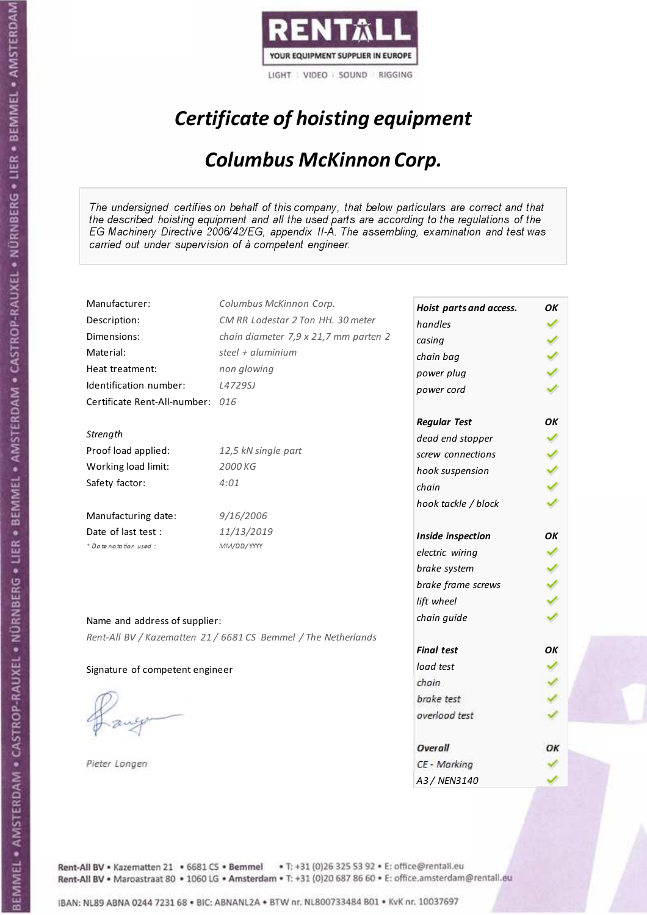RENTALL

YOUR EQUIPMENT SUPPLIER IN EUROPE

LIGHT | VIDEO | SOUND | RIGGING

# *Certificate of hoisting equipment*

## *Columbus McKinnon Corp.*

*The undersigned certifies on behalf of this company, that below particulars are correct and that the described hoisting equipment and all the used parts are according to the regulations of the EG Machinery Directive 2006/42/EG, appendix II-A. The assembling, examination and test was carried out under supervision of à competent engineer.*

| | |
|---|---|
| Manufacturer: | *Columbus McKinnon Corp.* |
| Description: | *CM RR Lodestar 2 Ton HH. 30 meter* |
| Dimensions: | *chain diameter 7,9 x 21,7 mm parten 2* |
| Material: | *steel + aluminium* |
| Heat treatment: | *non glowing* |
| Identification number: | *L4729SJ* |
| Certificate Rent-All-number: | *016* |

*Strength*

| | |
|---|---|
| Proof load applied: | *12,5 kN single part* |
| Working load limit: | *2000 KG* |
| Safety factor: | *4:01* |

| | |
|---|---|
| Manufacturing date: | *9/16/2006* |
| Date of last test : | *11/13/2019* |
| *\* Date notation used :* | *MM/DD/YYYY* |

| ***Hoist parts and access.*** | ***OK*** |
|---|---|
| *handles* | ✓ |
| *casing* | ✓ |
| *chain bag* | ✓ |
| *power plug* | ✓ |
| *power cord* | ✓ |
| ***Regular Test*** | ***OK*** |
| *dead end stopper* | ✓ |
| *screw connections* | ✓ |
| *hook suspension* | ✓ |
| *chain* | ✓ |
| *hook tackle / block* | ✓ |
| ***Inside inspection*** | ***OK*** |
| *electric wiring* | ✓ |
| *brake system* | ✓ |
| *brake frame screws* | ✓ |
| *lift wheel* | ✓ |
| *chain guide* | ✓ |
| ***Final test*** | ***OK*** |
| *load test* | ✓ |
| *chain* | ✓ |
| *brake test* | ✓ |
| *overload test* | ✓ |
| ***Overall*** | ***OK*** |
| *CE - Marking* | ✓ |
| *A3 / NEN3140* | ✓ |

Name and address of supplier:

*Rent-All BV / Kazematten 21 / 6681 CS Bemmel / The Netherlands*

Signature of competent engineer

*Pieter Langen*

**Rent-All BV** • Kazematten 21 • 6681 CS • **Bemmel** • T: +31 (0)26 325 53 92 • E: office@rentall.eu
**Rent-All BV** • Maroastraat 80 • 1060 LG • **Amsterdam** • T: +31 (0)20 687 86 60 • E: office.amsterdam@rentall.eu

IBAN: NL89 ABNA 0244 7231 68 • BIC: ABNANL2A • BTW nr. NL800733484 B01 • KvK nr. 10037697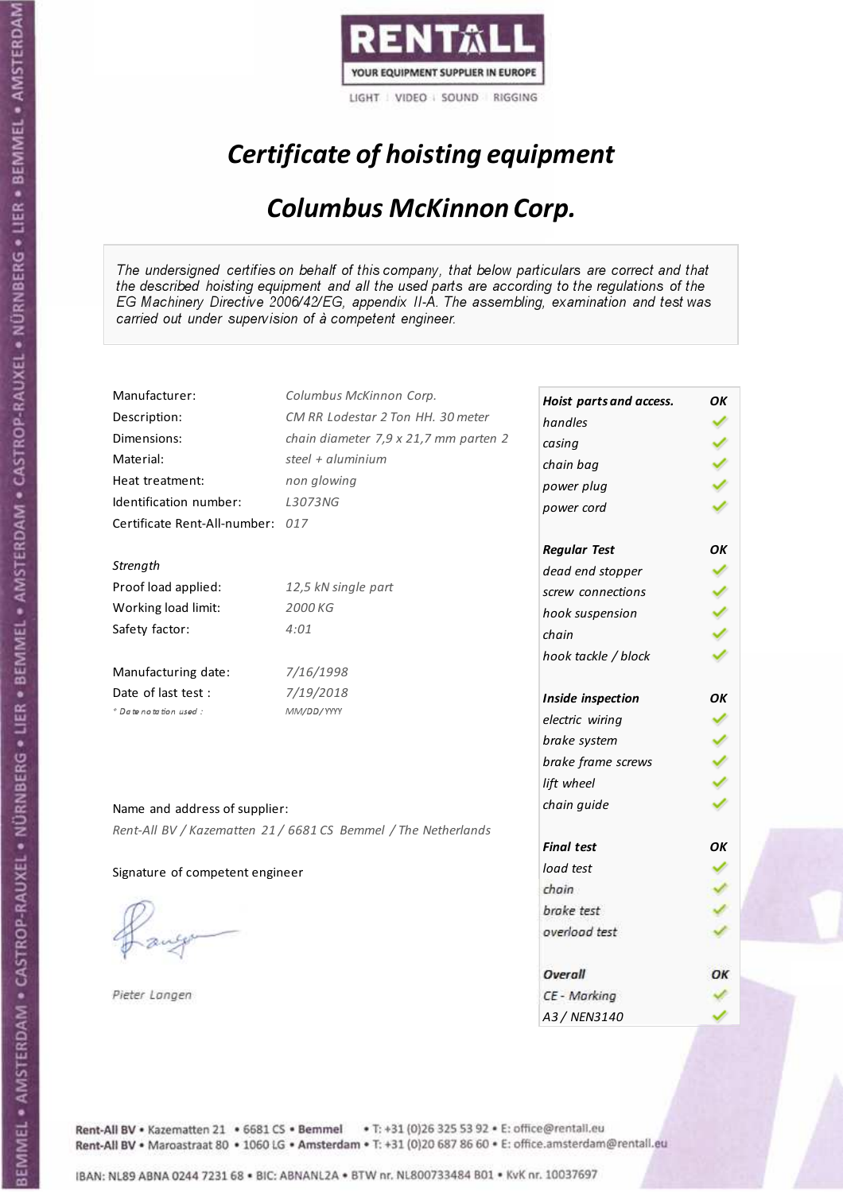RENTALL
YOUR EQUIPMENT SUPPLIER IN EUROPE
LIGHT | VIDEO | SOUND | RIGGING

# *Certificate of hoisting equipment*

## *Columbus McKinnon Corp.*

*The undersigned certifies on behalf of this company, that below particulars are correct and that the described hoisting equipment and all the used parts are according to the regulations of the EG Machinery Directive 2006/42/EG, appendix II-A. The assembling, examination and test was carried out under supervision of à competent engineer.*

| | |
|---|---|
| Manufacturer: | *Columbus McKinnon Corp.* |
| Description: | *CM RR Lodestar 2 Ton HH. 30 meter* |
| Dimensions: | *chain diameter 7,9 x 21,7 mm parten 2* |
| Material: | *steel + aluminium* |
| Heat treatment: | *non glowing* |
| Identification number: | *L3073NG* |
| Certificate Rent-All-number: | *017* |

*Strength*

| | |
|---|---|
| Proof load applied: | *12,5 kN single part* |
| Working load limit: | *2000 KG* |
| Safety factor: | *4:01* |

| | |
|---|---|
| Manufacturing date: | *7/16/1998* |
| Date of last test : | *7/19/2018* |
| *\* Date notation used :* | *MM/DD/YYYY* |

| ***Hoist parts and access.*** | ***OK*** |
|---|---|
| *handles* | ✓ |
| *casing* | ✓ |
| *chain bag* | ✓ |
| *power plug* | ✓ |
| *power cord* | ✓ |
| ***Regular Test*** | ***OK*** |
| *dead end stopper* | ✓ |
| *screw connections* | ✓ |
| *hook suspension* | ✓ |
| *chain* | ✓ |
| *hook tackle / block* | ✓ |
| ***Inside inspection*** | ***OK*** |
| *electric wiring* | ✓ |
| *brake system* | ✓ |
| *brake frame screws* | ✓ |
| *lift wheel* | ✓ |
| *chain guide* | ✓ |
| ***Final test*** | ***OK*** |
| *load test* | ✓ |
| *chain* | ✓ |
| *brake test* | ✓ |
| *overload test* | ✓ |
| ***Overall*** | ***OK*** |
| *CE - Marking* | ✓ |
| *A3 / NEN3140* | ✓ |

Name and address of supplier:

*Rent-All BV / Kazematten 21 / 6681 CS Bemmel / The Netherlands*

Signature of competent engineer

*Pieter Langen*

Rent-All BV • Kazematten 21 • 6681 CS • **Bemmel** • T: +31 (0)26 325 53 92 • E: office@rentall.eu
Rent-All BV • Maroastraat 80 • 1060 LG • **Amsterdam** • T: +31 (0)20 687 86 60 • E: office.amsterdam@rentall.eu

IBAN: NL89 ABNA 0244 7231 68 • BIC: ABNANL2A • BTW nr. NL800733484 B01 • KvK nr. 10037697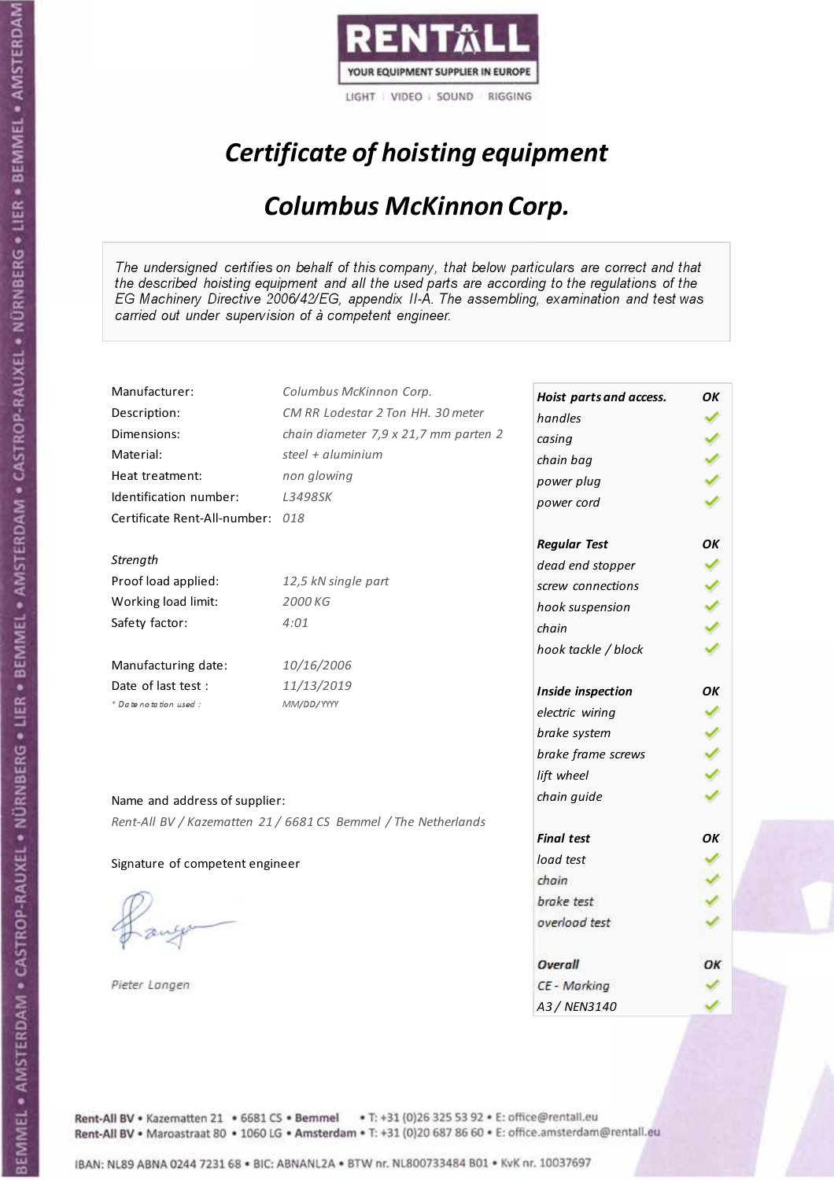RENTALL
YOUR EQUIPMENT SUPPLIER IN EUROPE
LIGHT | VIDEO | SOUND | RIGGING

# Certificate of hoisting equipment

## Columbus McKinnon Corp.

*The undersigned certifies on behalf of this company, that below particulars are correct and that the described hoisting equipment and all the used parts are according to the regulations of the EG Machinery Directive 2006/42/EG, appendix II-A. The assembling, examination and test was carried out under supervision of à competent engineer.*

| | |
|---|---|
| Manufacturer: | *Columbus McKinnon Corp.* |
| Description: | *CM RR Lodestar 2 Ton HH. 30 meter* |
| Dimensions: | *chain diameter 7,9 x 21,7 mm parten 2* |
| Material: | *steel + aluminium* |
| Heat treatment: | *non glowing* |
| Identification number: | *L3498SK* |
| Certificate Rent-All-number: | *018* |

*Strength*

| | |
|---|---|
| Proof load applied: | *12,5 kN single part* |
| Working load limit: | *2000 KG* |
| Safety factor: | *4:01* |

| | |
|---|---|
| Manufacturing date: | *10/16/2006* |
| Date of last test : | *11/13/2019* |
| *Date notation used :* | *MM/DD/YYYY* |

| Inspection | OK |
|---|---|
| ***Hoist parts and access.*** | ***OK*** |
| *handles* | ✓ |
| *casing* | ✓ |
| *chain bag* | ✓ |
| *power plug* | ✓ |
| *power cord* | ✓ |
| ***Regular Test*** | ***OK*** |
| *dead end stopper* | ✓ |
| *screw connections* | ✓ |
| *hook suspension* | ✓ |
| *chain* | ✓ |
| *hook tackle / block* | ✓ |
| ***Inside inspection*** | ***OK*** |
| *electric wiring* | ✓ |
| *brake system* | ✓ |
| *brake frame screws* | ✓ |
| *lift wheel* | ✓ |
| *chain guide* | ✓ |
| ***Final test*** | ***OK*** |
| *load test* | ✓ |
| *chain* | ✓ |
| *brake test* | ✓ |
| *overload test* | ✓ |
| ***Overall*** | ***OK*** |
| *CE - Marking* | ✓ |
| *A3 / NEN3140* | ✓ |

Name and address of supplier:

*Rent-All BV / Kazematten 21 / 6681 CS Bemmel / The Netherlands*

Signature of competent engineer

*Pieter Langen*

Rent-All BV • Kazematten 21 • 6681 CS • **Bemmel** • T: +31 (0)26 325 53 92 • E: office@rentall.eu
Rent-All BV • Maroastraat 80 • 1060 LG • **Amsterdam** • T: +31 (0)20 687 86 60 • E: office.amsterdam@rentall.eu

IBAN: NL89 ABNA 0244 7231 68 • BIC: ABNANL2A • BTW nr. NL800733484 B01 • KvK nr. 10037697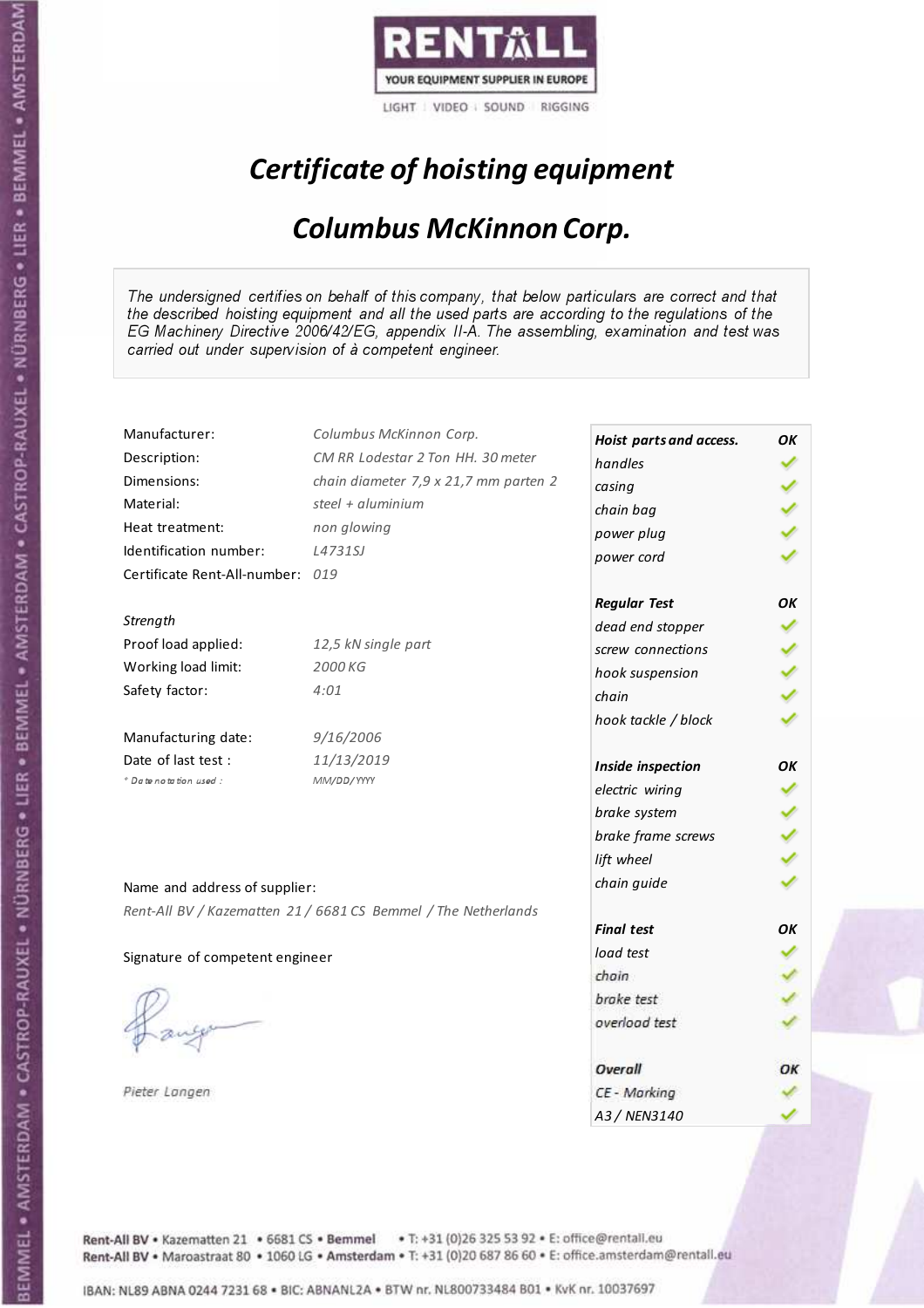RENTALL

YOUR EQUIPMENT SUPPLIER IN EUROPE

LIGHT | VIDEO | SOUND | RIGGING

# *Certificate of hoisting equipment*

## *Columbus McKinnon Corp.*

*The undersigned certifies on behalf of this company, that below particulars are correct and that the described hoisting equipment and all the used parts are according to the regulations of the EG Machinery Directive 2006/42/EG, appendix II-A. The assembling, examination and test was carried out under supervision of à competent engineer.*

| | |
|---|---|
| Manufacturer: | *Columbus McKinnon Corp.* |
| Description: | *CM RR Lodestar 2 Ton HH. 30 meter* |
| Dimensions: | *chain diameter 7,9 x 21,7 mm parten 2* |
| Material: | *steel + aluminium* |
| Heat treatment: | *non glowing* |
| Identification number: | *L4731SJ* |
| Certificate Rent-All-number: | *019* |

*Strength*

| | |
|---|---|
| Proof load applied: | *12,5 kN single part* |
| Working load limit: | *2000 KG* |
| Safety factor: | *4:01* |

| | |
|---|---|
| Manufacturing date: | *9/16/2006* |
| Date of last test : | *11/13/2019* |
| *\* Date notation used :* | *MM/DD/YYYY* |

Name and address of supplier:

*Rent-All BV / Kazematten 21 / 6681 CS Bemmel / The Netherlands*

Signature of competent engineer

*Pieter Langen*

| ***Hoist parts and access.*** | ***OK*** |
|---|---|
| *handles* | ✓ |
| *casing* | ✓ |
| *chain bag* | ✓ |
| *power plug* | ✓ |
| *power cord* | ✓ |
| ***Regular Test*** | ***OK*** |
| *dead end stopper* | ✓ |
| *screw connections* | ✓ |
| *hook suspension* | ✓ |
| *chain* | ✓ |
| *hook tackle / block* | ✓ |
| ***Inside inspection*** | ***OK*** |
| *electric wiring* | ✓ |
| *brake system* | ✓ |
| *brake frame screws* | ✓ |
| *lift wheel* | ✓ |
| *chain guide* | ✓ |
| ***Final test*** | ***OK*** |
| *load test* | ✓ |
| *chain* | ✓ |
| *brake test* | ✓ |
| *overload test* | ✓ |
| ***Overall*** | ***OK*** |
| *CE - Marking* | ✓ |
| *A3 / NEN3140* | ✓ |

**Rent-All BV** • Kazematten 21 • 6681 CS • **Bemmel** • T: +31 (0)26 325 53 92 • E: office@rentall.eu
**Rent-All BV** • Maroastraat 80 • 1060 LG • **Amsterdam** • T: +31 (0)20 687 86 60 • E: office.amsterdam@rentall.eu

IBAN: NL89 ABNA 0244 7231 68 • BIC: ABNANL2A • BTW nr. NL800733484 B01 • KvK nr. 10037697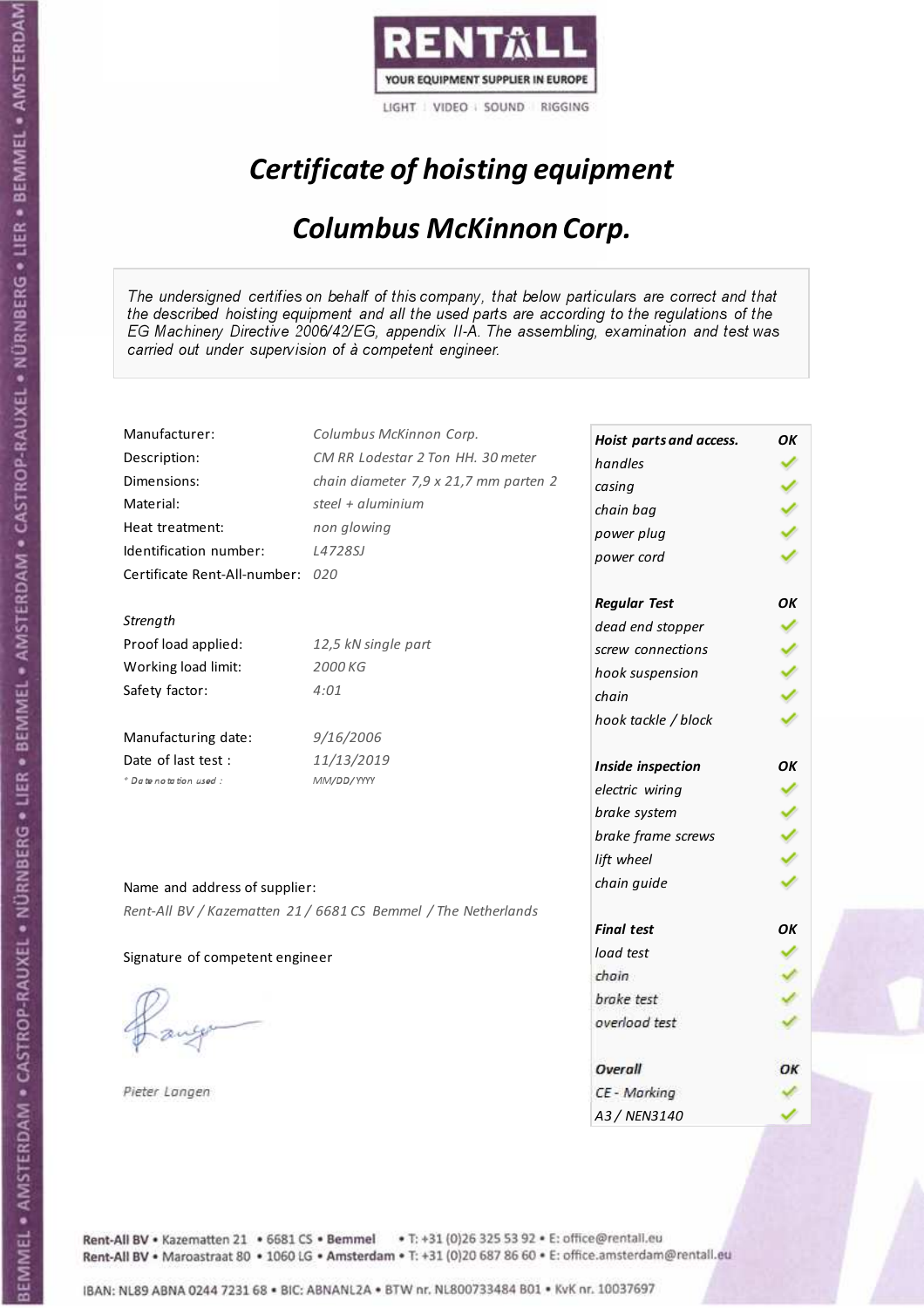RENTALL

YOUR EQUIPMENT SUPPLIER IN EUROPE

LIGHT | VIDEO | SOUND | RIGGING

# *Certificate of hoisting equipment*

## *Columbus McKinnon Corp.*

*The undersigned certifies on behalf of this company, that below particulars are correct and that the described hoisting equipment and all the used parts are according to the regulations of the EG Machinery Directive 2006/42/EG, appendix II-A. The assembling, examination and test was carried out under supervision of à competent engineer.*

| | |
|---|---|
| Manufacturer: | *Columbus McKinnon Corp.* |
| Description: | *CM RR Lodestar 2 Ton HH. 30 meter* |
| Dimensions: | *chain diameter 7,9 x 21,7 mm parten 2* |
| Material: | *steel + aluminium* |
| Heat treatment: | *non glowing* |
| Identification number: | *L4728SJ* |
| Certificate Rent-All-number: | *020* |

*Strength*

| | |
|---|---|
| Proof load applied: | *12,5 kN single part* |
| Working load limit: | *2000 KG* |
| Safety factor: | *4:01* |

| | |
|---|---|
| Manufacturing date: | *9/16/2006* |
| Date of last test : | *11/13/2019* |
| *\* Date notation used :* | *MM/DD/YYYY* |

| ***Hoist parts and access.*** | ***OK*** |
|---|---|
| *handles* | ✓ |
| *casing* | ✓ |
| *chain bag* | ✓ |
| *power plug* | ✓ |
| *power cord* | ✓ |
| ***Regular Test*** | ***OK*** |
| *dead end stopper* | ✓ |
| *screw connections* | ✓ |
| *hook suspension* | ✓ |
| *chain* | ✓ |
| *hook tackle / block* | ✓ |
| ***Inside inspection*** | ***OK*** |
| *electric wiring* | ✓ |
| *brake system* | ✓ |
| *brake frame screws* | ✓ |
| *lift wheel* | ✓ |
| *chain guide* | ✓ |
| ***Final test*** | ***OK*** |
| *load test* | ✓ |
| *chain* | ✓ |
| *brake test* | ✓ |
| *overload test* | ✓ |
| ***Overall*** | ***OK*** |
| *CE - Marking* | ✓ |
| *A3 / NEN3140* | ✓ |

Name and address of supplier:

*Rent-All BV / Kazematten 21 / 6681 CS Bemmel / The Netherlands*

Signature of competent engineer

*Pieter Langen*

Rent-All BV • Kazematten 21 • 6681 CS • Bemmel • T: +31 (0)26 325 53 92 • E: office@rentall.eu
Rent-All BV • Maroastraat 80 • 1060 LG • Amsterdam • T: +31 (0)20 687 86 60 • E: office.amsterdam@rentall.eu

IBAN: NL89 ABNA 0244 7231 68 • BIC: ABNANL2A • BTW nr. NL800733484 B01 • KvK nr. 10037697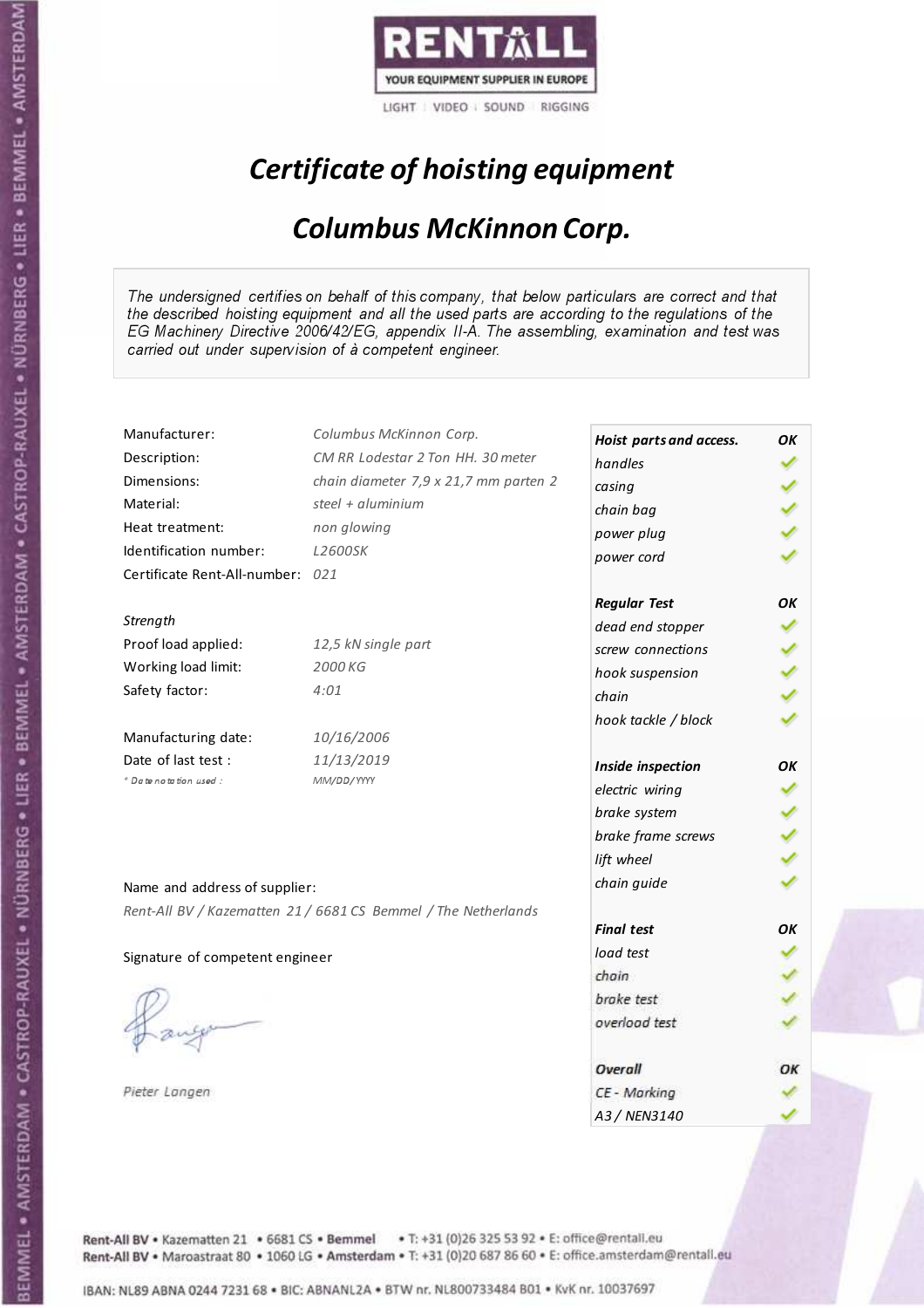RENTALL
YOUR EQUIPMENT SUPPLIER IN EUROPE
LIGHT | VIDEO | SOUND | RIGGING

# *Certificate of hoisting equipment*

## *Columbus McKinnon Corp.*

*The undersigned certifies on behalf of this company, that below particulars are correct and that the described hoisting equipment and all the used parts are according to the regulations of the EG Machinery Directive 2006/42/EG, appendix II-A. The assembling, examination and test was carried out under supervision of à competent engineer.*

| | |
|---|---|
| Manufacturer: | *Columbus McKinnon Corp.* |
| Description: | *CM RR Lodestar 2 Ton HH. 30 meter* |
| Dimensions: | *chain diameter 7,9 x 21,7 mm parten 2* |
| Material: | *steel + aluminium* |
| Heat treatment: | *non glowing* |
| Identification number: | *L2600SK* |
| Certificate Rent-All-number: | *021* |

*Strength*

| | |
|---|---|
| Proof load applied: | *12,5 kN single part* |
| Working load limit: | *2000 KG* |
| Safety factor: | *4:01* |

| | |
|---|---|
| Manufacturing date: | *10/16/2006* |
| Date of last test : | *11/13/2019* |
| * Date notation used : | *MM/DD/YYYY* |

| ***Hoist parts and access.*** | ***OK*** |
|---|---|
| *handles* | ✓ |
| *casing* | ✓ |
| *chain bag* | ✓ |
| *power plug* | ✓ |
| *power cord* | ✓ |
| ***Regular Test*** | ***OK*** |
| *dead end stopper* | ✓ |
| *screw connections* | ✓ |
| *hook suspension* | ✓ |
| *chain* | ✓ |
| *hook tackle / block* | ✓ |
| ***Inside inspection*** | ***OK*** |
| *electric wiring* | ✓ |
| *brake system* | ✓ |
| *brake frame screws* | ✓ |
| *lift wheel* | ✓ |
| *chain guide* | ✓ |
| ***Final test*** | ***OK*** |
| *load test* | ✓ |
| *chain* | ✓ |
| *brake test* | ✓ |
| *overload test* | ✓ |
| ***Overall*** | ***OK*** |
| *CE - Marking* | ✓ |
| *A3 / NEN3140* | ✓ |

Name and address of supplier:

*Rent-All BV / Kazematten 21 / 6681 CS Bemmel / The Netherlands*

Signature of competent engineer

*Pieter Langen*

Rent-All BV • Kazematten 21 • 6681 CS • **Bemmel** • T: +31 (0)26 325 53 92 • E: office@rentall.eu
Rent-All BV • Maroastraat 80 • 1060 LG • **Amsterdam** • T: +31 (0)20 687 86 60 • E: office.amsterdam@rentall.eu

IBAN: NL89 ABNA 0244 7231 68 • BIC: ABNANL2A • BTW nr. NL800733484 B01 • KvK nr. 10037697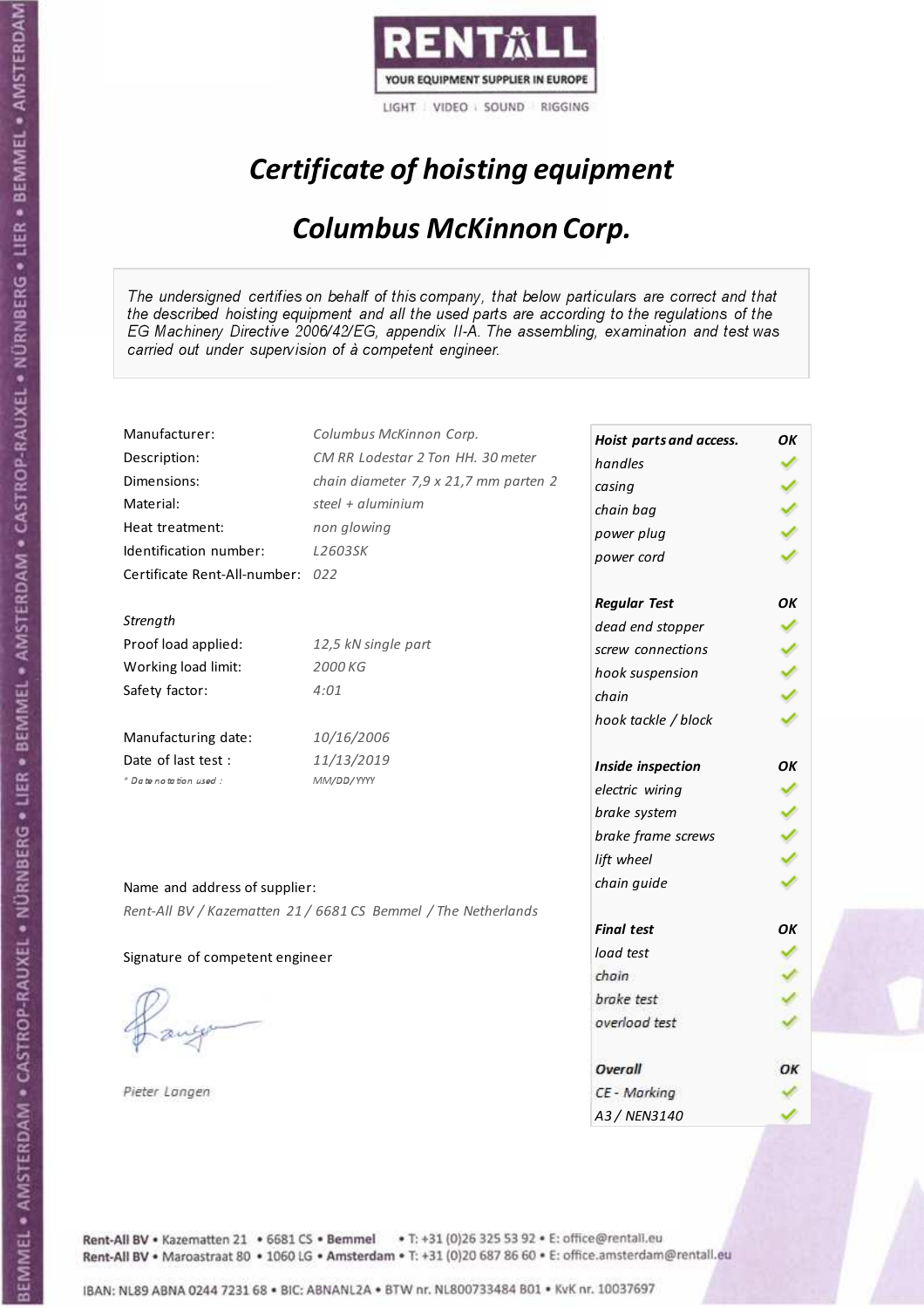RENTALL

YOUR EQUIPMENT SUPPLIER IN EUROPE

LIGHT | VIDEO | SOUND | RIGGING

# *Certificate of hoisting equipment*

## *Columbus McKinnon Corp.*

*The undersigned certifies on behalf of this company, that below particulars are correct and that the described hoisting equipment and all the used parts are according to the regulations of the EG Machinery Directive 2006/42/EG, appendix II-A. The assembling, examination and test was carried out under supervision of à competent engineer.*

| | |
|---|---|
| Manufacturer: | *Columbus McKinnon Corp.* |
| Description: | *CM RR Lodestar 2 Ton HH. 30 meter* |
| Dimensions: | *chain diameter 7,9 x 21,7 mm parten 2* |
| Material: | *steel + aluminium* |
| Heat treatment: | *non glowing* |
| Identification number: | *L2603SK* |
| Certificate Rent-All-number: | *022* |

*Strength*

| | |
|---|---|
| Proof load applied: | *12,5 kN single part* |
| Working load limit: | *2000 KG* |
| Safety factor: | *4:01* |

| | |
|---|---|
| Manufacturing date: | *10/16/2006* |
| Date of last test : | *11/13/2019* |
| *\* Date notation used :* | *MM/DD/YYYY* |

| | |
|---|---|
| ***Hoist parts and access.*** | ***OK*** |
| *handles* | ✓ |
| *casing* | ✓ |
| *chain bag* | ✓ |
| *power plug* | ✓ |
| *power cord* | ✓ |
| ***Regular Test*** | ***OK*** |
| *dead end stopper* | ✓ |
| *screw connections* | ✓ |
| *hook suspension* | ✓ |
| *chain* | ✓ |
| *hook tackle / block* | ✓ |
| ***Inside inspection*** | ***OK*** |
| *electric wiring* | ✓ |
| *brake system* | ✓ |
| *brake frame screws* | ✓ |
| *lift wheel* | ✓ |
| *chain guide* | ✓ |
| ***Final test*** | ***OK*** |
| *load test* | ✓ |
| *chain* | ✓ |
| *brake test* | ✓ |
| *overload test* | ✓ |
| ***Overall*** | ***OK*** |
| *CE - Marking* | ✓ |
| *A3 / NEN3140* | ✓ |

Name and address of supplier:

*Rent-All BV / Kazematten 21 / 6681 CS Bemmel / The Netherlands*

Signature of competent engineer

*Pieter Langen*

Rent-All BV • Kazematten 21 • 6681 CS • **Bemmel** • T: +31 (0)26 325 53 92 • E: office@rentall.eu
Rent-All BV • Maroastraat 80 • 1060 LG • **Amsterdam** • T: +31 (0)20 687 86 60 • E: office.amsterdam@rentall.eu

IBAN: NL89 ABNA 0244 7231 68 • BIC: ABNANL2A • BTW nr. NL800733484 B01 • KvK nr. 10037697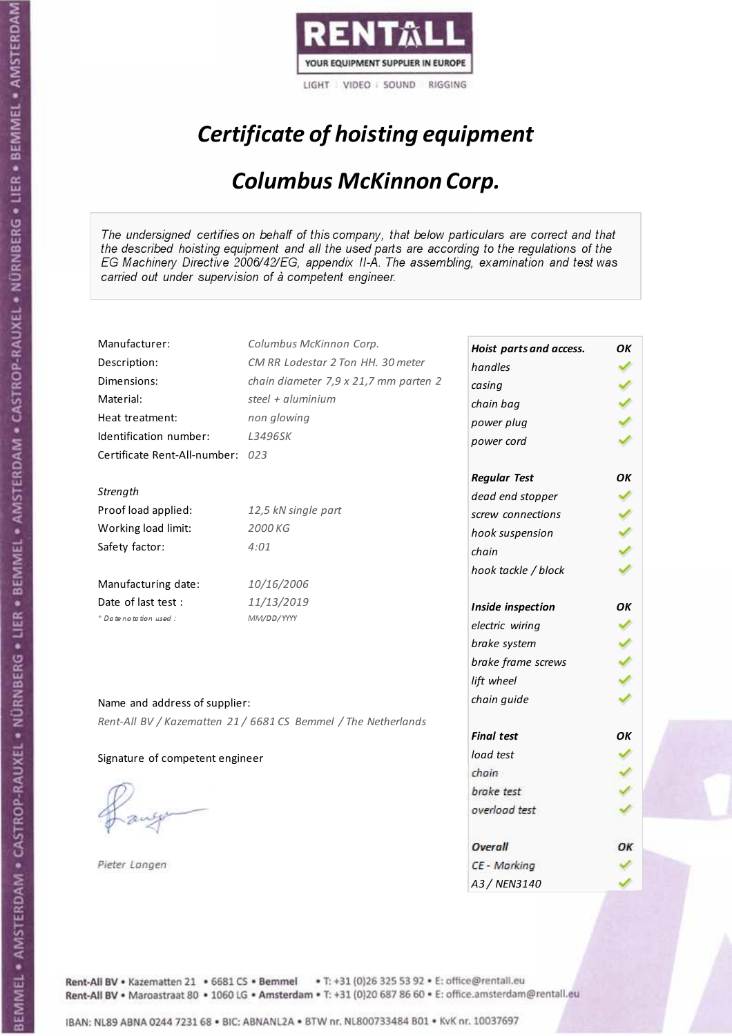RENTALL

YOUR EQUIPMENT SUPPLIER IN EUROPE

LIGHT | VIDEO | SOUND | RIGGING

# *Certificate of hoisting equipment*

## *Columbus McKinnon Corp.*

*The undersigned certifies on behalf of this company, that below particulars are correct and that the described hoisting equipment and all the used parts are according to the regulations of the EG Machinery Directive 2006/42/EG, appendix II-A. The assembling, examination and test was carried out under supervision of à competent engineer.*

| | |
|---|---|
| Manufacturer: | *Columbus McKinnon Corp.* |
| Description: | *CM RR Lodestar 2 Ton HH. 30 meter* |
| Dimensions: | *chain diameter 7,9 x 21,7 mm parten 2* |
| Material: | *steel + aluminium* |
| Heat treatment: | *non glowing* |
| Identification number: | *L3496SK* |
| Certificate Rent-All-number: | *023* |

*Strength*

| | |
|---|---|
| Proof load applied: | *12,5 kN single part* |
| Working load limit: | *2000 KG* |
| Safety factor: | *4:01* |

| | |
|---|---|
| Manufacturing date: | *10/16/2006* |
| Date of last test : | *11/13/2019* |
| * Date notation used : | *MM/DD/YYYY* |

Name and address of supplier:

*Rent-All BV / Kazematten 21 / 6681 CS Bemmel / The Netherlands*

Signature of competent engineer

*Pieter Langen*

| ***Hoist parts and access.*** | ***OK*** |
|---|---|
| *handles* | ✓ |
| *casing* | ✓ |
| *chain bag* | ✓ |
| *power plug* | ✓ |
| *power cord* | ✓ |
| ***Regular Test*** | ***OK*** |
| *dead end stopper* | ✓ |
| *screw connections* | ✓ |
| *hook suspension* | ✓ |
| *chain* | ✓ |
| *hook tackle / block* | ✓ |
| ***Inside inspection*** | ***OK*** |
| *electric wiring* | ✓ |
| *brake system* | ✓ |
| *brake frame screws* | ✓ |
| *lift wheel* | ✓ |
| *chain guide* | ✓ |
| ***Final test*** | ***OK*** |
| *load test* | ✓ |
| *chain* | ✓ |
| *brake test* | ✓ |
| *overload test* | ✓ |
| ***Overall*** | ***OK*** |
| *CE - Marking* | ✓ |
| *A3 / NEN3140* | ✓ |

Rent-All BV • Kazematten 21 • 6681 CS • Bemmel • T: +31 (0)26 325 53 92 • E: office@rentall.eu
Rent-All BV • Maroastraat 80 • 1060 LG • Amsterdam • T: +31 (0)20 687 86 60 • E: office.amsterdam@rentall.eu

IBAN: NL89 ABNA 0244 7231 68 • BIC: ABNANL2A • BTW nr. NL800733484 B01 • KvK nr. 10037697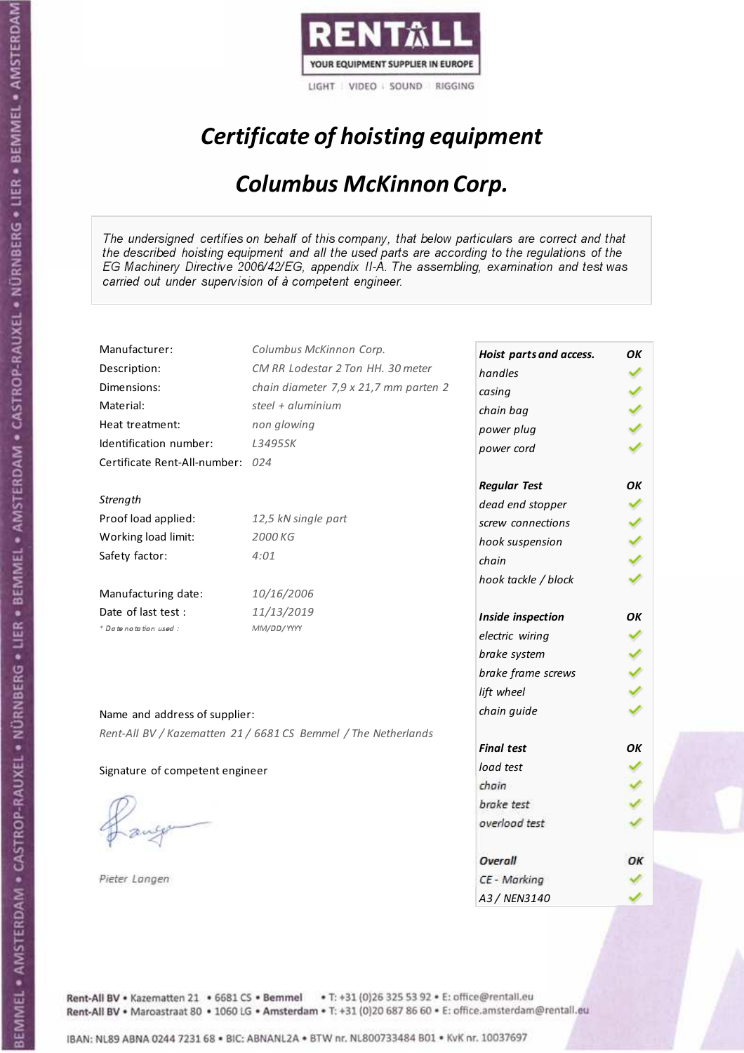RENTALL
YOUR EQUIPMENT SUPPLIER IN EUROPE
LIGHT | VIDEO | SOUND | RIGGING

# *Certificate of hoisting equipment*

## *Columbus McKinnon Corp.*

*The undersigned certifies on behalf of this company, that below particulars are correct and that the described hoisting equipment and all the used parts are according to the regulations of the EG Machinery Directive 2006/42/EG, appendix II-A. The assembling, examination and test was carried out under supervision of à competent engineer.*

| | |
|---|---|
| Manufacturer: | *Columbus McKinnon Corp.* |
| Description: | *CM RR Lodestar 2 Ton HH. 30 meter* |
| Dimensions: | *chain diameter 7,9 x 21,7 mm parten 2* |
| Material: | *steel + aluminium* |
| Heat treatment: | *non glowing* |
| Identification number: | *L3495SK* |
| Certificate Rent-All-number: | *024* |

*Strength*

| | |
|---|---|
| Proof load applied: | *12,5 kN single part* |
| Working load limit: | *2000 KG* |
| Safety factor: | *4:01* |

| | |
|---|---|
| Manufacturing date: | *10/16/2006* |
| Date of last test : | *11/13/2019* |
| *\* Date notation used :* | *MM/DD/YYYY* |

| ***Hoist parts and access.*** | ***OK*** |
|---|---|
| *handles* | ✓ |
| *casing* | ✓ |
| *chain bag* | ✓ |
| *power plug* | ✓ |
| *power cord* | ✓ |
| ***Regular Test*** | ***OK*** |
| *dead end stopper* | ✓ |
| *screw connections* | ✓ |
| *hook suspension* | ✓ |
| *chain* | ✓ |
| *hook tackle / block* | ✓ |
| ***Inside inspection*** | ***OK*** |
| *electric wiring* | ✓ |
| *brake system* | ✓ |
| *brake frame screws* | ✓ |
| *lift wheel* | ✓ |
| *chain guide* | ✓ |
| ***Final test*** | ***OK*** |
| *load test* | ✓ |
| *chain* | ✓ |
| *brake test* | ✓ |
| *overload test* | ✓ |
| ***Overall*** | ***OK*** |
| *CE - Marking* | ✓ |
| *A3 / NEN3140* | ✓ |

Name and address of supplier:

*Rent-All BV / Kazematten 21 / 6681 CS Bemmel / The Netherlands*

Signature of competent engineer

*Pieter Langen*

Rent-All BV • Kazematten 21 • 6681 CS • **Bemmel** • T: +31 (0)26 325 53 92 • E: office@rentall.eu
Rent-All BV • Maroastraat 80 • 1060 LG • **Amsterdam** • T: +31 (0)20 687 86 60 • E: office.amsterdam@rentall.eu

IBAN: NL89 ABNA 0244 7231 68 • BIC: ABNANL2A • BTW nr. NL800733484 B01 • KvK nr. 10037697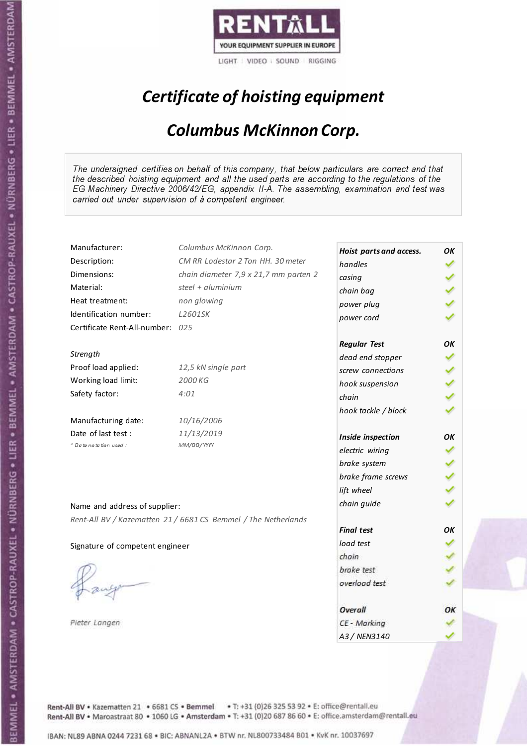RENTALL
YOUR EQUIPMENT SUPPLIER IN EUROPE
LIGHT | VIDEO | SOUND | RIGGING

# *Certificate of hoisting equipment*

## *Columbus McKinnon Corp.*

*The undersigned certifies on behalf of this company, that below particulars are correct and that the described hoisting equipment and all the used parts are according to the regulations of the EG Machinery Directive 2006/42/EG, appendix II-A. The assembling, examination and test was carried out under supervision of à competent engineer.*

| | |
|---|---|
| Manufacturer: | *Columbus McKinnon Corp.* |
| Description: | *CM RR Lodestar 2 Ton HH. 30 meter* |
| Dimensions: | *chain diameter 7,9 x 21,7 mm parten 2* |
| Material: | *steel + aluminium* |
| Heat treatment: | *non glowing* |
| Identification number: | *L2601SK* |
| Certificate Rent-All-number: | *025* |

*Strength*

| | |
|---|---|
| Proof load applied: | *12,5 kN single part* |
| Working load limit: | *2000 KG* |
| Safety factor: | *4:01* |

| | |
|---|---|
| Manufacturing date: | *10/16/2006* |
| Date of last test : | *11/13/2019* |
| *\* Date notation used :* | *MM/DD/YYYY* |

| | |
|---|---|
| ***Hoist parts and access.*** | ***OK*** |
| *handles* | ✓ |
| *casing* | ✓ |
| *chain bag* | ✓ |
| *power plug* | ✓ |
| *power cord* | ✓ |
| ***Regular Test*** | ***OK*** |
| *dead end stopper* | ✓ |
| *screw connections* | ✓ |
| *hook suspension* | ✓ |
| *chain* | ✓ |
| *hook tackle / block* | ✓ |
| ***Inside inspection*** | ***OK*** |
| *electric wiring* | ✓ |
| *brake system* | ✓ |
| *brake frame screws* | ✓ |
| *lift wheel* | ✓ |
| *chain guide* | ✓ |
| ***Final test*** | ***OK*** |
| *load test* | ✓ |
| *chain* | ✓ |
| *brake test* | ✓ |
| *overload test* | ✓ |
| ***Overall*** | ***OK*** |
| *CE - Marking* | ✓ |
| *A3 / NEN3140* | ✓ |

Name and address of supplier:

*Rent-All BV / Kazematten 21 / 6681 CS Bemmel / The Netherlands*

Signature of competent engineer

*Pieter Langen*

Rent-All BV • Kazematten 21 • 6681 CS • **Bemmel** • T: +31 (0)26 325 53 92 • E: office@rentall.eu
Rent-All BV • Maroastraat 80 • 1060 LG • **Amsterdam** • T: +31 (0)20 687 86 60 • E: office.amsterdam@rentall.eu

IBAN: NL89 ABNA 0244 7231 68 • BIC: ABNANL2A • BTW nr. NL800733484 B01 • KvK nr. 10037697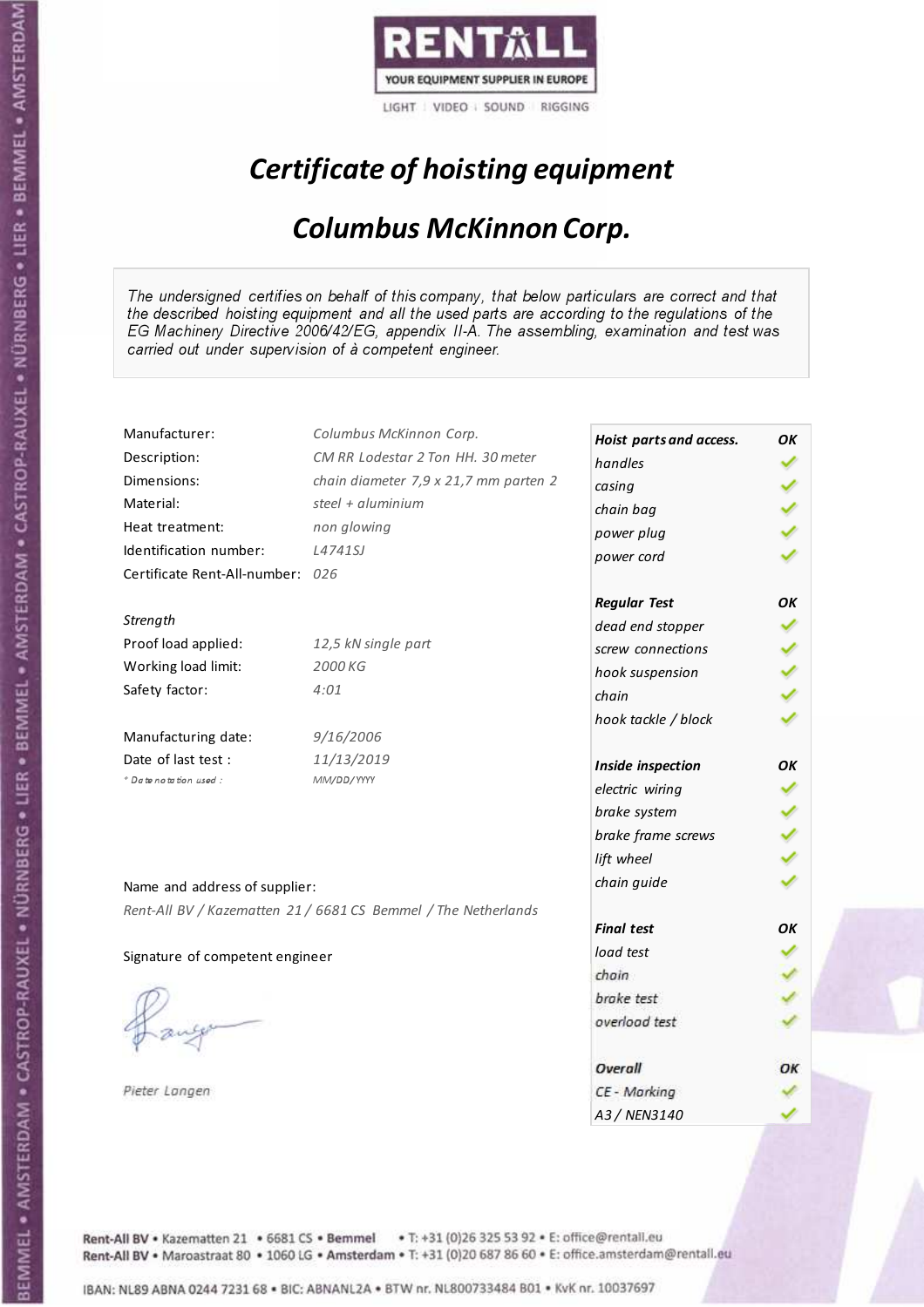RENTALL

YOUR EQUIPMENT SUPPLIER IN EUROPE

LIGHT | VIDEO | SOUND | RIGGING

# *Certificate of hoisting equipment*

## *Columbus McKinnon Corp.*

*The undersigned certifies on behalf of this company, that below particulars are correct and that the described hoisting equipment and all the used parts are according to the regulations of the EG Machinery Directive 2006/42/EG, appendix II-A. The assembling, examination and test was carried out under supervision of à competent engineer.*

| | |
|---|---|
| Manufacturer: | *Columbus McKinnon Corp.* |
| Description: | *CM RR Lodestar 2 Ton HH. 30 meter* |
| Dimensions: | *chain diameter 7,9 x 21,7 mm parten 2* |
| Material: | *steel + aluminium* |
| Heat treatment: | *non glowing* |
| Identification number: | *L4741SJ* |
| Certificate Rent-All-number: | *026* |

*Strength*

| | |
|---|---|
| Proof load applied: | *12,5 kN single part* |
| Working load limit: | *2000 KG* |
| Safety factor: | *4:01* |

| | |
|---|---|
| Manufacturing date: | *9/16/2006* |
| Date of last test : | *11/13/2019* |
| * Date notation used : | MM/DD/YYYY |

| Check | |
|---|---|
| ***Hoist parts and access.*** | ***OK*** |
| *handles* | ✓ |
| *casing* | ✓ |
| *chain bag* | ✓ |
| *power plug* | ✓ |
| *power cord* | ✓ |
| ***Regular Test*** | ***OK*** |
| *dead end stopper* | ✓ |
| *screw connections* | ✓ |
| *hook suspension* | ✓ |
| *chain* | ✓ |
| *hook tackle / block* | ✓ |
| ***Inside inspection*** | ***OK*** |
| *electric wiring* | ✓ |
| *brake system* | ✓ |
| *brake frame screws* | ✓ |
| *lift wheel* | ✓ |
| *chain guide* | ✓ |
| ***Final test*** | ***OK*** |
| *load test* | ✓ |
| *chain* | ✓ |
| *brake test* | ✓ |
| *overload test* | ✓ |
| ***Overall*** | ***OK*** |
| *CE - Marking* | ✓ |
| *A3 / NEN3140* | ✓ |

Name and address of supplier:

*Rent-All BV / Kazematten 21 / 6681 CS Bemmel / The Netherlands*

Signature of competent engineer

*Pieter Langen*

Rent-All BV • Kazematten 21 • 6681 CS • **Bemmel** • T: +31 (0)26 325 53 92 • E: office@rentall.eu
Rent-All BV • Maroastraat 80 • 1060 LG • **Amsterdam** • T: +31 (0)20 687 86 60 • E: office.amsterdam@rentall.eu

IBAN: NL89 ABNA 0244 7231 68 • BIC: ABNANL2A • BTW nr. NL800733484 B01 • KvK nr. 10037697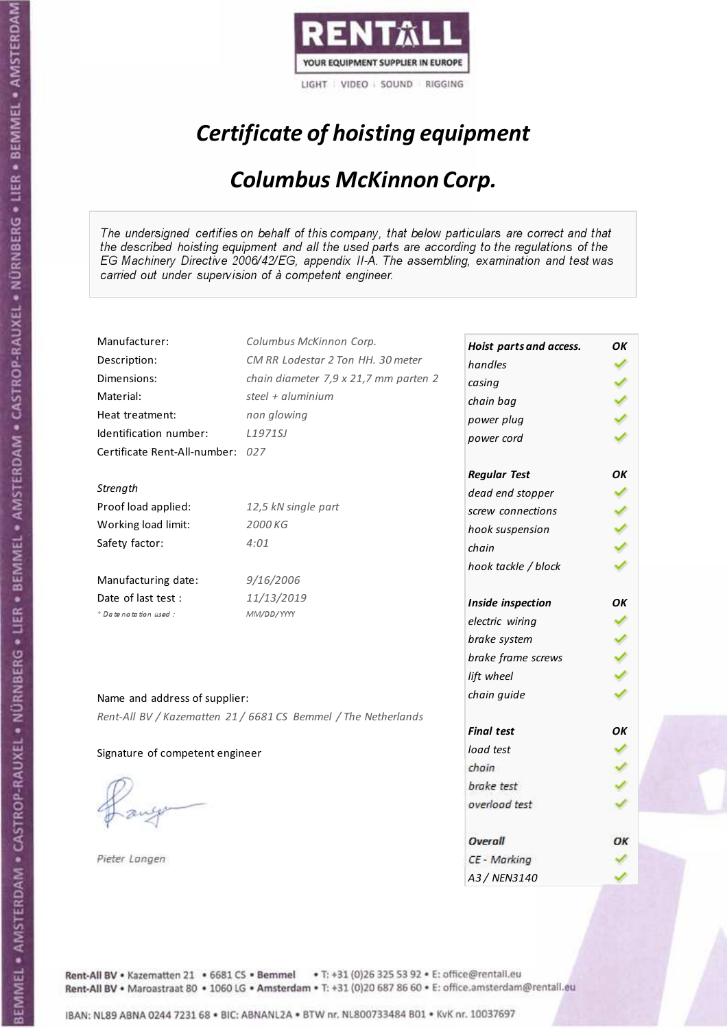RENTALL

YOUR EQUIPMENT SUPPLIER IN EUROPE

LIGHT | VIDEO | SOUND | RIGGING

# *Certificate of hoisting equipment*

## *Columbus McKinnon Corp.*

*The undersigned certifies on behalf of this company, that below particulars are correct and that the described hoisting equipment and all the used parts are according to the regulations of the EG Machinery Directive 2006/42/EG, appendix II-A. The assembling, examination and test was carried out under supervision of à competent engineer.*

| | |
|---|---|
| Manufacturer: | *Columbus McKinnon Corp.* |
| Description: | *CM RR Lodestar 2 Ton HH. 30 meter* |
| Dimensions: | *chain diameter 7,9 x 21,7 mm parten 2* |
| Material: | *steel + aluminium* |
| Heat treatment: | *non glowing* |
| Identification number: | *L1971SJ* |
| Certificate Rent-All-number: | *027* |

*Strength*

| | |
|---|---|
| Proof load applied: | *12,5 kN single part* |
| Working load limit: | *2000 KG* |
| Safety factor: | *4:01* |

| | |
|---|---|
| Manufacturing date: | *9/16/2006* |
| Date of last test : | *11/13/2019* |
| *\* Date notation used :* | *MM/DD/YYYY* |

| ***Hoist parts and access.*** | ***OK*** |
|---|---|
| *handles* | ✓ |
| *casing* | ✓ |
| *chain bag* | ✓ |
| *power plug* | ✓ |
| *power cord* | ✓ |
| ***Regular Test*** | ***OK*** |
| *dead end stopper* | ✓ |
| *screw connections* | ✓ |
| *hook suspension* | ✓ |
| *chain* | ✓ |
| *hook tackle / block* | ✓ |
| ***Inside inspection*** | ***OK*** |
| *electric wiring* | ✓ |
| *brake system* | ✓ |
| *brake frame screws* | ✓ |
| *lift wheel* | ✓ |
| *chain guide* | ✓ |
| ***Final test*** | ***OK*** |
| *load test* | ✓ |
| *chain* | ✓ |
| *brake test* | ✓ |
| *overload test* | ✓ |
| ***Overall*** | ***OK*** |
| *CE - Marking* | ✓ |
| *A3 / NEN3140* | ✓ |

Name and address of supplier:

*Rent-All BV / Kazematten 21 / 6681 CS Bemmel / The Netherlands*

Signature of competent engineer

*Pieter Langen*

Rent-All BV • Kazematten 21 • 6681 CS • Bemmel • T: +31 (0)26 325 53 92 • E: office@rentall.eu
Rent-All BV • Maroastraat 80 • 1060 LG • Amsterdam • T: +31 (0)20 687 86 60 • E: office.amsterdam@rentall.eu

IBAN: NL89 ABNA 0244 7231 68 • BIC: ABNANL2A • BTW nr. NL800733484 B01 • KvK nr. 10037697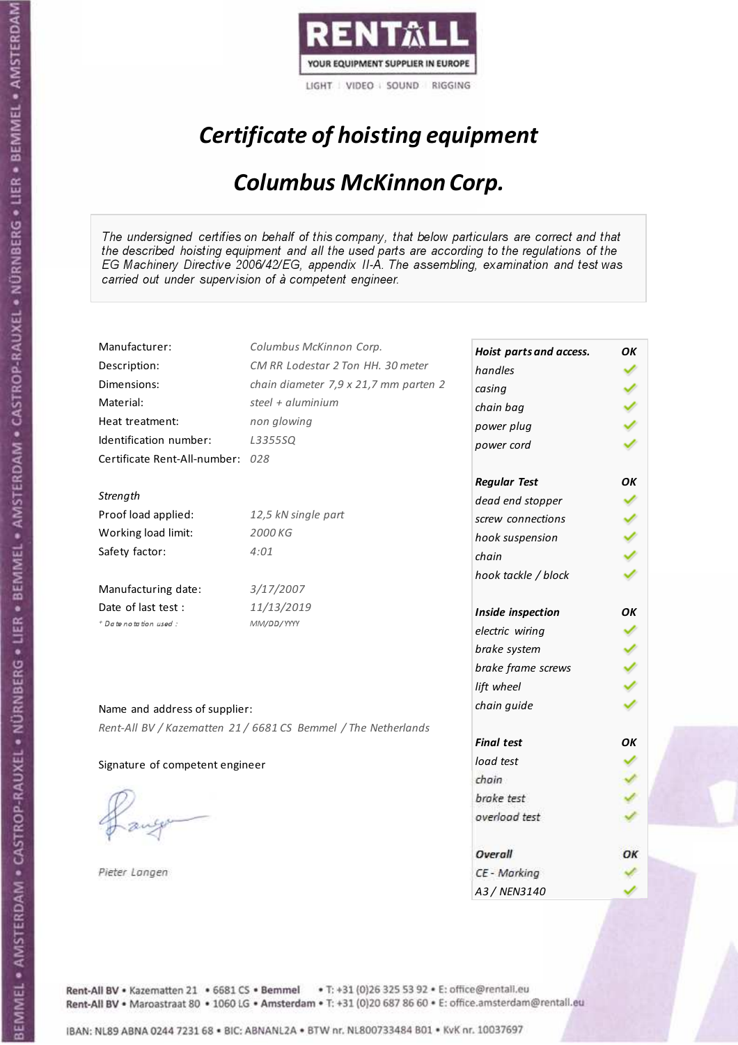RENTALL

YOUR EQUIPMENT SUPPLIER IN EUROPE

LIGHT | VIDEO | SOUND | RIGGING

# *Certificate of hoisting equipment*

## *Columbus McKinnon Corp.*

*The undersigned certifies on behalf of this company, that below particulars are correct and that the described hoisting equipment and all the used parts are according to the regulations of the EG Machinery Directive 2006/42/EG, appendix II-A. The assembling, examination and test was carried out under supervision of à competent engineer.*

| | |
|---|---|
| Manufacturer: | Columbus McKinnon Corp. |
| Description: | CM RR Lodestar 2 Ton HH. 30 meter |
| Dimensions: | chain diameter 7,9 x 21,7 mm parten 2 |
| Material: | steel + aluminium |
| Heat treatment: | non glowing |
| Identification number: | L3355SQ |
| Certificate Rent-All-number: | 028 |

*Strength*

| | |
|---|---|
| Proof load applied: | 12,5 kN single part |
| Working load limit: | 2000 KG |
| Safety factor: | 4:01 |

| | |
|---|---|
| Manufacturing date: | 3/17/2007 |
| Date of last test : | 11/13/2019 |
| * Date notation used : | MM/DD/YYYY |

| | |
|---|---|
| ***Hoist parts and access.*** | ***OK*** |
| *handles* | ✓ |
| *casing* | ✓ |
| *chain bag* | ✓ |
| *power plug* | ✓ |
| *power cord* | ✓ |
| ***Regular Test*** | ***OK*** |
| *dead end stopper* | ✓ |
| *screw connections* | ✓ |
| *hook suspension* | ✓ |
| *chain* | ✓ |
| *hook tackle / block* | ✓ |
| ***Inside inspection*** | ***OK*** |
| *electric wiring* | ✓ |
| *brake system* | ✓ |
| *brake frame screws* | ✓ |
| *lift wheel* | ✓ |
| *chain guide* | ✓ |
| ***Final test*** | ***OK*** |
| *load test* | ✓ |
| *chain* | ✓ |
| *brake test* | ✓ |
| *overload test* | ✓ |
| ***Overall*** | ***OK*** |
| *CE - Marking* | ✓ |
| *A3 / NEN3140* | ✓ |

Name and address of supplier:

*Rent-All BV / Kazematten 21 / 6681 CS Bemmel / The Netherlands*

Signature of competent engineer

*Pieter Langen*

Rent-All BV • Kazematten 21 • 6681 CS • **Bemmel** • T: +31 (0)26 325 53 92 • E: office@rentall.eu
Rent-All BV • Maroastraat 80 • 1060 LG • **Amsterdam** • T: +31 (0)20 687 86 60 • E: office.amsterdam@rentall.eu

IBAN: NL89 ABNA 0244 7231 68 • BIC: ABNANL2A • BTW nr. NL800733484 B01 • KvK nr. 10037697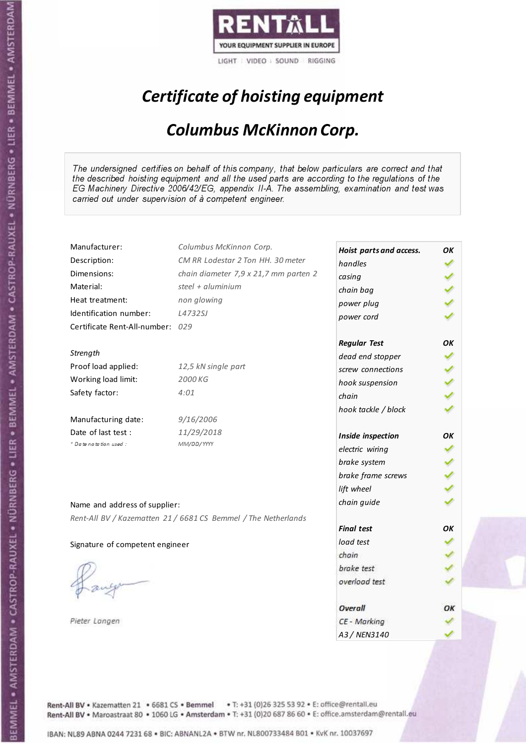RENTALL
YOUR EQUIPMENT SUPPLIER IN EUROPE
LIGHT | VIDEO | SOUND | RIGGING

# *Certificate of hoisting equipment*

## *Columbus McKinnon Corp.*

*The undersigned certifies on behalf of this company, that below particulars are correct and that the described hoisting equipment and all the used parts are according to the regulations of the EG Machinery Directive 2006/42/EG, appendix II-A. The assembling, examination and test was carried out under supervision of à competent engineer.*

| | |
|---|---|
| Manufacturer: | *Columbus McKinnon Corp.* |
| Description: | *CM RR Lodestar 2 Ton HH. 30 meter* |
| Dimensions: | *chain diameter 7,9 x 21,7 mm parten 2* |
| Material: | *steel + aluminium* |
| Heat treatment: | *non glowing* |
| Identification number: | *L4732SJ* |
| Certificate Rent-All-number: | *029* |

*Strength*

| | |
|---|---|
| Proof load applied: | *12,5 kN single part* |
| Working load limit: | *2000 KG* |
| Safety factor: | *4:01* |

| | |
|---|---|
| Manufacturing date: | *9/16/2006* |
| Date of last test : | *11/29/2018* |
| * Date notation used : | *MM/DD/YYYY* |

| ***Hoist parts and access.*** | ***OK*** |
|---|---|
| *handles* | ✓ |
| *casing* | ✓ |
| *chain bag* | ✓ |
| *power plug* | ✓ |
| *power cord* | ✓ |
| ***Regular Test*** | ***OK*** |
| *dead end stopper* | ✓ |
| *screw connections* | ✓ |
| *hook suspension* | ✓ |
| *chain* | ✓ |
| *hook tackle / block* | ✓ |
| ***Inside inspection*** | ***OK*** |
| *electric wiring* | ✓ |
| *brake system* | ✓ |
| *brake frame screws* | ✓ |
| *lift wheel* | ✓ |
| *chain guide* | ✓ |
| ***Final test*** | ***OK*** |
| *load test* | ✓ |
| *chain* | ✓ |
| *brake test* | ✓ |
| *overload test* | ✓ |
| ***Overall*** | ***OK*** |
| *CE - Marking* | ✓ |
| *A3 / NEN3140* | ✓ |

Name and address of supplier:

*Rent-All BV / Kazematten 21 / 6681 CS Bemmel / The Netherlands*

Signature of competent engineer

*Pieter Langen*

Rent-All BV • Kazematten 21 • 6681 CS • **Bemmel** • T: +31 (0)26 325 53 92 • E: office@rentall.eu
Rent-All BV • Maroastraat 80 • 1060 LG • **Amsterdam** • T: +31 (0)20 687 86 60 • E: office.amsterdam@rentall.eu

IBAN: NL89 ABNA 0244 7231 68 • BIC: ABNANL2A • BTW nr. NL800733484 B01 • KvK nr. 10037697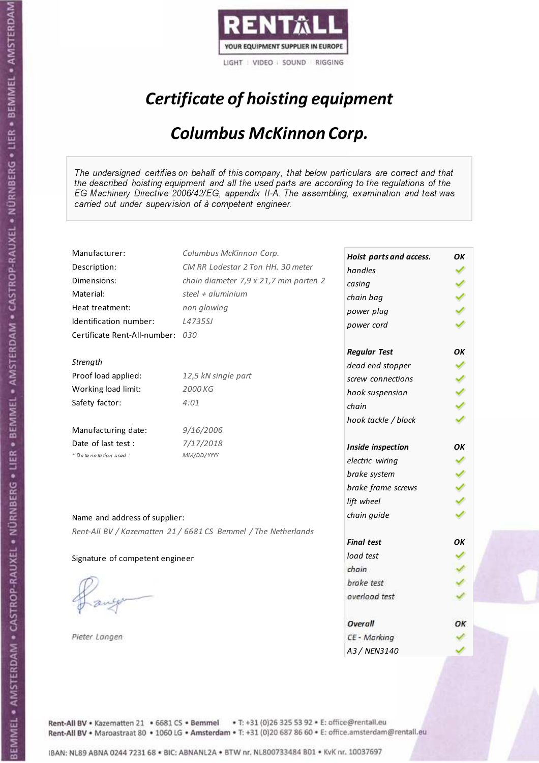RENTALL

YOUR EQUIPMENT SUPPLIER IN EUROPE

LIGHT | VIDEO | SOUND | RIGGING

# *Certificate of hoisting equipment*

## *Columbus McKinnon Corp.*

*The undersigned certifies on behalf of this company, that below particulars are correct and that the described hoisting equipment and all the used parts are according to the regulations of the EG Machinery Directive 2006/42/EG, appendix II-A. The assembling, examination and test was carried out under supervision of à competent engineer.*

| | |
|---|---|
| Manufacturer: | *Columbus McKinnon Corp.* |
| Description: | *CM RR Lodestar 2 Ton HH. 30 meter* |
| Dimensions: | *chain diameter 7,9 x 21,7 mm parten 2* |
| Material: | *steel + aluminium* |
| Heat treatment: | *non glowing* |
| Identification number: | *L4735SJ* |
| Certificate Rent-All-number: | *030* |

*Strength*

| | |
|---|---|
| Proof load applied: | *12,5 kN single part* |
| Working load limit: | *2000 KG* |
| Safety factor: | *4:01* |

| | |
|---|---|
| Manufacturing date: | *9/16/2006* |
| Date of last test : | *7/17/2018* |
| *\* Date notation used :* | *MM/DD/YYYY* |

| *Hoist parts and access.* | *OK* |
|---|---|
| *handles* | ✓ |
| *casing* | ✓ |
| *chain bag* | ✓ |
| *power plug* | ✓ |
| *power cord* | ✓ |
| ***Regular Test*** | ***OK*** |
| *dead end stopper* | ✓ |
| *screw connections* | ✓ |
| *hook suspension* | ✓ |
| *chain* | ✓ |
| *hook tackle / block* | ✓ |
| ***Inside inspection*** | ***OK*** |
| *electric wiring* | ✓ |
| *brake system* | ✓ |
| *brake frame screws* | ✓ |
| *lift wheel* | ✓ |
| *chain guide* | ✓ |
| ***Final test*** | ***OK*** |
| *load test* | ✓ |
| *chain* | ✓ |
| *brake test* | ✓ |
| *overload test* | ✓ |
| ***Overall*** | ***OK*** |
| *CE - Marking* | ✓ |
| *A3 / NEN3140* | ✓ |

Name and address of supplier:

*Rent-All BV / Kazematten 21 / 6681 CS Bemmel / The Netherlands*

Signature of competent engineer

*Pieter Langen*

Rent-All BV • Kazematten 21 • 6681 CS • Bemmel • T: +31 (0)26 325 53 92 • E: office@rentall.eu
Rent-All BV • Maroastraat 80 • 1060 LG • Amsterdam • T: +31 (0)20 687 86 60 • E: office.amsterdam@rentall.eu

IBAN: NL89 ABNA 0244 7231 68 • BIC: ABNANL2A • BTW nr. NL800733484 B01 • KvK nr. 10037697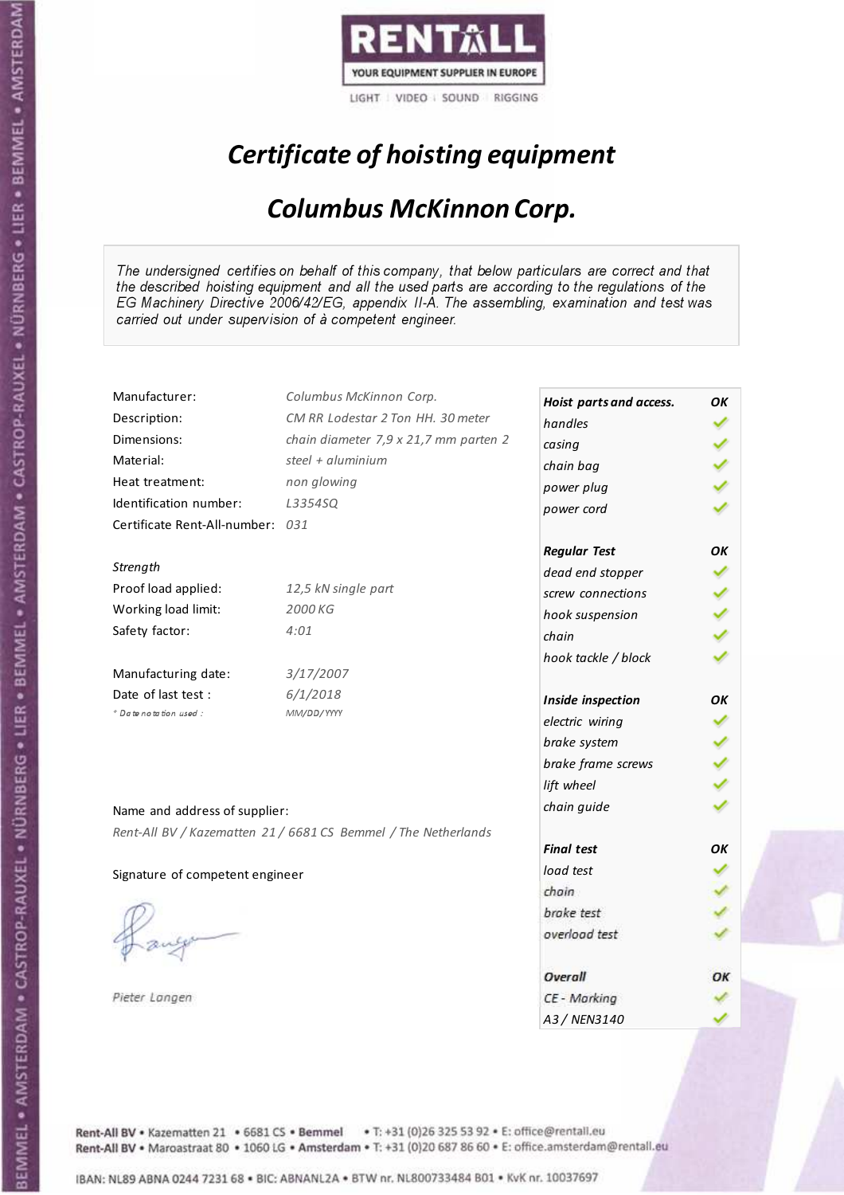RENTALL

YOUR EQUIPMENT SUPPLIER IN EUROPE

LIGHT | VIDEO | SOUND | RIGGING

# *Certificate of hoisting equipment*

## *Columbus McKinnon Corp.*

*The undersigned certifies on behalf of this company, that below particulars are correct and that the described hoisting equipment and all the used parts are according to the regulations of the EG Machinery Directive 2006/42/EG, appendix II-A. The assembling, examination and test was carried out under supervision of à competent engineer.*

| | |
|---|---|
| Manufacturer: | *Columbus McKinnon Corp.* |
| Description: | *CM RR Lodestar 2 Ton HH. 30 meter* |
| Dimensions: | *chain diameter 7,9 x 21,7 mm parten 2* |
| Material: | *steel + aluminium* |
| Heat treatment: | *non glowing* |
| Identification number: | *L3354SQ* |
| Certificate Rent-All-number: | *031* |

*Strength*

| | |
|---|---|
| Proof load applied: | *12,5 kN single part* |
| Working load limit: | *2000 KG* |
| Safety factor: | *4:01* |

| | |
|---|---|
| Manufacturing date: | *3/17/2007* |
| Date of last test : | *6/1/2018* |
| * Date notation used : | *MM/DD/YYYY* |

| | |
|---|---|
| ***Hoist parts and access.*** | ***OK*** |
| *handles* | ✓ |
| *casing* | ✓ |
| *chain bag* | ✓ |
| *power plug* | ✓ |
| *power cord* | ✓ |
| ***Regular Test*** | ***OK*** |
| *dead end stopper* | ✓ |
| *screw connections* | ✓ |
| *hook suspension* | ✓ |
| *chain* | ✓ |
| *hook tackle / block* | ✓ |
| ***Inside inspection*** | ***OK*** |
| *electric wiring* | ✓ |
| *brake system* | ✓ |
| *brake frame screws* | ✓ |
| *lift wheel* | ✓ |
| *chain guide* | ✓ |
| ***Final test*** | ***OK*** |
| *load test* | ✓ |
| *chain* | ✓ |
| *brake test* | ✓ |
| *overload test* | ✓ |
| ***Overall*** | ***OK*** |
| *CE - Marking* | ✓ |
| *A3 / NEN3140* | ✓ |

Name and address of supplier:

*Rent-All BV / Kazematten 21 / 6681 CS Bemmel / The Netherlands*

Signature of competent engineer

*Pieter Langen*

Rent-All BV • Kazematten 21 • 6681 CS • Bemmel • T: +31 (0)26 325 53 92 • E: office@rentall.eu
Rent-All BV • Maroastraat 80 • 1060 LG • Amsterdam • T: +31 (0)20 687 86 60 • E: office.amsterdam@rentall.eu

IBAN: NL89 ABNA 0244 7231 68 • BIC: ABNANL2A • BTW nr. NL800733484 B01 • KvK nr. 10037697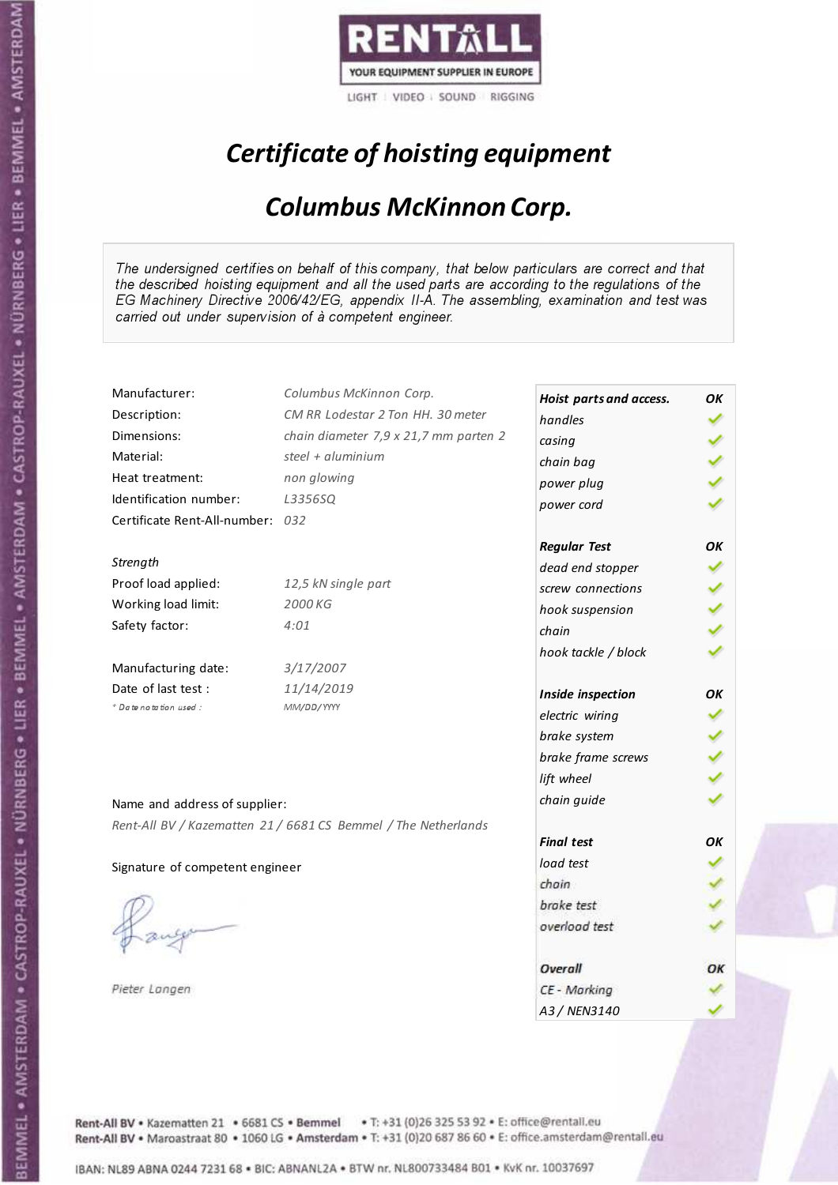RENTALL
YOUR EQUIPMENT SUPPLIER IN EUROPE
LIGHT | VIDEO | SOUND | RIGGING

# *Certificate of hoisting equipment*

## *Columbus McKinnon Corp.*

*The undersigned certifies on behalf of this company, that below particulars are correct and that the described hoisting equipment and all the used parts are according to the regulations of the EG Machinery Directive 2006/42/EG, appendix II-A. The assembling, examination and test was carried out under supervision of à competent engineer.*

| | |
|---|---|
| Manufacturer: | *Columbus McKinnon Corp.* |
| Description: | *CM RR Lodestar 2 Ton HH. 30 meter* |
| Dimensions: | *chain diameter 7,9 x 21,7 mm parten 2* |
| Material: | *steel + aluminium* |
| Heat treatment: | *non glowing* |
| Identification number: | *L3356SQ* |
| Certificate Rent-All-number: | *032* |
| *Strength* | |
| Proof load applied: | *12,5 kN single part* |
| Working load limit: | *2000 KG* |
| Safety factor: | *4:01* |
| Manufacturing date: | *3/17/2007* |
| Date of last test : | *11/14/2019* |
| *\* Date notation used :* | *MM/DD/YYYY* |

| | |
|---|---|
| ***Hoist parts and access.*** | ***OK*** |
| *handles* | ✓ |
| *casing* | ✓ |
| *chain bag* | ✓ |
| *power plug* | ✓ |
| *power cord* | ✓ |
| ***Regular Test*** | ***OK*** |
| *dead end stopper* | ✓ |
| *screw connections* | ✓ |
| *hook suspension* | ✓ |
| *chain* | ✓ |
| *hook tackle / block* | ✓ |
| ***Inside inspection*** | ***OK*** |
| *electric wiring* | ✓ |
| *brake system* | ✓ |
| *brake frame screws* | ✓ |
| *lift wheel* | ✓ |
| *chain guide* | ✓ |
| ***Final test*** | ***OK*** |
| *load test* | ✓ |
| *chain* | ✓ |
| *brake test* | ✓ |
| *overload test* | ✓ |
| ***Overall*** | ***OK*** |
| *CE - Marking* | ✓ |
| *A3 / NEN3140* | ✓ |

Name and address of supplier:

*Rent-All BV / Kazematten 21 / 6681 CS Bemmel / The Netherlands*

Signature of competent engineer

*Pieter Langen*

Rent-All BV • Kazematten 21 • 6681 CS • **Bemmel** • T: +31 (0)26 325 53 92 • E: office@rentall.eu
Rent-All BV • Maroastraat 80 • 1060 LG • **Amsterdam** • T: +31 (0)20 687 86 60 • E: office.amsterdam@rentall.eu

IBAN: NL89 ABNA 0244 7231 68 • BIC: ABNANL2A • BTW nr. NL800733484 B01 • KvK nr. 10037697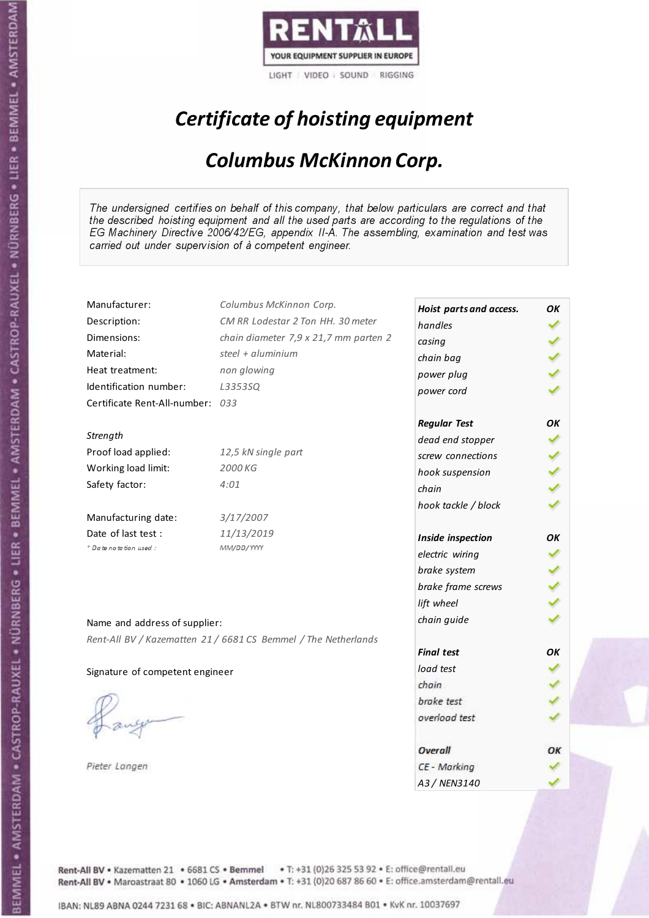RENTALL

YOUR EQUIPMENT SUPPLIER IN EUROPE

LIGHT | VIDEO | SOUND | RIGGING

# *Certificate of hoisting equipment*

## *Columbus McKinnon Corp.*

*The undersigned certifies on behalf of this company, that below particulars are correct and that the described hoisting equipment and all the used parts are according to the regulations of the EG Machinery Directive 2006/42/EG, appendix II-A. The assembling, examination and test was carried out under supervision of à competent engineer.*

| | |
|---|---|
| Manufacturer: | *Columbus McKinnon Corp.* |
| Description: | *CM RR Lodestar 2 Ton HH. 30 meter* |
| Dimensions: | *chain diameter 7,9 x 21,7 mm parten 2* |
| Material: | *steel + aluminium* |
| Heat treatment: | *non glowing* |
| Identification number: | *L3353SQ* |
| Certificate Rent-All-number: | *033* |

*Strength*

| | |
|---|---|
| Proof load applied: | *12,5 kN single part* |
| Working load limit: | *2000 KG* |
| Safety factor: | *4:01* |

| | |
|---|---|
| Manufacturing date: | *3/17/2007* |
| Date of last test : | *11/13/2019* |
| *\* Date notation used :* | *MM/DD/YYYY* |

| ***Hoist parts and access.*** | ***OK*** |
|---|---|
| *handles* | ✓ |
| *casing* | ✓ |
| *chain bag* | ✓ |
| *power plug* | ✓ |
| *power cord* | ✓ |
| ***Regular Test*** | ***OK*** |
| *dead end stopper* | ✓ |
| *screw connections* | ✓ |
| *hook suspension* | ✓ |
| *chain* | ✓ |
| *hook tackle / block* | ✓ |
| ***Inside inspection*** | ***OK*** |
| *electric wiring* | ✓ |
| *brake system* | ✓ |
| *brake frame screws* | ✓ |
| *lift wheel* | ✓ |
| *chain guide* | ✓ |
| ***Final test*** | ***OK*** |
| *load test* | ✓ |
| *chain* | ✓ |
| *brake test* | ✓ |
| *overload test* | ✓ |
| ***Overall*** | ***OK*** |
| *CE - Marking* | ✓ |
| *A3 / NEN3140* | ✓ |

Name and address of supplier:

*Rent-All BV / Kazematten 21 / 6681 CS Bemmel / The Netherlands*

Signature of competent engineer

*Pieter Langen*

**Rent-All BV** • Kazematten 21 • 6681 CS • **Bemmel** • T: +31 (0)26 325 53 92 • E: office@rentall.eu
**Rent-All BV** • Maroastraat 80 • 1060 LG • **Amsterdam** • T: +31 (0)20 687 86 60 • E: office.amsterdam@rentall.eu

IBAN: NL89 ABNA 0244 7231 68 • BIC: ABNANL2A • BTW nr. NL800733484 B01 • KvK nr. 10037697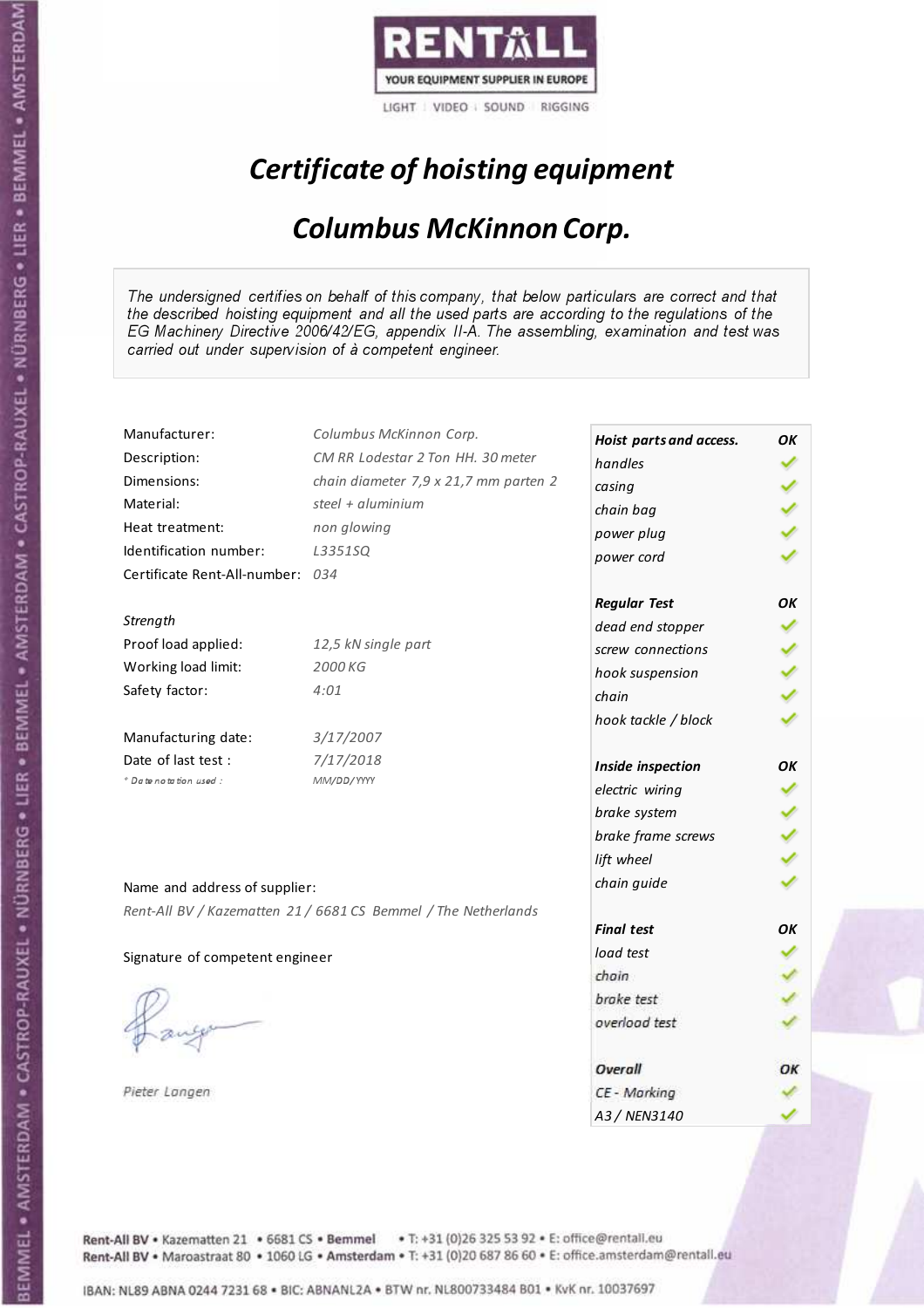RENTALL

YOUR EQUIPMENT SUPPLIER IN EUROPE

LIGHT | VIDEO | SOUND | RIGGING

# *Certificate of hoisting equipment*

## *Columbus McKinnon Corp.*

*The undersigned certifies on behalf of this company, that below particulars are correct and that the described hoisting equipment and all the used parts are according to the regulations of the EG Machinery Directive 2006/42/EG, appendix II-A. The assembling, examination and test was carried out under supervision of à competent engineer.*

| | |
|---|---|
| Manufacturer: | *Columbus McKinnon Corp.* |
| Description: | *CM RR Lodestar 2 Ton HH. 30 meter* |
| Dimensions: | *chain diameter 7,9 x 21,7 mm parten 2* |
| Material: | *steel + aluminium* |
| Heat treatment: | *non glowing* |
| Identification number: | *L3351SQ* |
| Certificate Rent-All-number: | *034* |

*Strength*

| | |
|---|---|
| Proof load applied: | *12,5 kN single part* |
| Working load limit: | *2000 KG* |
| Safety factor: | *4:01* |

| | |
|---|---|
| Manufacturing date: | *3/17/2007* |
| Date of last test : | *7/17/2018* |
| * *Date notation used :* | *MM/DD/YYYY* |

| ***Hoist parts and access.*** | ***OK*** |
|---|---|
| *handles* | ✓ |
| *casing* | ✓ |
| *chain bag* | ✓ |
| *power plug* | ✓ |
| *power cord* | ✓ |
| ***Regular Test*** | ***OK*** |
| *dead end stopper* | ✓ |
| *screw connections* | ✓ |
| *hook suspension* | ✓ |
| *chain* | ✓ |
| *hook tackle / block* | ✓ |
| ***Inside inspection*** | ***OK*** |
| *electric wiring* | ✓ |
| *brake system* | ✓ |
| *brake frame screws* | ✓ |
| *lift wheel* | ✓ |
| *chain guide* | ✓ |
| ***Final test*** | ***OK*** |
| *load test* | ✓ |
| *chain* | ✓ |
| *brake test* | ✓ |
| *overload test* | ✓ |
| ***Overall*** | ***OK*** |
| *CE - Marking* | ✓ |
| *A3 / NEN3140* | ✓ |

Name and address of supplier:

*Rent-All BV / Kazematten 21 / 6681 CS Bemmel / The Netherlands*

Signature of competent engineer

*Pieter Langen*

Rent-All BV • Kazematten 21 • 6681 CS • **Bemmel** • T: +31 (0)26 325 53 92 • E: office@rentall.eu
Rent-All BV • Maroastraat 80 • 1060 LG • **Amsterdam** • T: +31 (0)20 687 86 60 • E: office.amsterdam@rentall.eu

IBAN: NL89 ABNA 0244 7231 68 • BIC: ABNANL2A • BTW nr. NL800733484 B01 • KvK nr. 10037697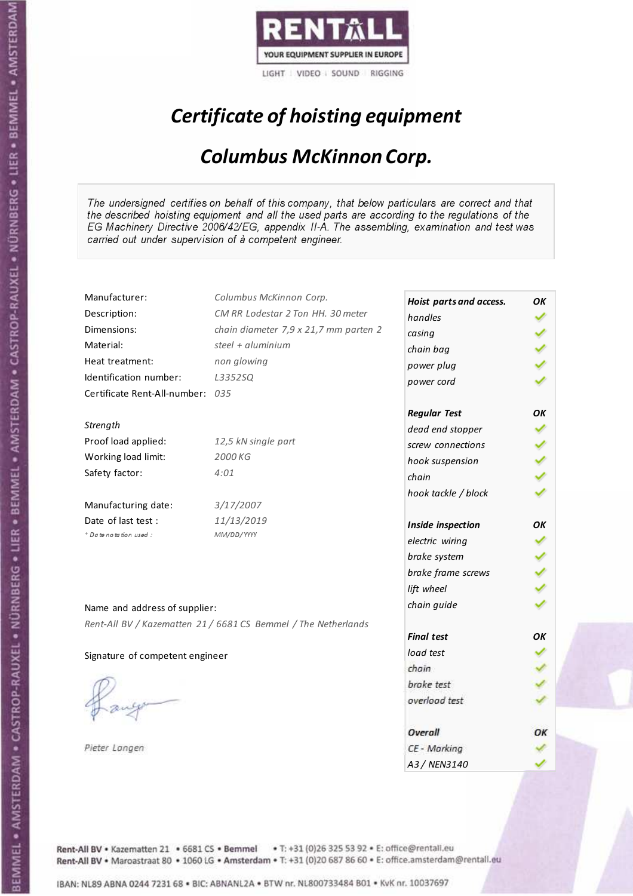RENTALL

YOUR EQUIPMENT SUPPLIER IN EUROPE

LIGHT | VIDEO | SOUND | RIGGING

# *Certificate of hoisting equipment*

## *Columbus McKinnon Corp.*

*The undersigned certifies on behalf of this company, that below particulars are correct and that the described hoisting equipment and all the used parts are according to the regulations of the EG Machinery Directive 2006/42/EG, appendix II-A. The assembling, examination and test was carried out under supervision of à competent engineer.*

| | |
|---|---|
| Manufacturer: | *Columbus McKinnon Corp.* |
| Description: | *CM RR Lodestar 2 Ton HH. 30 meter* |
| Dimensions: | *chain diameter 7,9 x 21,7 mm parten 2* |
| Material: | *steel + aluminium* |
| Heat treatment: | *non glowing* |
| Identification number: | *L3352SQ* |
| Certificate Rent-All-number: | *035* |
| *Strength* | |
| Proof load applied: | *12,5 kN single part* |
| Working load limit: | *2000 KG* |
| Safety factor: | *4:01* |
| Manufacturing date: | *3/17/2007* |
| Date of last test : | *11/13/2019* |
| *\* Date notation used :* | *MM/DD/YYYY* |

| Check | OK |
|---|---|
| ***Hoist parts and access.*** | ***OK*** |
| *handles* | ✓ |
| *casing* | ✓ |
| *chain bag* | ✓ |
| *power plug* | ✓ |
| *power cord* | ✓ |
| ***Regular Test*** | ***OK*** |
| *dead end stopper* | ✓ |
| *screw connections* | ✓ |
| *hook suspension* | ✓ |
| *chain* | ✓ |
| *hook tackle / block* | ✓ |
| ***Inside inspection*** | ***OK*** |
| *electric wiring* | ✓ |
| *brake system* | ✓ |
| *brake frame screws* | ✓ |
| *lift wheel* | ✓ |
| *chain guide* | ✓ |
| ***Final test*** | ***OK*** |
| *load test* | ✓ |
| *chain* | ✓ |
| *brake test* | ✓ |
| *overload test* | ✓ |
| ***Overall*** | ***OK*** |
| *CE - Marking* | ✓ |
| *A3 / NEN3140* | ✓ |

Name and address of supplier:

*Rent-All BV / Kazematten 21 / 6681 CS Bemmel / The Netherlands*

Signature of competent engineer

*Pieter Langen*

**Rent-All BV** • Kazematten 21 • 6681 CS • **Bemmel** • T: +31 (0)26 325 53 92 • E: office@rentall.eu
**Rent-All BV** • Maroastraat 80 • 1060 LG • **Amsterdam** • T: +31 (0)20 687 86 60 • E: office.amsterdam@rentall.eu

IBAN: NL89 ABNA 0244 7231 68 • BIC: ABNANL2A • BTW nr. NL800733484 B01 • KvK nr. 10037697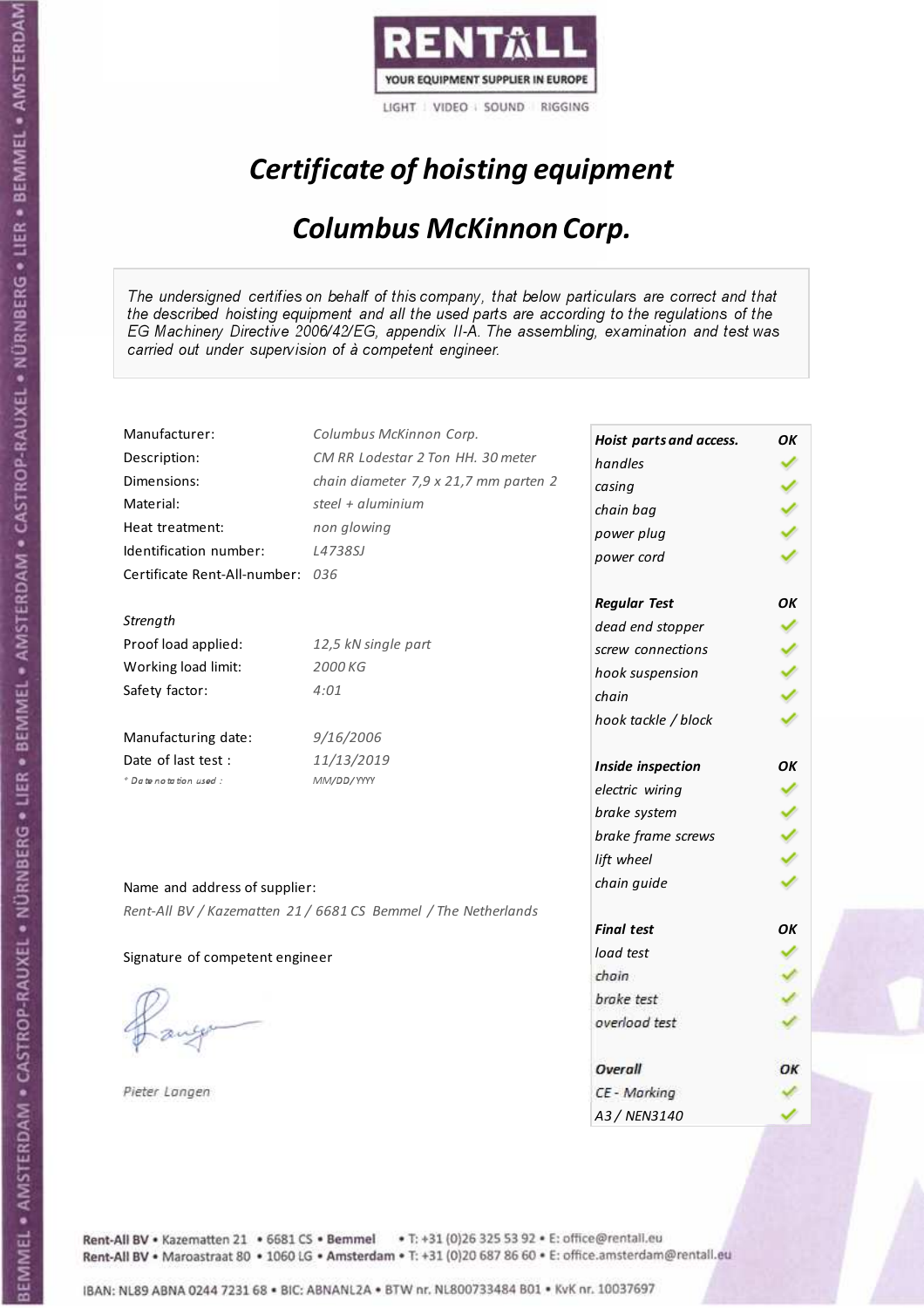RENTALL

YOUR EQUIPMENT SUPPLIER IN EUROPE

LIGHT | VIDEO | SOUND | RIGGING

# *Certificate of hoisting equipment*

## *Columbus McKinnon Corp.*

*The undersigned certifies on behalf of this company, that below particulars are correct and that the described hoisting equipment and all the used parts are according to the regulations of the EG Machinery Directive 2006/42/EG, appendix II-A. The assembling, examination and test was carried out under supervision of à competent engineer.*

| | |
|---|---|
| Manufacturer: | Columbus McKinnon Corp. |
| Description: | CM RR Lodestar 2 Ton HH. 30 meter |
| Dimensions: | chain diameter 7,9 x 21,7 mm parten 2 |
| Material: | steel + aluminium |
| Heat treatment: | non glowing |
| Identification number: | L4738SJ |
| Certificate Rent-All-number: | 036 |
| *Strength* | |
| Proof load applied: | 12,5 kN single part |
| Working load limit: | 2000 KG |
| Safety factor: | 4:01 |
| Manufacturing date: | 9/16/2006 |
| Date of last test : | 11/13/2019 |
| * Date notation used : | MM/DD/YYYY |

| ***Hoist parts and access.*** | ***OK*** |
|---|---|
| *handles* | ✓ |
| *casing* | ✓ |
| *chain bag* | ✓ |
| *power plug* | ✓ |
| *power cord* | ✓ |
| ***Regular Test*** | ***OK*** |
| *dead end stopper* | ✓ |
| *screw connections* | ✓ |
| *hook suspension* | ✓ |
| *chain* | ✓ |
| *hook tackle / block* | ✓ |
| ***Inside inspection*** | ***OK*** |
| *electric wiring* | ✓ |
| *brake system* | ✓ |
| *brake frame screws* | ✓ |
| *lift wheel* | ✓ |
| *chain guide* | ✓ |
| ***Final test*** | ***OK*** |
| *load test* | ✓ |
| *chain* | ✓ |
| *brake test* | ✓ |
| *overload test* | ✓ |
| ***Overall*** | ***OK*** |
| *CE - Marking* | ✓ |
| *A3 / NEN3140* | ✓ |

Name and address of supplier:

*Rent-All BV / Kazematten 21 / 6681 CS Bemmel / The Netherlands*

Signature of competent engineer

*Pieter Langen*

Rent-All BV • Kazematten 21 • 6681 CS • **Bemmel** • T: +31 (0)26 325 53 92 • E: office@rentall.eu
Rent-All BV • Maroastraat 80 • 1060 LG • **Amsterdam** • T: +31 (0)20 687 86 60 • E: office.amsterdam@rentall.eu

IBAN: NL89 ABNA 0244 7231 68 • BIC: ABNANL2A • BTW nr. NL800733484 B01 • KvK nr. 10037697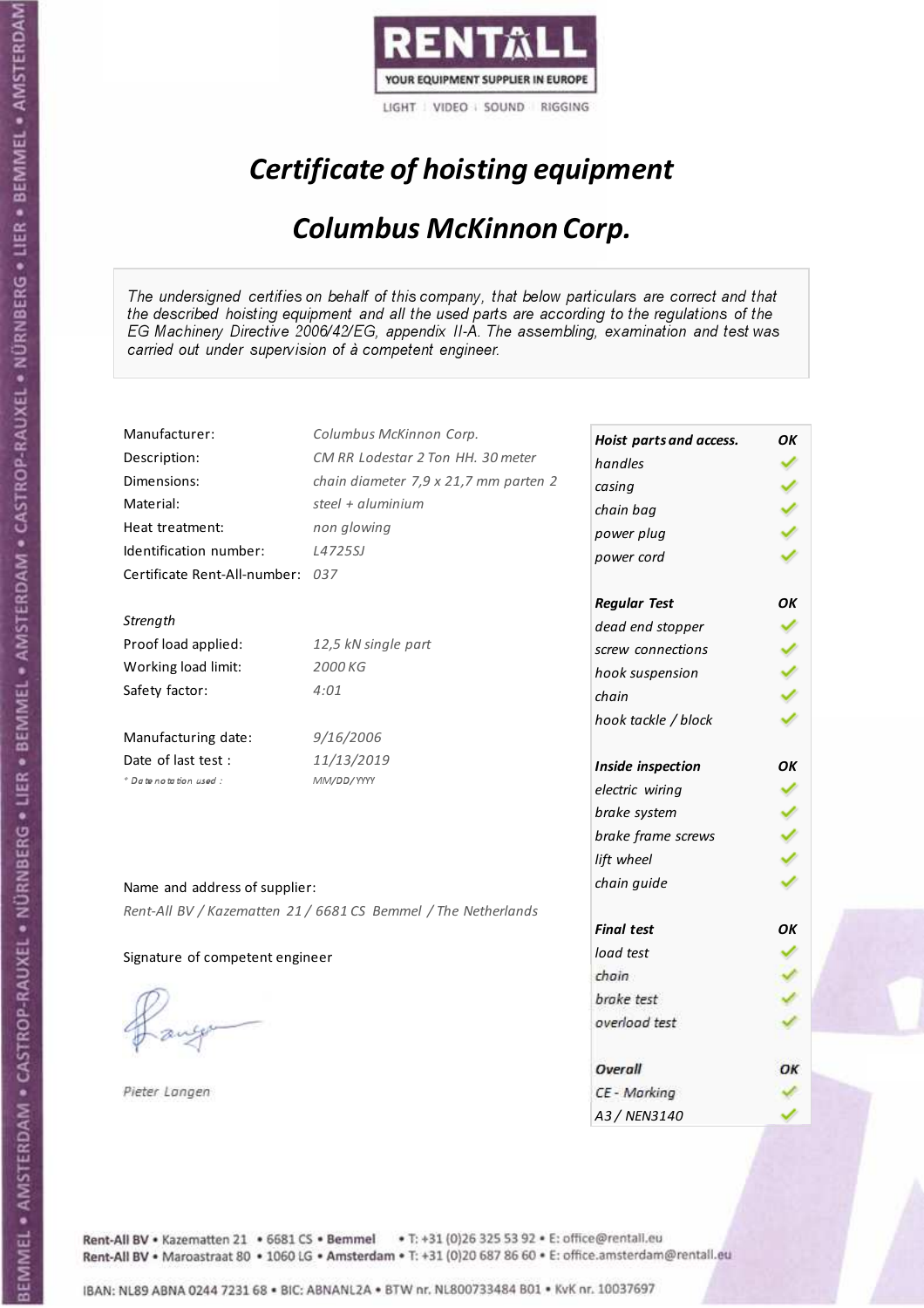RENTALL
YOUR EQUIPMENT SUPPLIER IN EUROPE
LIGHT | VIDEO | SOUND | RIGGING

# *Certificate of hoisting equipment*

## *Columbus McKinnon Corp.*

*The undersigned certifies on behalf of this company, that below particulars are correct and that the described hoisting equipment and all the used parts are according to the regulations of the EG Machinery Directive 2006/42/EG, appendix II-A. The assembling, examination and test was carried out under supervision of à competent engineer.*

| | |
|---|---|
| Manufacturer: | *Columbus McKinnon Corp.* |
| Description: | *CM RR Lodestar 2 Ton HH. 30 meter* |
| Dimensions: | *chain diameter 7,9 x 21,7 mm parten 2* |
| Material: | *steel + aluminium* |
| Heat treatment: | *non glowing* |
| Identification number: | *L4725SJ* |
| Certificate Rent-All-number: | *037* |

*Strength*

| | |
|---|---|
| Proof load applied: | *12,5 kN single part* |
| Working load limit: | *2000 KG* |
| Safety factor: | *4:01* |

| | |
|---|---|
| Manufacturing date: | *9/16/2006* |
| Date of last test : | *11/13/2019* |
| * Date notation used : | *MM/DD/YYYY* |

| ***Hoist parts and access.*** | ***OK*** |
|---|---|
| *handles* | ✓ |
| *casing* | ✓ |
| *chain bag* | ✓ |
| *power plug* | ✓ |
| *power cord* | ✓ |
| ***Regular Test*** | ***OK*** |
| *dead end stopper* | ✓ |
| *screw connections* | ✓ |
| *hook suspension* | ✓ |
| *chain* | ✓ |
| *hook tackle / block* | ✓ |
| ***Inside inspection*** | ***OK*** |
| *electric wiring* | ✓ |
| *brake system* | ✓ |
| *brake frame screws* | ✓ |
| *lift wheel* | ✓ |
| *chain guide* | ✓ |
| ***Final test*** | ***OK*** |
| *load test* | ✓ |
| *chain* | ✓ |
| *brake test* | ✓ |
| *overload test* | ✓ |
| ***Overall*** | ***OK*** |
| *CE - Marking* | ✓ |
| *A3 / NEN3140* | ✓ |

Name and address of supplier:

*Rent-All BV / Kazematten 21 / 6681 CS Bemmel / The Netherlands*

Signature of competent engineer

*Pieter Langen*

Rent-All BV • Kazematten 21 • 6681 CS • **Bemmel** • T: +31 (0)26 325 53 92 • E: office@rentall.eu
Rent-All BV • Maroastraat 80 • 1060 LG • **Amsterdam** • T: +31 (0)20 687 86 60 • E: office.amsterdam@rentall.eu

IBAN: NL89 ABNA 0244 7231 68 • BIC: ABNANL2A • BTW nr. NL800733484 B01 • KvK nr. 10037697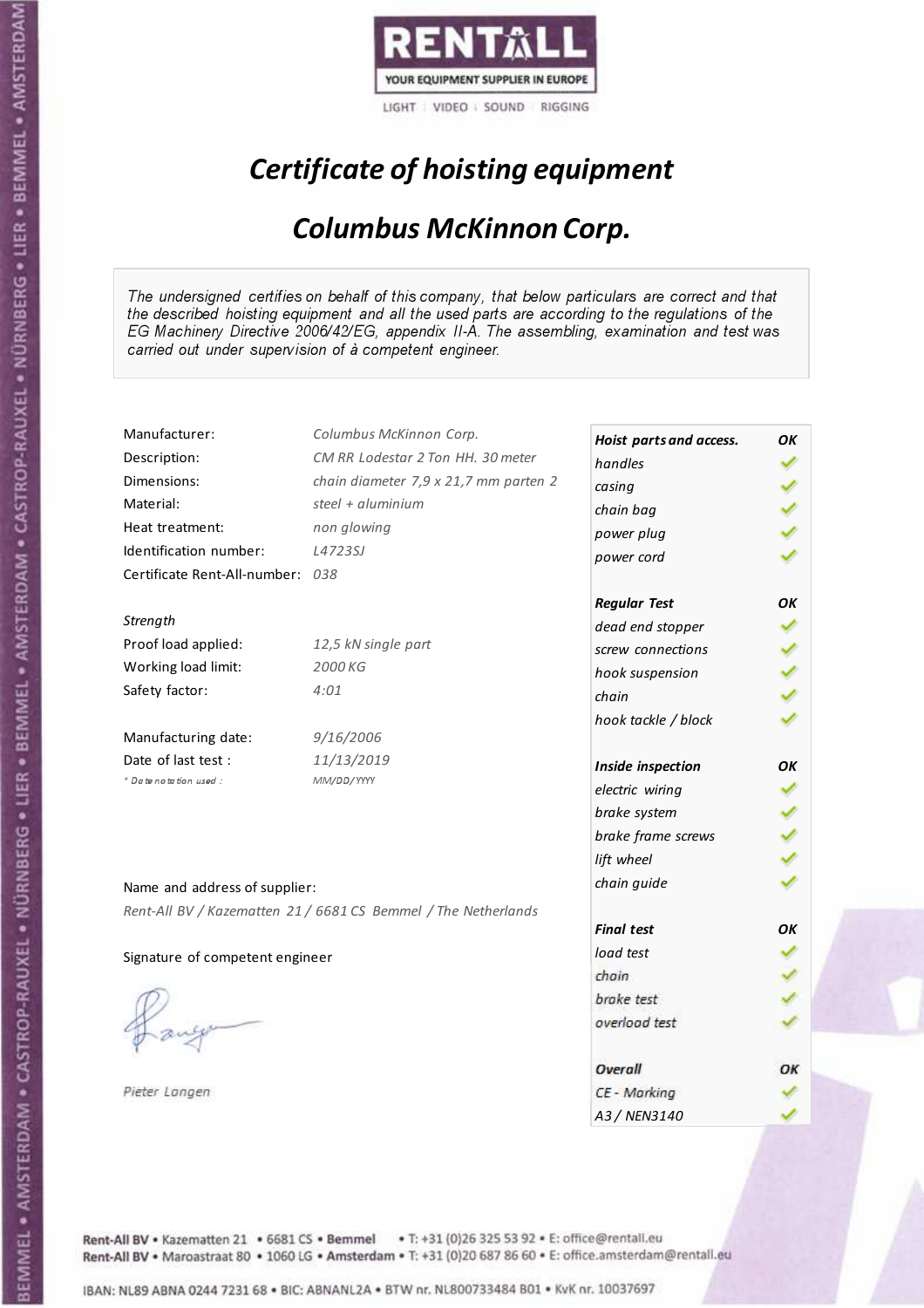RENTALL

YOUR EQUIPMENT SUPPLIER IN EUROPE

LIGHT | VIDEO | SOUND | RIGGING

# *Certificate of hoisting equipment*

## *Columbus McKinnon Corp.*

*The undersigned certifies on behalf of this company, that below particulars are correct and that the described hoisting equipment and all the used parts are according to the regulations of the EG Machinery Directive 2006/42/EG, appendix II-A. The assembling, examination and test was carried out under supervision of à competent engineer.*

| | |
|---|---|
| Manufacturer: | *Columbus McKinnon Corp.* |
| Description: | *CM RR Lodestar 2 Ton HH. 30 meter* |
| Dimensions: | *chain diameter 7,9 x 21,7 mm parten 2* |
| Material: | *steel + aluminium* |
| Heat treatment: | *non glowing* |
| Identification number: | *L4723SJ* |
| Certificate Rent-All-number: | *038* |

*Strength*

| | |
|---|---|
| Proof load applied: | *12,5 kN single part* |
| Working load limit: | *2000 KG* |
| Safety factor: | *4:01* |

| | |
|---|---|
| Manufacturing date: | *9/16/2006* |
| Date of last test : | *11/13/2019* |
| *\* Date notation used :* | *MM/DD/YYYY* |

| ***Hoist parts and access.*** | ***OK*** |
|---|---|
| *handles* | ✓ |
| *casing* | ✓ |
| *chain bag* | ✓ |
| *power plug* | ✓ |
| *power cord* | ✓ |
| ***Regular Test*** | ***OK*** |
| *dead end stopper* | ✓ |
| *screw connections* | ✓ |
| *hook suspension* | ✓ |
| *chain* | ✓ |
| *hook tackle / block* | ✓ |
| ***Inside inspection*** | ***OK*** |
| *electric wiring* | ✓ |
| *brake system* | ✓ |
| *brake frame screws* | ✓ |
| *lift wheel* | ✓ |
| *chain guide* | ✓ |
| ***Final test*** | ***OK*** |
| *load test* | ✓ |
| *chain* | ✓ |
| *brake test* | ✓ |
| *overload test* | ✓ |
| ***Overall*** | ***OK*** |
| *CE - Marking* | ✓ |
| *A3 / NEN3140* | ✓ |

Name and address of supplier:

*Rent-All BV / Kazematten 21 / 6681 CS Bemmel / The Netherlands*

Signature of competent engineer

*Pieter Langen*

Rent-All BV • Kazematten 21 • 6681 CS • **Bemmel** • T: +31 (0)26 325 53 92 • E: office@rentall.eu
Rent-All BV • Maroastraat 80 • 1060 LG • **Amsterdam** • T: +31 (0)20 687 86 60 • E: office.amsterdam@rentall.eu

IBAN: NL89 ABNA 0244 7231 68 • BIC: ABNANL2A • BTW nr. NL800733484 B01 • KvK nr. 10037697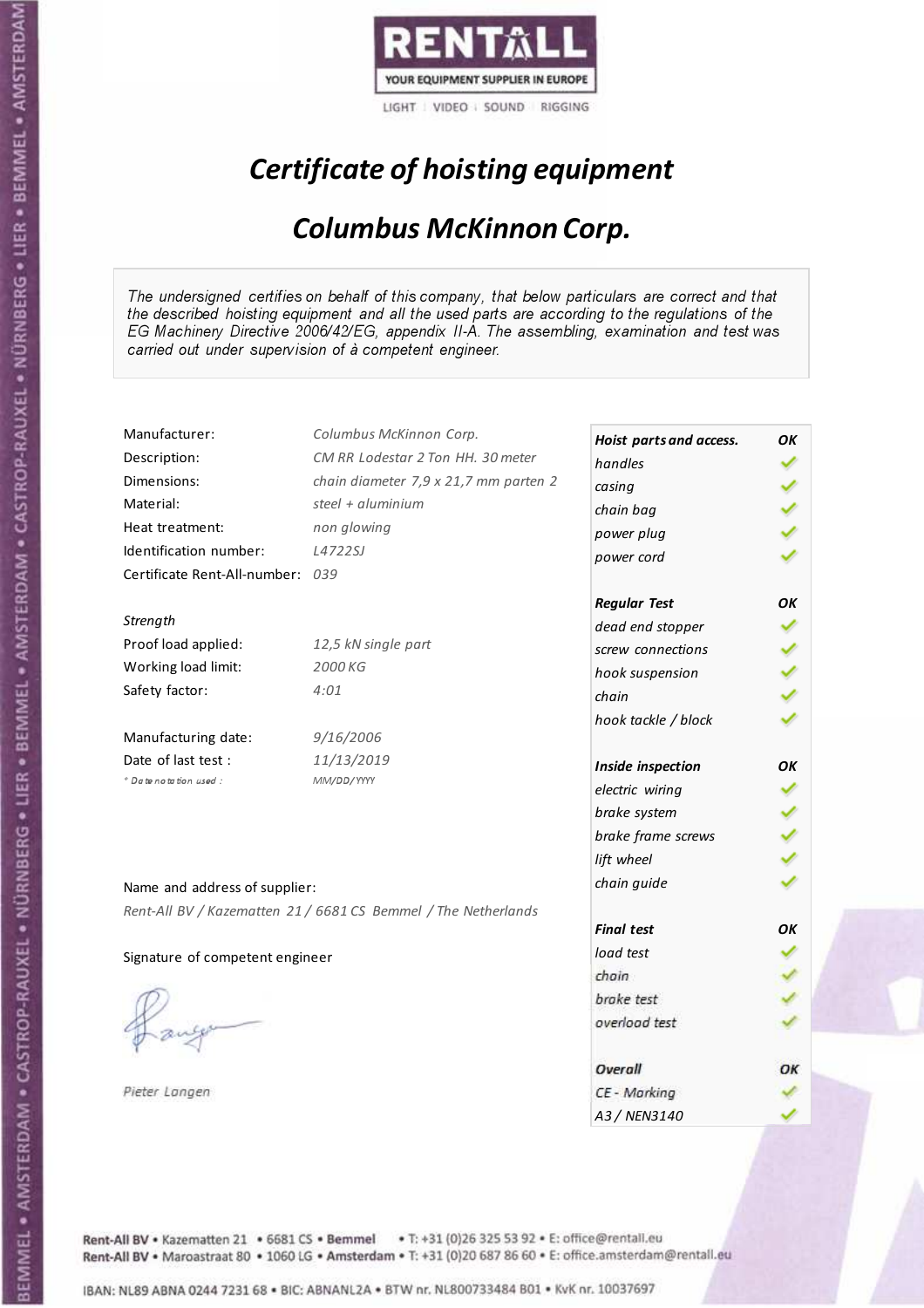RENTALL

YOUR EQUIPMENT SUPPLIER IN EUROPE

LIGHT | VIDEO | SOUND | RIGGING

# *Certificate of hoisting equipment*

## *Columbus McKinnon Corp.*

*The undersigned certifies on behalf of this company, that below particulars are correct and that the described hoisting equipment and all the used parts are according to the regulations of the EG Machinery Directive 2006/42/EG, appendix II-A. The assembling, examination and test was carried out under supervision of à competent engineer.*

| | |
|---|---|
| Manufacturer: | *Columbus McKinnon Corp.* |
| Description: | *CM RR Lodestar 2 Ton HH. 30 meter* |
| Dimensions: | *chain diameter 7,9 x 21,7 mm parten 2* |
| Material: | *steel + aluminium* |
| Heat treatment: | *non glowing* |
| Identification number: | *L4722SJ* |
| Certificate Rent-All-number: | *039* |

*Strength*

| | |
|---|---|
| Proof load applied: | *12,5 kN single part* |
| Working load limit: | *2000 KG* |
| Safety factor: | *4:01* |

| | |
|---|---|
| Manufacturing date: | *9/16/2006* |
| Date of last test : | *11/13/2019* |
| *\* Date notation used :* | *MM/DD/YYYY* |

Name and address of supplier:

*Rent-All BV / Kazematten 21 / 6681 CS Bemmel / The Netherlands*

Signature of competent engineer

*Pieter Langen*

| | |
|---|---|
| ***Hoist parts and access.*** | ***OK*** |
| *handles* | ✓ |
| *casing* | ✓ |
| *chain bag* | ✓ |
| *power plug* | ✓ |
| *power cord* | ✓ |
| ***Regular Test*** | ***OK*** |
| *dead end stopper* | ✓ |
| *screw connections* | ✓ |
| *hook suspension* | ✓ |
| *chain* | ✓ |
| *hook tackle / block* | ✓ |
| ***Inside inspection*** | ***OK*** |
| *electric wiring* | ✓ |
| *brake system* | ✓ |
| *brake frame screws* | ✓ |
| *lift wheel* | ✓ |
| *chain guide* | ✓ |
| ***Final test*** | ***OK*** |
| *load test* | ✓ |
| *chain* | ✓ |
| *brake test* | ✓ |
| *overload test* | ✓ |
| ***Overall*** | ***OK*** |
| *CE - Marking* | ✓ |
| *A3 / NEN3140* | ✓ |

Rent-All BV • Kazematten 21 • 6681 CS • **Bemmel** • T: +31 (0)26 325 53 92 • E: office@rentall.eu
Rent-All BV • Maroastraat 80 • 1060 LG • **Amsterdam** • T: +31 (0)20 687 86 60 • E: office.amsterdam@rentall.eu

IBAN: NL89 ABNA 0244 7231 68 • BIC: ABNANL2A • BTW nr. NL800733484 B01 • KvK nr. 10037697